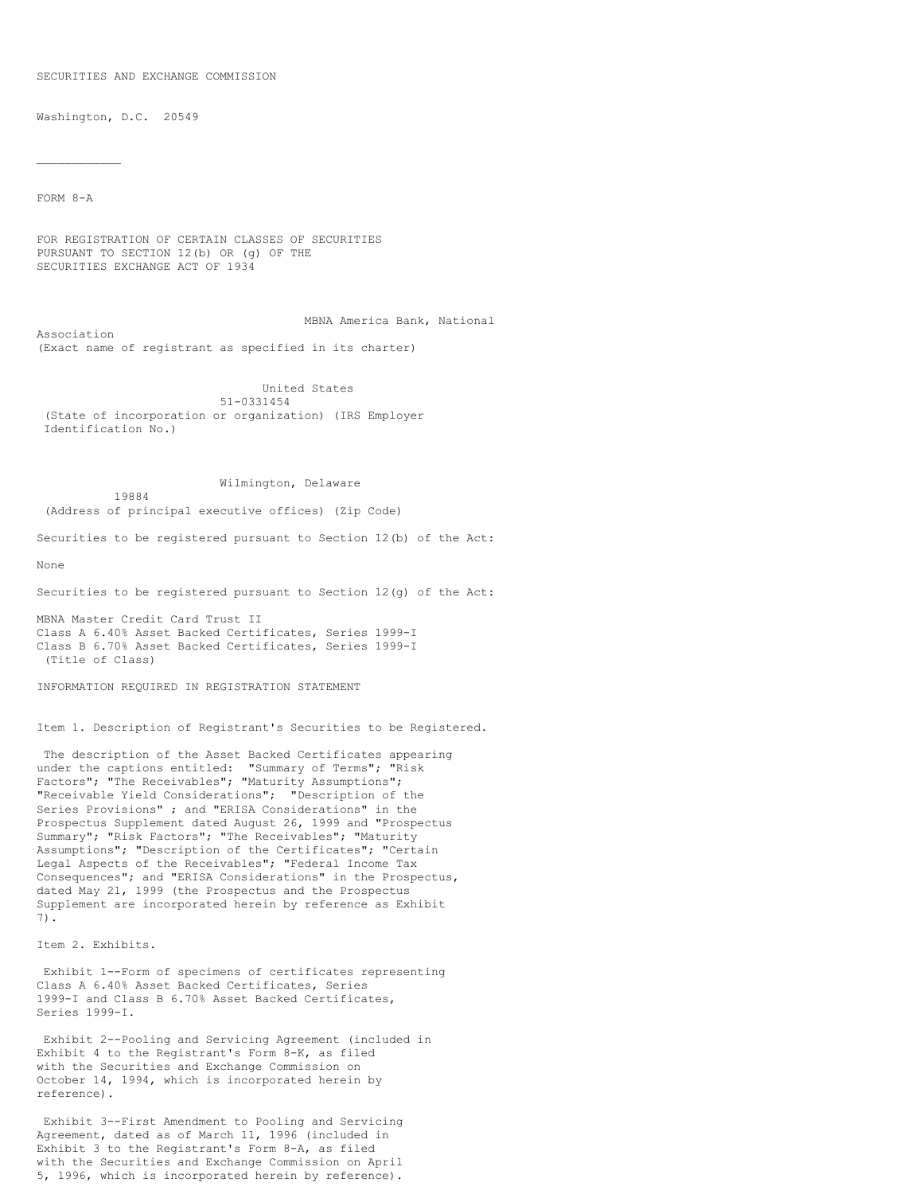SECURITIES AND EXCHANGE COMMISSION

Washington, D.C. 20549

---

FORM 8-A

FOR REGISTRATION OF CERTAIN CLASSES OF SECURITIES
PURSUANT TO SECTION 12(b) OR (g) OF THE
SECURITIES EXCHANGE ACT OF 1934

MBNA America Bank, National Association
(Exact name of registrant as specified in its charter)

United States
51-0331454
(State of incorporation or organization) (IRS Employer Identification No.)

Wilmington, Delaware
19884
(Address of principal executive offices) (Zip Code)

Securities to be registered pursuant to Section 12(b) of the Act:

None

Securities to be registered pursuant to Section 12(g) of the Act:

MBNA Master Credit Card Trust II
Class A 6.40% Asset Backed Certificates, Series 1999-I
Class B 6.70% Asset Backed Certificates, Series 1999-I
(Title of Class)

INFORMATION REQUIRED IN REGISTRATION STATEMENT

Item 1. Description of Registrant's Securities to be Registered.

The description of the Asset Backed Certificates appearing under the captions entitled: "Summary of Terms"; "Risk Factors"; "The Receivables"; "Maturity Assumptions"; "Receivable Yield Considerations"; "Description of the Series Provisions" ; and "ERISA Considerations" in the Prospectus Supplement dated August 26, 1999 and "Prospectus Summary"; "Risk Factors"; "The Receivables"; "Maturity Assumptions"; "Description of the Certificates"; "Certain Legal Aspects of the Receivables"; "Federal Income Tax Consequences"; and "ERISA Considerations" in the Prospectus, dated May 21, 1999 (the Prospectus and the Prospectus Supplement are incorporated herein by reference as Exhibit 7).

Item 2. Exhibits.

Exhibit 1--Form of specimens of certificates representing Class A 6.40% Asset Backed Certificates, Series 1999-I and Class B 6.70% Asset Backed Certificates, Series 1999-I.

Exhibit 2--Pooling and Servicing Agreement (included in Exhibit 4 to the Registrant's Form 8-K, as filed with the Securities and Exchange Commission on October 14, 1994, which is incorporated herein by reference).

Exhibit 3--First Amendment to Pooling and Servicing Agreement, dated as of March 11, 1996 (included in Exhibit 3 to the Registrant's Form 8-A, as filed with the Securities and Exchange Commission on April 5, 1996, which is incorporated herein by reference).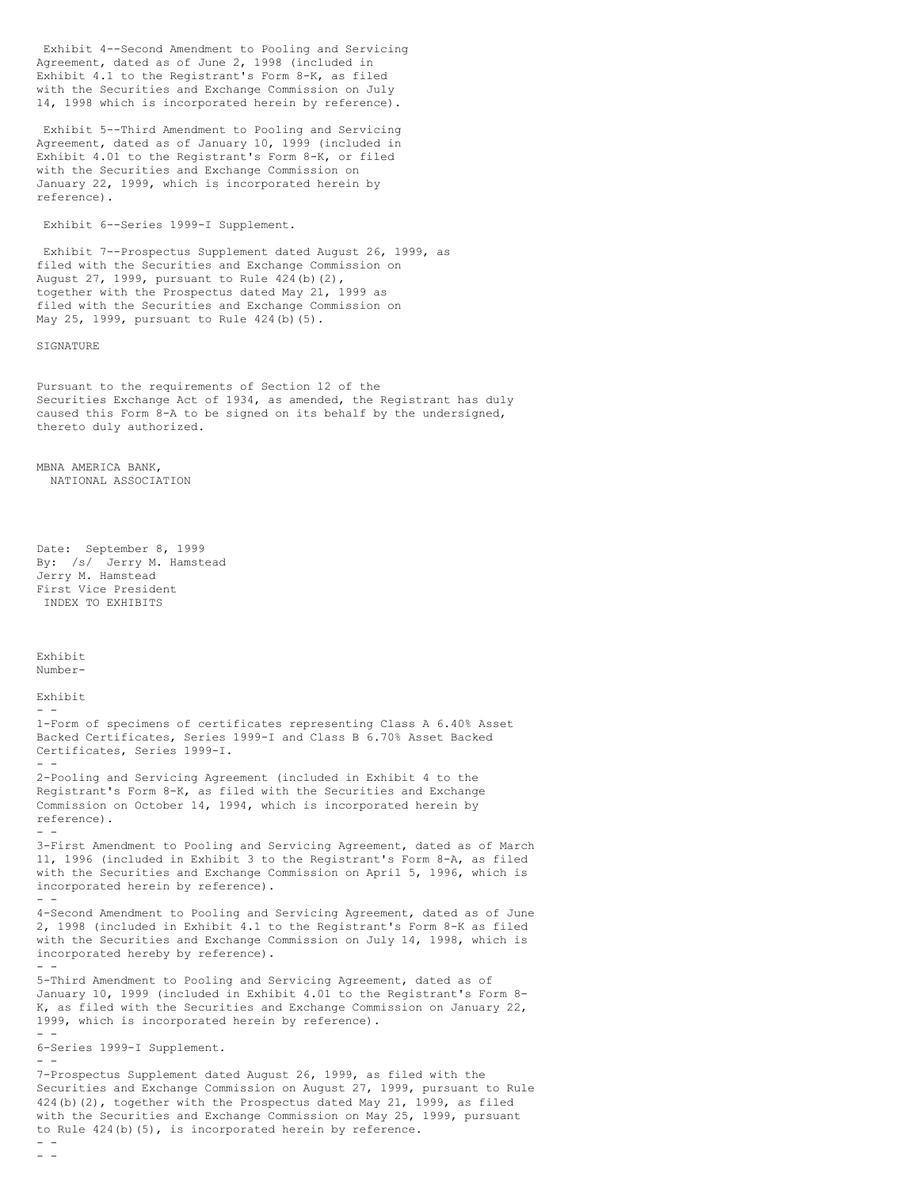Exhibit 4--Second Amendment to Pooling and Servicing Agreement, dated as of June 2, 1998 (included in Exhibit 4.1 to the Registrant's Form 8-K, as filed with the Securities and Exchange Commission on July 14, 1998 which is incorporated herein by reference).

Exhibit 5--Third Amendment to Pooling and Servicing Agreement, dated as of January 10, 1999 (included in Exhibit 4.01 to the Registrant's Form 8-K, or filed with the Securities and Exchange Commission on January 22, 1999, which is incorporated herein by reference).

Exhibit 6--Series 1999-I Supplement.

Exhibit 7--Prospectus Supplement dated August 26, 1999, as filed with the Securities and Exchange Commission on August 27, 1999, pursuant to Rule 424(b)(2), together with the Prospectus dated May 21, 1999 as filed with the Securities and Exchange Commission on May 25, 1999, pursuant to Rule 424(b)(5).

SIGNATURE

Pursuant to the requirements of Section 12 of the Securities Exchange Act of 1934, as amended, the Registrant has duly caused this Form 8-A to be signed on its behalf by the undersigned, thereto duly authorized.

MBNA AMERICA BANK,
NATIONAL ASSOCIATION

Date: September 8, 1999
By: /s/ Jerry M. Hamstead
Jerry M. Hamstead
First Vice President

INDEX TO EXHIBITS

Exhibit
Number-

Exhibit

- -

1-Form of specimens of certificates representing Class A 6.40% Asset Backed Certificates, Series 1999-I and Class B 6.70% Asset Backed Certificates, Series 1999-I.

- -

2-Pooling and Servicing Agreement (included in Exhibit 4 to the Registrant's Form 8-K, as filed with the Securities and Exchange Commission on October 14, 1994, which is incorporated herein by reference).

- -

3-First Amendment to Pooling and Servicing Agreement, dated as of March 11, 1996 (included in Exhibit 3 to the Registrant's Form 8-A, as filed with the Securities and Exchange Commission on April 5, 1996, which is incorporated herein by reference).

- -

4-Second Amendment to Pooling and Servicing Agreement, dated as of June 2, 1998 (included in Exhibit 4.1 to the Registrant's Form 8-K as filed with the Securities and Exchange Commission on July 14, 1998, which is incorporated hereby by reference).

- -

5-Third Amendment to Pooling and Servicing Agreement, dated as of January 10, 1999 (included in Exhibit 4.01 to the Registrant's Form 8-K, as filed with the Securities and Exchange Commission on January 22, 1999, which is incorporated herein by reference).

- -

6-Series 1999-I Supplement.

- -

7-Prospectus Supplement dated August 26, 1999, as filed with the Securities and Exchange Commission on August 27, 1999, pursuant to Rule 424(b)(2), together with the Prospectus dated May 21, 1999, as filed with the Securities and Exchange Commission on May 25, 1999, pursuant to Rule 424(b)(5), is incorporated herein by reference.

- -

- -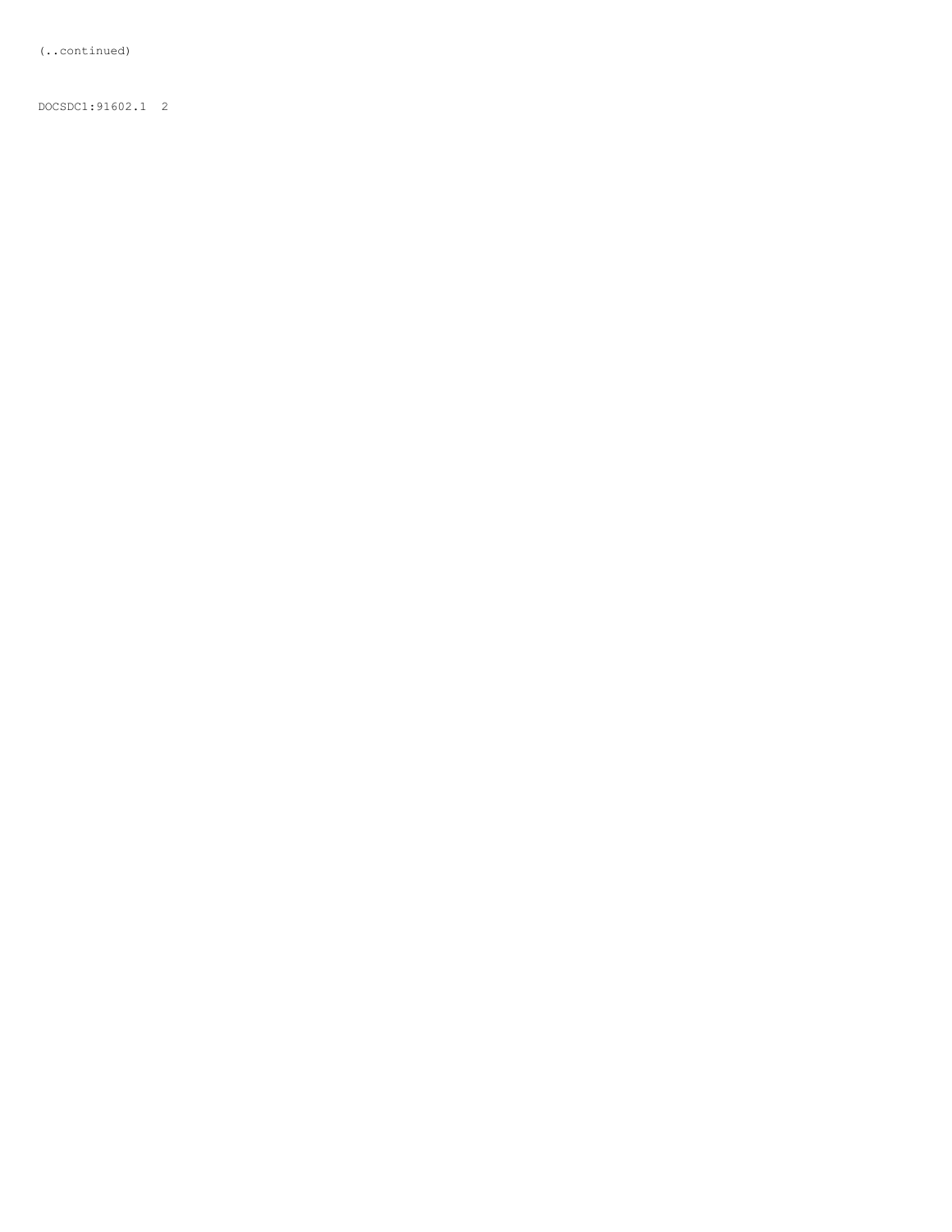(..continued)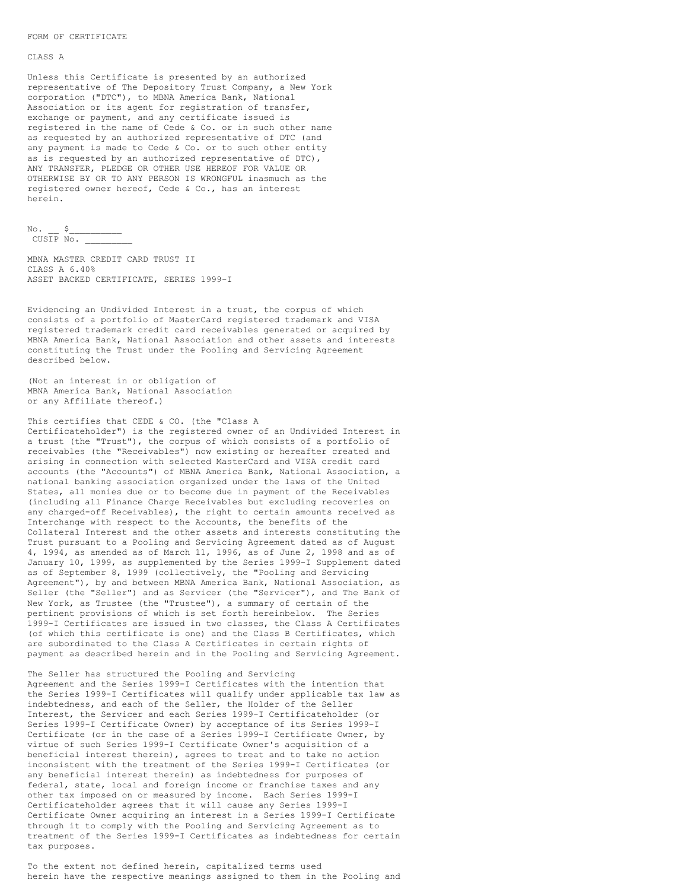FORM OF CERTIFICATE

CLASS A

Unless this Certificate is presented by an authorized representative of The Depository Trust Company, a New York corporation ("DTC"), to MBNA America Bank, National Association or its agent for registration of transfer, exchange or payment, and any certificate issued is registered in the name of Cede & Co. or in such other name as requested by an authorized representative of DTC (and any payment is made to Cede & Co. or to such other entity as is requested by an authorized representative of DTC), ANY TRANSFER, PLEDGE OR OTHER USE HEREOF FOR VALUE OR OTHERWISE BY OR TO ANY PERSON IS WRONGFUL inasmuch as the registered owner hereof, Cede & Co., has an interest herein.

No. __ $__________
CUSIP No. _________

MBNA MASTER CREDIT CARD TRUST II
CLASS A 6.40%
ASSET BACKED CERTIFICATE, SERIES 1999-I

Evidencing an Undivided Interest in a trust, the corpus of which consists of a portfolio of MasterCard registered trademark and VISA registered trademark credit card receivables generated or acquired by MBNA America Bank, National Association and other assets and interests constituting the Trust under the Pooling and Servicing Agreement described below.

(Not an interest in or obligation of MBNA America Bank, National Association or any Affiliate thereof.)

This certifies that CEDE & CO. (the "Class A Certificateholder") is the registered owner of an Undivided Interest in a trust (the "Trust"), the corpus of which consists of a portfolio of receivables (the "Receivables") now existing or hereafter created and arising in connection with selected MasterCard and VISA credit card accounts (the "Accounts") of MBNA America Bank, National Association, a national banking association organized under the laws of the United States, all monies due or to become due in payment of the Receivables (including all Finance Charge Receivables but excluding recoveries on any charged-off Receivables), the right to certain amounts received as Interchange with respect to the Accounts, the benefits of the Collateral Interest and the other assets and interests constituting the Trust pursuant to a Pooling and Servicing Agreement dated as of August 4, 1994, as amended as of March 11, 1996, as of June 2, 1998 and as of January 10, 1999, as supplemented by the Series 1999-I Supplement dated as of September 8, 1999 (collectively, the "Pooling and Servicing Agreement"), by and between MBNA America Bank, National Association, as Seller (the "Seller") and as Servicer (the "Servicer"), and The Bank of New York, as Trustee (the "Trustee"), a summary of certain of the pertinent provisions of which is set forth hereinbelow. The Series 1999-I Certificates are issued in two classes, the Class A Certificates (of which this certificate is one) and the Class B Certificates, which are subordinated to the Class A Certificates in certain rights of payment as described herein and in the Pooling and Servicing Agreement.

The Seller has structured the Pooling and Servicing Agreement and the Series 1999-I Certificates with the intention that the Series 1999-I Certificates will qualify under applicable tax law as indebtedness, and each of the Seller, the Holder of the Seller Interest, the Servicer and each Series 1999-I Certificateholder (or Series 1999-I Certificate Owner) by acceptance of its Series 1999-I Certificate (or in the case of a Series 1999-I Certificate Owner, by virtue of such Series 1999-I Certificate Owner's acquisition of a beneficial interest therein), agrees to treat and to take no action inconsistent with the treatment of the Series 1999-I Certificates (or any beneficial interest therein) as indebtedness for purposes of federal, state, local and foreign income or franchise taxes and any other tax imposed on or measured by income. Each Series 1999-I Certificateholder agrees that it will cause any Series 1999-I Certificate Owner acquiring an interest in a Series 1999-I Certificate through it to comply with the Pooling and Servicing Agreement as to treatment of the Series 1999-I Certificates as indebtedness for certain tax purposes.

To the extent not defined herein, capitalized terms used herein have the respective meanings assigned to them in the Pooling and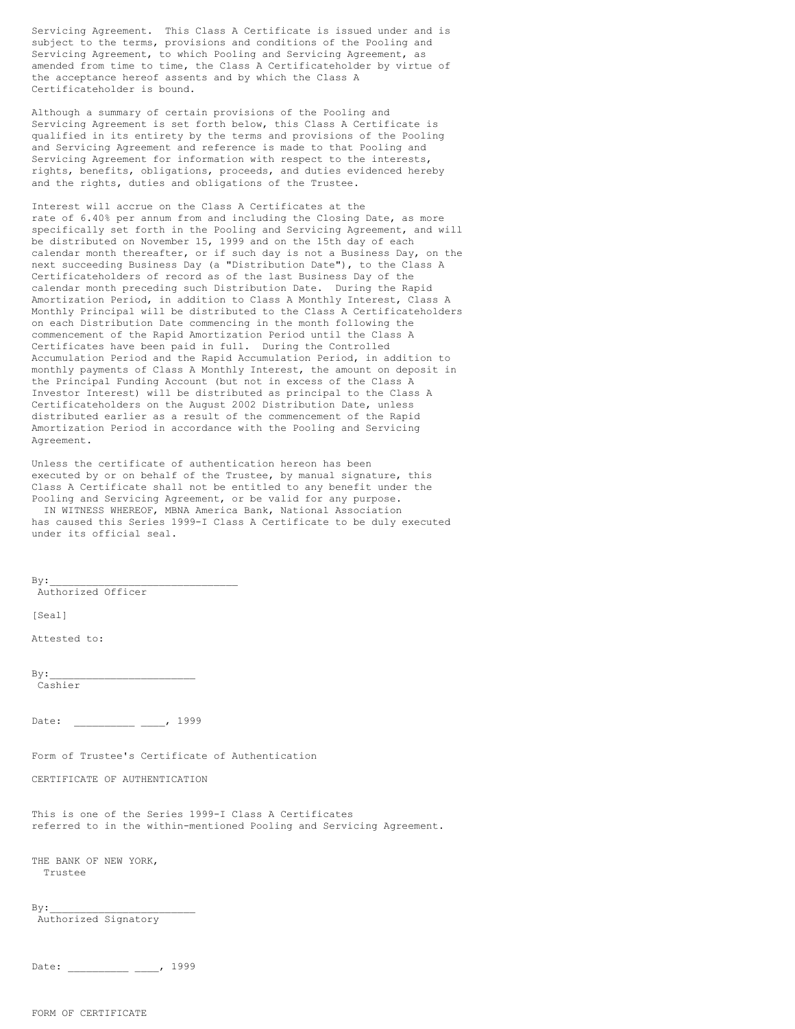Servicing Agreement. This Class A Certificate is issued under and is subject to the terms, provisions and conditions of the Pooling and Servicing Agreement, to which Pooling and Servicing Agreement, as amended from time to time, the Class A Certificateholder by virtue of the acceptance hereof assents and by which the Class A Certificateholder is bound.

Although a summary of certain provisions of the Pooling and Servicing Agreement is set forth below, this Class A Certificate is qualified in its entirety by the terms and provisions of the Pooling and Servicing Agreement and reference is made to that Pooling and Servicing Agreement for information with respect to the interests, rights, benefits, obligations, proceeds, and duties evidenced hereby and the rights, duties and obligations of the Trustee.

Interest will accrue on the Class A Certificates at the rate of 6.40% per annum from and including the Closing Date, as more specifically set forth in the Pooling and Servicing Agreement, and will be distributed on November 15, 1999 and on the 15th day of each calendar month thereafter, or if such day is not a Business Day, on the next succeeding Business Day (a "Distribution Date"), to the Class A Certificateholders of record as of the last Business Day of the calendar month preceding such Distribution Date. During the Rapid Amortization Period, in addition to Class A Monthly Interest, Class A Monthly Principal will be distributed to the Class A Certificateholders on each Distribution Date commencing in the month following the commencement of the Rapid Amortization Period until the Class A Certificates have been paid in full. During the Controlled Accumulation Period and the Rapid Accumulation Period, in addition to monthly payments of Class A Monthly Interest, the amount on deposit in the Principal Funding Account (but not in excess of the Class A Investor Interest) will be distributed as principal to the Class A Certificateholders on the August 2002 Distribution Date, unless distributed earlier as a result of the commencement of the Rapid Amortization Period in accordance with the Pooling and Servicing Agreement.

Unless the certificate of authentication hereon has been executed by or on behalf of the Trustee, by manual signature, this Class A Certificate shall not be entitled to any benefit under the Pooling and Servicing Agreement, or be valid for any purpose.

IN WITNESS WHEREOF, MBNA America Bank, National Association has caused this Series 1999-I Class A Certificate to be duly executed under its official seal.

By:______________________________
Authorized Officer

[Seal]

Attested to:

By:_______________________
Cashier

Date: __________ ____, 1999

Form of Trustee's Certificate of Authentication

CERTIFICATE OF AUTHENTICATION

This is one of the Series 1999-I Class A Certificates referred to in the within-mentioned Pooling and Servicing Agreement.

THE BANK OF NEW YORK,
Trustee

By:_______________________
Authorized Signatory

Date: __________ ____, 1999

FORM OF CERTIFICATE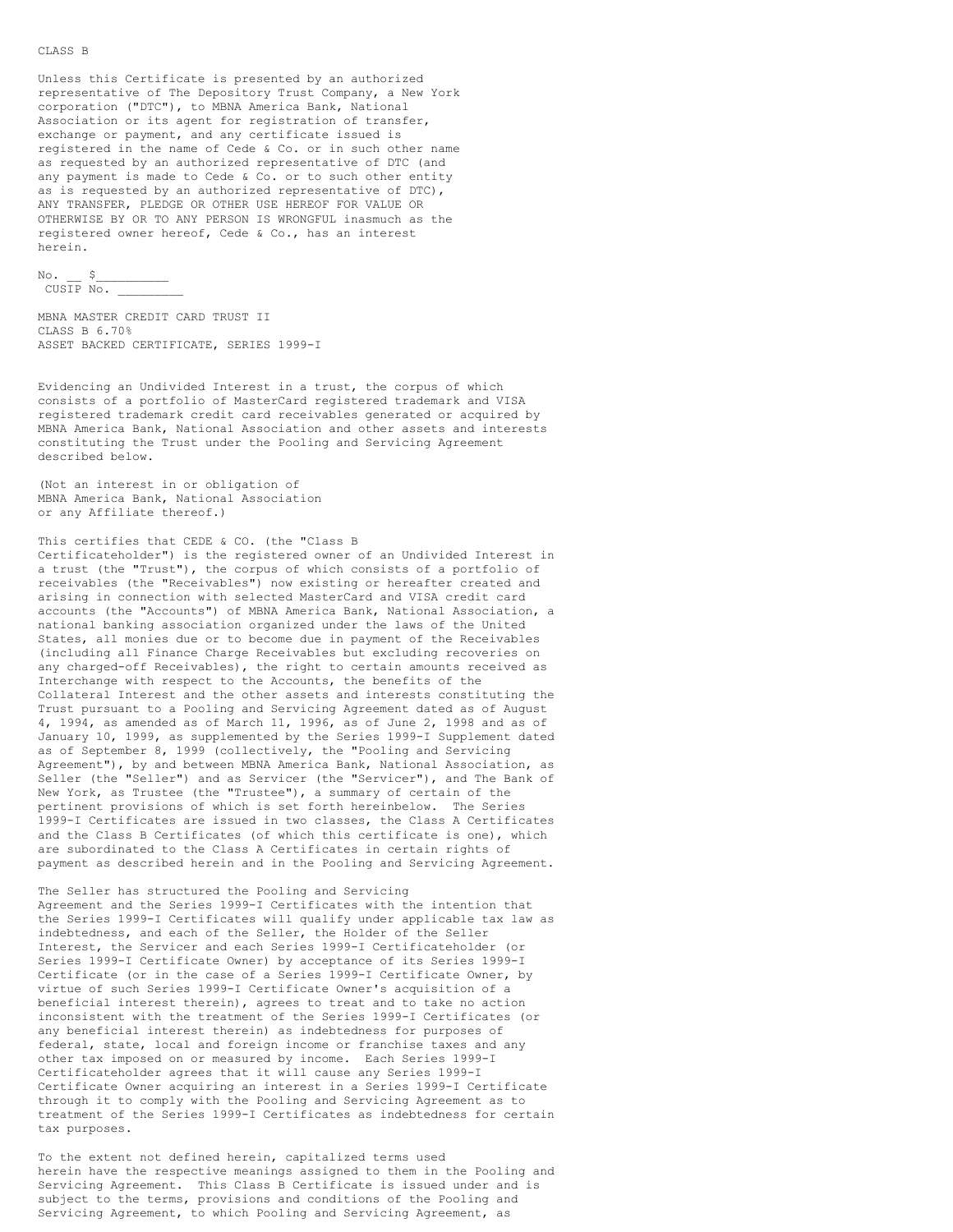CLASS B

Unless this Certificate is presented by an authorized representative of The Depository Trust Company, a New York corporation ("DTC"), to MBNA America Bank, National Association or its agent for registration of transfer, exchange or payment, and any certificate issued is registered in the name of Cede & Co. or in such other name as requested by an authorized representative of DTC (and any payment is made to Cede & Co. or to such other entity as is requested by an authorized representative of DTC), ANY TRANSFER, PLEDGE OR OTHER USE HEREOF FOR VALUE OR OTHERWISE BY OR TO ANY PERSON IS WRONGFUL inasmuch as the registered owner hereof, Cede & Co., has an interest herein.

No. __ $__________
CUSIP No. _________

MBNA MASTER CREDIT CARD TRUST II
CLASS B 6.70%
ASSET BACKED CERTIFICATE, SERIES 1999-I

Evidencing an Undivided Interest in a trust, the corpus of which consists of a portfolio of MasterCard registered trademark and VISA registered trademark credit card receivables generated or acquired by MBNA America Bank, National Association and other assets and interests constituting the Trust under the Pooling and Servicing Agreement described below.

(Not an interest in or obligation of MBNA America Bank, National Association or any Affiliate thereof.)

This certifies that CEDE & CO. (the "Class B Certificateholder") is the registered owner of an Undivided Interest in a trust (the "Trust"), the corpus of which consists of a portfolio of receivables (the "Receivables") now existing or hereafter created and arising in connection with selected MasterCard and VISA credit card accounts (the "Accounts") of MBNA America Bank, National Association, a national banking association organized under the laws of the United States, all monies due or to become due in payment of the Receivables (including all Finance Charge Receivables but excluding recoveries on any charged-off Receivables), the right to certain amounts received as Interchange with respect to the Accounts, the benefits of the Collateral Interest and the other assets and interests constituting the Trust pursuant to a Pooling and Servicing Agreement dated as of August 4, 1994, as amended as of March 11, 1996, as of June 2, 1998 and as of January 10, 1999, as supplemented by the Series 1999-I Supplement dated as of September 8, 1999 (collectively, the "Pooling and Servicing Agreement"), by and between MBNA America Bank, National Association, as Seller (the "Seller") and as Servicer (the "Servicer"), and The Bank of New York, as Trustee (the "Trustee"), a summary of certain of the pertinent provisions of which is set forth hereinbelow. The Series 1999-I Certificates are issued in two classes, the Class A Certificates and the Class B Certificates (of which this certificate is one), which are subordinated to the Class A Certificates in certain rights of payment as described herein and in the Pooling and Servicing Agreement.

The Seller has structured the Pooling and Servicing Agreement and the Series 1999-I Certificates with the intention that the Series 1999-I Certificates will qualify under applicable tax law as indebtedness, and each of the Seller, the Holder of the Seller Interest, the Servicer and each Series 1999-I Certificateholder (or Series 1999-I Certificate Owner) by acceptance of its Series 1999-I Certificate (or in the case of a Series 1999-I Certificate Owner, by virtue of such Series 1999-I Certificate Owner's acquisition of a beneficial interest therein), agrees to treat and to take no action inconsistent with the treatment of the Series 1999-I Certificates (or any beneficial interest therein) as indebtedness for purposes of federal, state, local and foreign income or franchise taxes and any other tax imposed on or measured by income. Each Series 1999-I Certificateholder agrees that it will cause any Series 1999-I Certificate Owner acquiring an interest in a Series 1999-I Certificate through it to comply with the Pooling and Servicing Agreement as to treatment of the Series 1999-I Certificates as indebtedness for certain tax purposes.

To the extent not defined herein, capitalized terms used herein have the respective meanings assigned to them in the Pooling and Servicing Agreement. This Class B Certificate is issued under and is subject to the terms, provisions and conditions of the Pooling and Servicing Agreement, to which Pooling and Servicing Agreement, as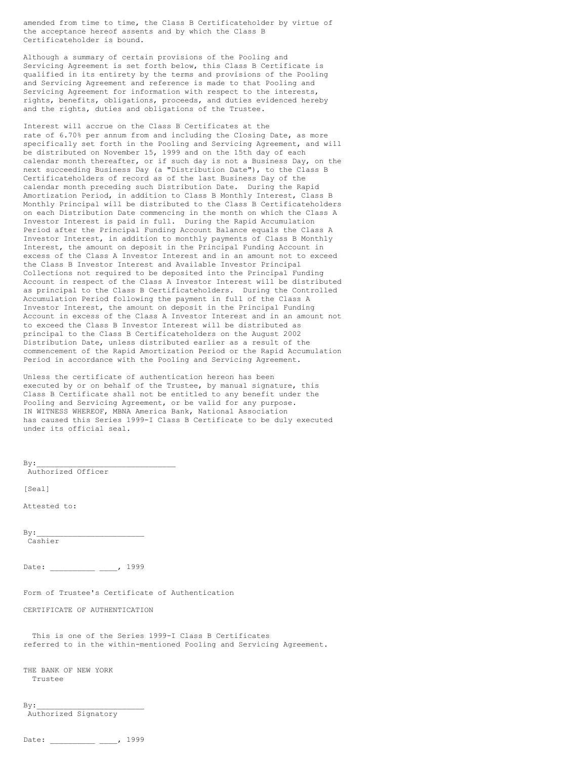amended from time to time, the Class B Certificateholder by virtue of the acceptance hereof assents and by which the Class B Certificateholder is bound.

Although a summary of certain provisions of the Pooling and Servicing Agreement is set forth below, this Class B Certificate is qualified in its entirety by the terms and provisions of the Pooling and Servicing Agreement and reference is made to that Pooling and Servicing Agreement for information with respect to the interests, rights, benefits, obligations, proceeds, and duties evidenced hereby and the rights, duties and obligations of the Trustee.

Interest will accrue on the Class B Certificates at the rate of 6.70% per annum from and including the Closing Date, as more specifically set forth in the Pooling and Servicing Agreement, and will be distributed on November 15, 1999 and on the 15th day of each calendar month thereafter, or if such day is not a Business Day, on the next succeeding Business Day (a "Distribution Date"), to the Class B Certificateholders of record as of the last Business Day of the calendar month preceding such Distribution Date. During the Rapid Amortization Period, in addition to Class B Monthly Interest, Class B Monthly Principal will be distributed to the Class B Certificateholders on each Distribution Date commencing in the month on which the Class A Investor Interest is paid in full. During the Rapid Accumulation Period after the Principal Funding Account Balance equals the Class A Investor Interest, in addition to monthly payments of Class B Monthly Interest, the amount on deposit in the Principal Funding Account in excess of the Class A Investor Interest and in an amount not to exceed the Class B Investor Interest and Available Investor Principal Collections not required to be deposited into the Principal Funding Account in respect of the Class A Investor Interest will be distributed as principal to the Class B Certificateholders. During the Controlled Accumulation Period following the payment in full of the Class A Investor Interest, the amount on deposit in the Principal Funding Account in excess of the Class A Investor Interest and in an amount not to exceed the Class B Investor Interest will be distributed as principal to the Class B Certificateholders on the August 2002 Distribution Date, unless distributed earlier as a result of the commencement of the Rapid Amortization Period or the Rapid Accumulation Period in accordance with the Pooling and Servicing Agreement.

Unless the certificate of authentication hereon has been executed by or on behalf of the Trustee, by manual signature, this Class B Certificate shall not be entitled to any benefit under the Pooling and Servicing Agreement, or be valid for any purpose.
IN WITNESS WHEREOF, MBNA America Bank, National Association has caused this Series 1999-I Class B Certificate to be duly executed under its official seal.

By:______________________________
Authorized Officer

[Seal]

Attested to:

By:________________________
Cashier

Date: __________ ____, 1999

Form of Trustee's Certificate of Authentication

CERTIFICATE OF AUTHENTICATION

This is one of the Series 1999-I Class B Certificates referred to in the within-mentioned Pooling and Servicing Agreement.

THE BANK OF NEW YORK
Trustee

By:________________________
Authorized Signatory

Date: __________ ____, 1999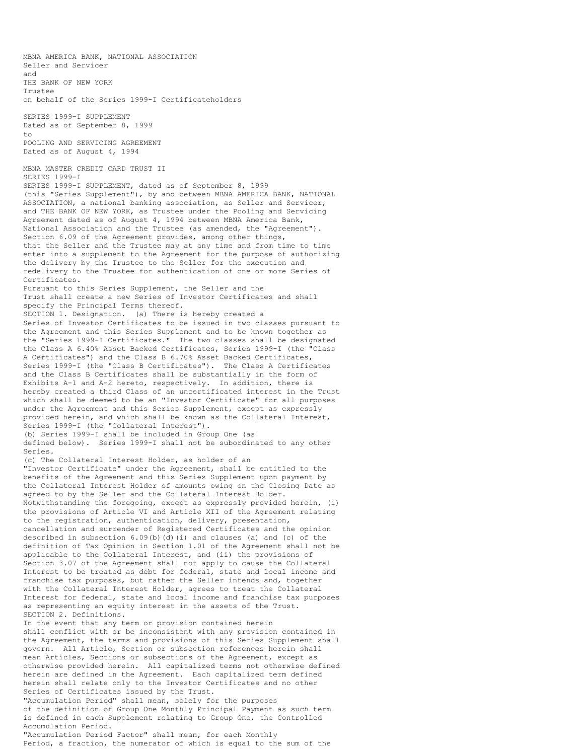MBNA AMERICA BANK, NATIONAL ASSOCIATION
Seller and Servicer
and
THE BANK OF NEW YORK
Trustee
on behalf of the Series 1999-I Certificateholders

SERIES 1999-I SUPPLEMENT
Dated as of September 8, 1999
to
POOLING AND SERVICING AGREEMENT
Dated as of August 4, 1994

MBNA MASTER CREDIT CARD TRUST II
SERIES 1999-I

SERIES 1999-I SUPPLEMENT, dated as of September 8, 1999 (this "Series Supplement"), by and between MBNA AMERICA BANK, NATIONAL ASSOCIATION, a national banking association, as Seller and Servicer, and THE BANK OF NEW YORK, as Trustee under the Pooling and Servicing Agreement dated as of August 4, 1994 between MBNA America Bank, National Association and the Trustee (as amended, the "Agreement").

Section 6.09 of the Agreement provides, among other things, that the Seller and the Trustee may at any time and from time to time enter into a supplement to the Agreement for the purpose of authorizing the delivery by the Trustee to the Seller for the execution and redelivery to the Trustee for authentication of one or more Series of Certificates.

Pursuant to this Series Supplement, the Seller and the Trust shall create a new Series of Investor Certificates and shall specify the Principal Terms thereof.

SECTION 1. Designation. (a) There is hereby created a Series of Investor Certificates to be issued in two classes pursuant to the Agreement and this Series Supplement and to be known together as the "Series 1999-I Certificates." The two classes shall be designated the Class A 6.40% Asset Backed Certificates, Series 1999-I (the "Class A Certificates") and the Class B 6.70% Asset Backed Certificates, Series 1999-I (the "Class B Certificates"). The Class A Certificates and the Class B Certificates shall be substantially in the form of Exhibits A-1 and A-2 hereto, respectively. In addition, there is hereby created a third Class of an uncertificated interest in the Trust which shall be deemed to be an "Investor Certificate" for all purposes under the Agreement and this Series Supplement, except as expressly provided herein, and which shall be known as the Collateral Interest, Series 1999-I (the "Collateral Interest").

(b) Series 1999-I shall be included in Group One (as defined below). Series 1999-I shall not be subordinated to any other Series.

(c) The Collateral Interest Holder, as holder of an "Investor Certificate" under the Agreement, shall be entitled to the benefits of the Agreement and this Series Supplement upon payment by the Collateral Interest Holder of amounts owing on the Closing Date as agreed to by the Seller and the Collateral Interest Holder. Notwithstanding the foregoing, except as expressly provided herein, (i) the provisions of Article VI and Article XII of the Agreement relating to the registration, authentication, delivery, presentation, cancellation and surrender of Registered Certificates and the opinion described in subsection 6.09(b)(d)(i) and clauses (a) and (c) of the definition of Tax Opinion in Section 1.01 of the Agreement shall not be applicable to the Collateral Interest, and (ii) the provisions of Section 3.07 of the Agreement shall not apply to cause the Collateral Interest to be treated as debt for federal, state and local income and franchise tax purposes, but rather the Seller intends and, together with the Collateral Interest Holder, agrees to treat the Collateral Interest for federal, state and local income and franchise tax purposes as representing an equity interest in the assets of the Trust.

SECTION 2. Definitions.

In the event that any term or provision contained herein shall conflict with or be inconsistent with any provision contained in the Agreement, the terms and provisions of this Series Supplement shall govern. All Article, Section or subsection references herein shall mean Articles, Sections or subsections of the Agreement, except as otherwise provided herein. All capitalized terms not otherwise defined herein are defined in the Agreement. Each capitalized term defined herein shall relate only to the Investor Certificates and no other Series of Certificates issued by the Trust.

"Accumulation Period" shall mean, solely for the purposes of the definition of Group One Monthly Principal Payment as such term is defined in each Supplement relating to Group One, the Controlled Accumulation Period.

"Accumulation Period Factor" shall mean, for each Monthly Period, a fraction, the numerator of which is equal to the sum of the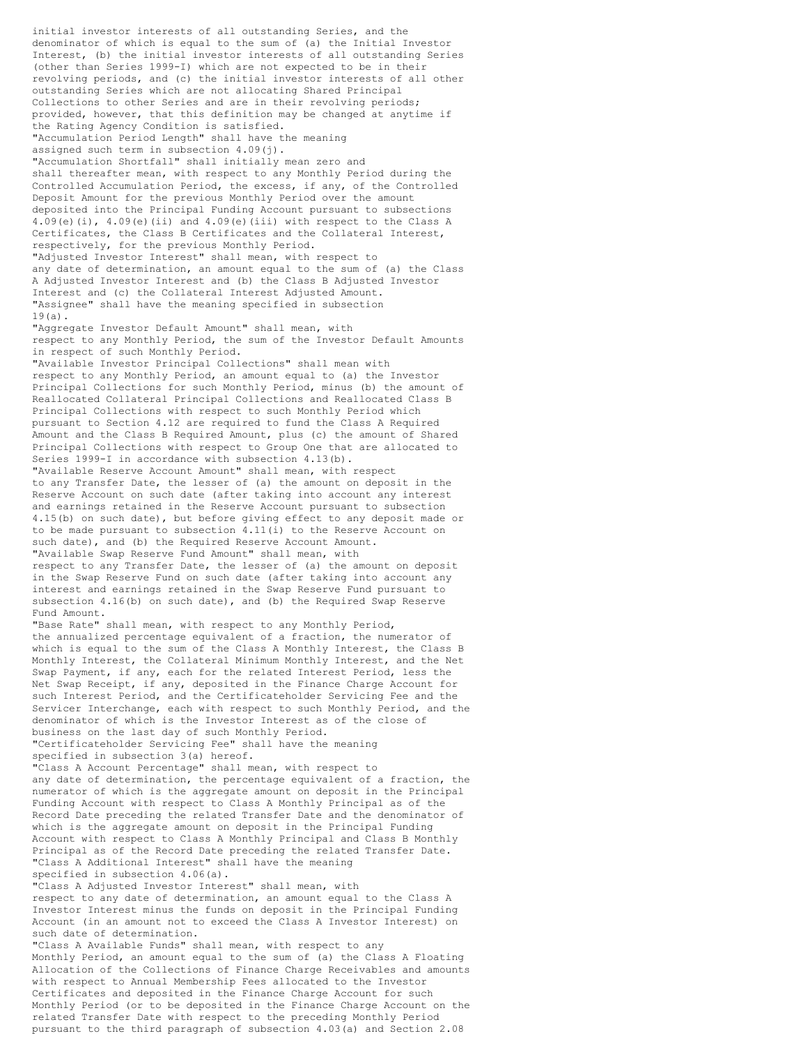initial investor interests of all outstanding Series, and the denominator of which is equal to the sum of (a) the Initial Investor Interest, (b) the initial investor interests of all outstanding Series (other than Series 1999-I) which are not expected to be in their revolving periods, and (c) the initial investor interests of all other outstanding Series which are not allocating Shared Principal Collections to other Series and are in their revolving periods; provided, however, that this definition may be changed at anytime if the Rating Agency Condition is satisfied.

"Accumulation Period Length" shall have the meaning assigned such term in subsection 4.09(j).

"Accumulation Shortfall" shall initially mean zero and shall thereafter mean, with respect to any Monthly Period during the Controlled Accumulation Period, the excess, if any, of the Controlled Deposit Amount for the previous Monthly Period over the amount deposited into the Principal Funding Account pursuant to subsections 4.09(e)(i), 4.09(e)(ii) and 4.09(e)(iii) with respect to the Class A Certificates, the Class B Certificates and the Collateral Interest, respectively, for the previous Monthly Period.

"Adjusted Investor Interest" shall mean, with respect to any date of determination, an amount equal to the sum of (a) the Class A Adjusted Investor Interest and (b) the Class B Adjusted Investor Interest and (c) the Collateral Interest Adjusted Amount.

"Assignee" shall have the meaning specified in subsection 19(a).

"Aggregate Investor Default Amount" shall mean, with respect to any Monthly Period, the sum of the Investor Default Amounts in respect of such Monthly Period.

"Available Investor Principal Collections" shall mean with respect to any Monthly Period, an amount equal to (a) the Investor Principal Collections for such Monthly Period, minus (b) the amount of Reallocated Collateral Principal Collections and Reallocated Class B Principal Collections with respect to such Monthly Period which pursuant to Section 4.12 are required to fund the Class A Required Amount and the Class B Required Amount, plus (c) the amount of Shared Principal Collections with respect to Group One that are allocated to Series 1999-I in accordance with subsection 4.13(b).

"Available Reserve Account Amount" shall mean, with respect to any Transfer Date, the lesser of (a) the amount on deposit in the Reserve Account on such date (after taking into account any interest and earnings retained in the Reserve Account pursuant to subsection 4.15(b) on such date), but before giving effect to any deposit made or to be made pursuant to subsection 4.11(i) to the Reserve Account on such date), and (b) the Required Reserve Account Amount.

"Available Swap Reserve Fund Amount" shall mean, with respect to any Transfer Date, the lesser of (a) the amount on deposit in the Swap Reserve Fund on such date (after taking into account any interest and earnings retained in the Swap Reserve Fund pursuant to subsection 4.16(b) on such date), and (b) the Required Swap Reserve Fund Amount.

"Base Rate" shall mean, with respect to any Monthly Period, the annualized percentage equivalent of a fraction, the numerator of which is equal to the sum of the Class A Monthly Interest, the Class B Monthly Interest, the Collateral Minimum Monthly Interest, and the Net Swap Payment, if any, each for the related Interest Period, less the Net Swap Receipt, if any, deposited in the Finance Charge Account for such Interest Period, and the Certificateholder Servicing Fee and the Servicer Interchange, each with respect to such Monthly Period, and the denominator of which is the Investor Interest as of the close of business on the last day of such Monthly Period.

"Certificateholder Servicing Fee" shall have the meaning specified in subsection 3(a) hereof.

"Class A Account Percentage" shall mean, with respect to any date of determination, the percentage equivalent of a fraction, the numerator of which is the aggregate amount on deposit in the Principal Funding Account with respect to Class A Monthly Principal as of the Record Date preceding the related Transfer Date and the denominator of which is the aggregate amount on deposit in the Principal Funding Account with respect to Class A Monthly Principal and Class B Monthly Principal as of the Record Date preceding the related Transfer Date.

"Class A Additional Interest" shall have the meaning specified in subsection 4.06(a).

"Class A Adjusted Investor Interest" shall mean, with respect to any date of determination, an amount equal to the Class A Investor Interest minus the funds on deposit in the Principal Funding Account (in an amount not to exceed the Class A Investor Interest) on such date of determination.

"Class A Available Funds" shall mean, with respect to any Monthly Period, an amount equal to the sum of (a) the Class A Floating Allocation of the Collections of Finance Charge Receivables and amounts with respect to Annual Membership Fees allocated to the Investor Certificates and deposited in the Finance Charge Account for such Monthly Period (or to be deposited in the Finance Charge Account on the related Transfer Date with respect to the preceding Monthly Period pursuant to the third paragraph of subsection 4.03(a) and Section 2.08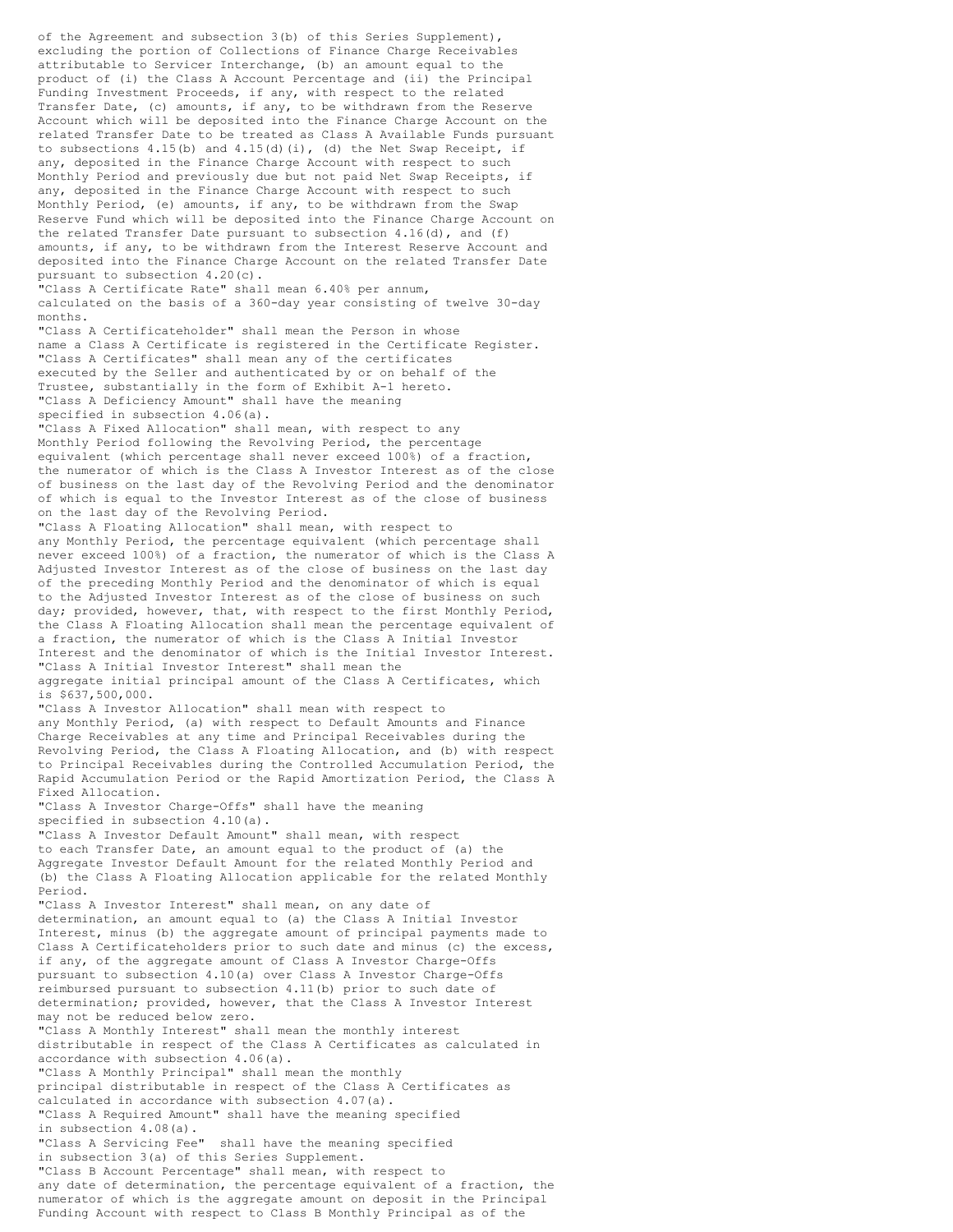of the Agreement and subsection 3(b) of this Series Supplement), excluding the portion of Collections of Finance Charge Receivables attributable to Servicer Interchange, (b) an amount equal to the product of (i) the Class A Account Percentage and (ii) the Principal Funding Investment Proceeds, if any, with respect to the related Transfer Date, (c) amounts, if any, to be withdrawn from the Reserve Account which will be deposited into the Finance Charge Account on the related Transfer Date to be treated as Class A Available Funds pursuant to subsections 4.15(b) and 4.15(d)(i), (d) the Net Swap Receipt, if any, deposited in the Finance Charge Account with respect to such Monthly Period and previously due but not paid Net Swap Receipts, if any, deposited in the Finance Charge Account with respect to such Monthly Period, (e) amounts, if any, to be withdrawn from the Swap Reserve Fund which will be deposited into the Finance Charge Account on the related Transfer Date pursuant to subsection 4.16(d), and (f) amounts, if any, to be withdrawn from the Interest Reserve Account and deposited into the Finance Charge Account on the related Transfer Date pursuant to subsection 4.20(c).

"Class A Certificate Rate" shall mean 6.40% per annum, calculated on the basis of a 360-day year consisting of twelve 30-day months.

"Class A Certificateholder" shall mean the Person in whose name a Class A Certificate is registered in the Certificate Register.

"Class A Certificates" shall mean any of the certificates executed by the Seller and authenticated by or on behalf of the Trustee, substantially in the form of Exhibit A-1 hereto.

"Class A Deficiency Amount" shall have the meaning specified in subsection 4.06(a).

"Class A Fixed Allocation" shall mean, with respect to any Monthly Period following the Revolving Period, the percentage equivalent (which percentage shall never exceed 100%) of a fraction, the numerator of which is the Class A Investor Interest as of the close of business on the last day of the Revolving Period and the denominator of which is equal to the Investor Interest as of the close of business on the last day of the Revolving Period.

"Class A Floating Allocation" shall mean, with respect to any Monthly Period, the percentage equivalent (which percentage shall never exceed 100%) of a fraction, the numerator of which is the Class A Adjusted Investor Interest as of the close of business on the last day of the preceding Monthly Period and the denominator of which is equal to the Adjusted Investor Interest as of the close of business on such day; provided, however, that, with respect to the first Monthly Period, the Class A Floating Allocation shall mean the percentage equivalent of a fraction, the numerator of which is the Class A Initial Investor Interest and the denominator of which is the Initial Investor Interest.

"Class A Initial Investor Interest" shall mean the aggregate initial principal amount of the Class A Certificates, which is $637,500,000.

"Class A Investor Allocation" shall mean with respect to any Monthly Period, (a) with respect to Default Amounts and Finance Charge Receivables at any time and Principal Receivables during the Revolving Period, the Class A Floating Allocation, and (b) with respect to Principal Receivables during the Controlled Accumulation Period, the Rapid Accumulation Period or the Rapid Amortization Period, the Class A Fixed Allocation.

"Class A Investor Charge-Offs" shall have the meaning specified in subsection 4.10(a).

"Class A Investor Default Amount" shall mean, with respect to each Transfer Date, an amount equal to the product of (a) the Aggregate Investor Default Amount for the related Monthly Period and (b) the Class A Floating Allocation applicable for the related Monthly Period.

"Class A Investor Interest" shall mean, on any date of determination, an amount equal to (a) the Class A Initial Investor Interest, minus (b) the aggregate amount of principal payments made to Class A Certificateholders prior to such date and minus (c) the excess, if any, of the aggregate amount of Class A Investor Charge-Offs pursuant to subsection 4.10(a) over Class A Investor Charge-Offs reimbursed pursuant to subsection 4.11(b) prior to such date of determination; provided, however, that the Class A Investor Interest may not be reduced below zero.

"Class A Monthly Interest" shall mean the monthly interest distributable in respect of the Class A Certificates as calculated in accordance with subsection 4.06(a).

"Class A Monthly Principal" shall mean the monthly principal distributable in respect of the Class A Certificates as calculated in accordance with subsection 4.07(a).

"Class A Required Amount" shall have the meaning specified in subsection 4.08(a).

"Class A Servicing Fee" shall have the meaning specified in subsection 3(a) of this Series Supplement.

"Class B Account Percentage" shall mean, with respect to any date of determination, the percentage equivalent of a fraction, the numerator of which is the aggregate amount on deposit in the Principal Funding Account with respect to Class B Monthly Principal as of the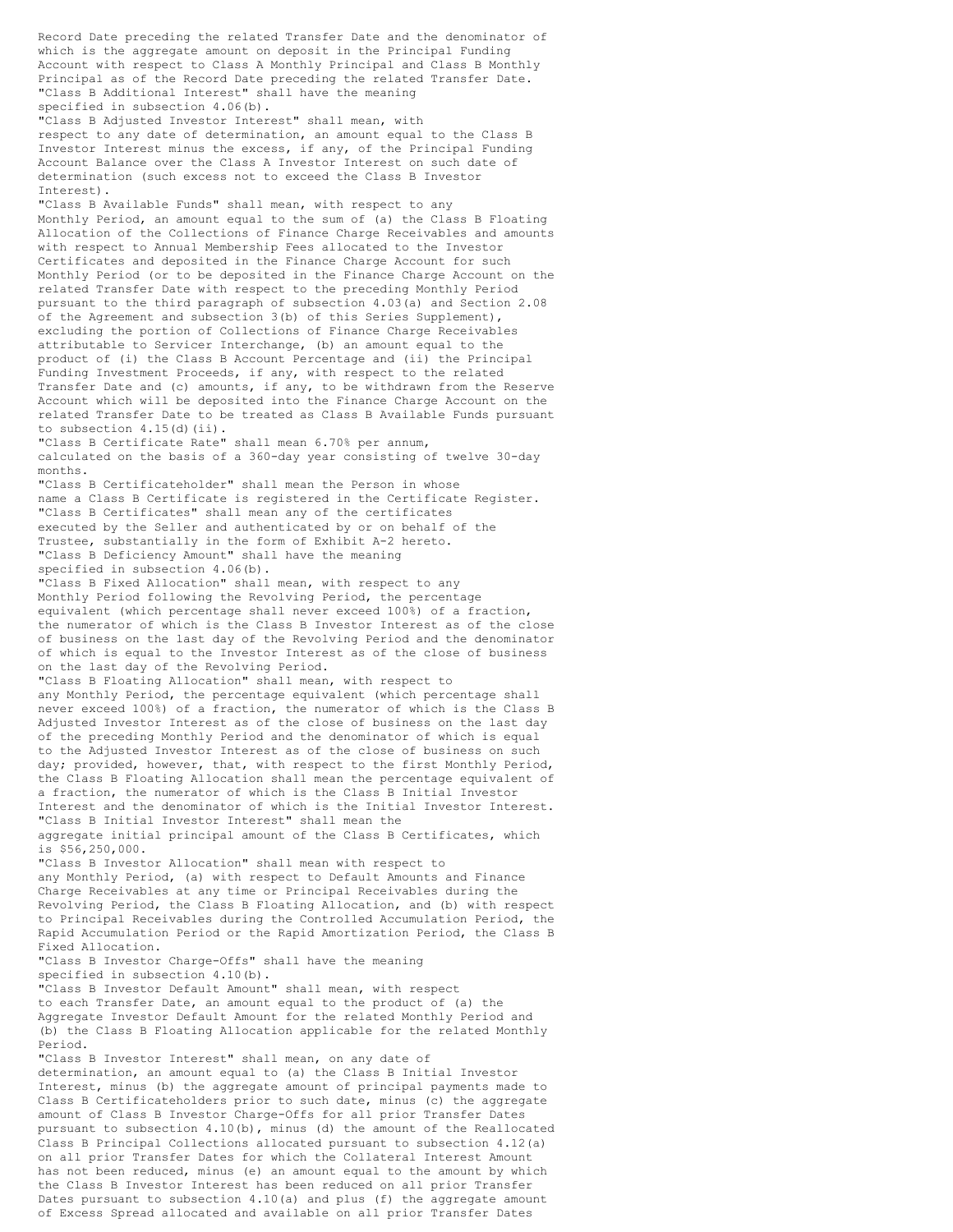Record Date preceding the related Transfer Date and the denominator of which is the aggregate amount on deposit in the Principal Funding Account with respect to Class A Monthly Principal and Class B Monthly Principal as of the Record Date preceding the related Transfer Date.

"Class B Additional Interest" shall have the meaning specified in subsection 4.06(b).

"Class B Adjusted Investor Interest" shall mean, with respect to any date of determination, an amount equal to the Class B Investor Interest minus the excess, if any, of the Principal Funding Account Balance over the Class A Investor Interest on such date of determination (such excess not to exceed the Class B Investor Interest).

"Class B Available Funds" shall mean, with respect to any Monthly Period, an amount equal to the sum of (a) the Class B Floating Allocation of the Collections of Finance Charge Receivables and amounts with respect to Annual Membership Fees allocated to the Investor Certificates and deposited in the Finance Charge Account for such Monthly Period (or to be deposited in the Finance Charge Account on the related Transfer Date with respect to the preceding Monthly Period pursuant to the third paragraph of subsection 4.03(a) and Section 2.08 of the Agreement and subsection 3(b) of this Series Supplement), excluding the portion of Collections of Finance Charge Receivables attributable to Servicer Interchange, (b) an amount equal to the product of (i) the Class B Account Percentage and (ii) the Principal Funding Investment Proceeds, if any, with respect to the related Transfer Date and (c) amounts, if any, to be withdrawn from the Reserve Account which will be deposited into the Finance Charge Account on the related Transfer Date to be treated as Class B Available Funds pursuant to subsection 4.15(d)(ii).

"Class B Certificate Rate" shall mean 6.70% per annum, calculated on the basis of a 360-day year consisting of twelve 30-day months.

"Class B Certificateholder" shall mean the Person in whose name a Class B Certificate is registered in the Certificate Register.

"Class B Certificates" shall mean any of the certificates executed by the Seller and authenticated by or on behalf of the Trustee, substantially in the form of Exhibit A-2 hereto.

"Class B Deficiency Amount" shall have the meaning specified in subsection 4.06(b).

"Class B Fixed Allocation" shall mean, with respect to any Monthly Period following the Revolving Period, the percentage equivalent (which percentage shall never exceed 100%) of a fraction, the numerator of which is the Class B Investor Interest as of the close of business on the last day of the Revolving Period and the denominator of which is equal to the Investor Interest as of the close of business on the last day of the Revolving Period.

"Class B Floating Allocation" shall mean, with respect to any Monthly Period, the percentage equivalent (which percentage shall never exceed 100%) of a fraction, the numerator of which is the Class B Adjusted Investor Interest as of the close of business on the last day of the preceding Monthly Period and the denominator of which is equal to the Adjusted Investor Interest as of the close of business on such day; provided, however, that, with respect to the first Monthly Period, the Class B Floating Allocation shall mean the percentage equivalent of a fraction, the numerator of which is the Class B Initial Investor Interest and the denominator of which is the Initial Investor Interest.

"Class B Initial Investor Interest" shall mean the aggregate initial principal amount of the Class B Certificates, which is $56,250,000.

"Class B Investor Allocation" shall mean with respect to any Monthly Period, (a) with respect to Default Amounts and Finance Charge Receivables at any time or Principal Receivables during the Revolving Period, the Class B Floating Allocation, and (b) with respect to Principal Receivables during the Controlled Accumulation Period, the Rapid Accumulation Period or the Rapid Amortization Period, the Class B Fixed Allocation.

"Class B Investor Charge-Offs" shall have the meaning specified in subsection 4.10(b).

"Class B Investor Default Amount" shall mean, with respect to each Transfer Date, an amount equal to the product of (a) the Aggregate Investor Default Amount for the related Monthly Period and (b) the Class B Floating Allocation applicable for the related Monthly Period.

"Class B Investor Interest" shall mean, on any date of determination, an amount equal to (a) the Class B Initial Investor Interest, minus (b) the aggregate amount of principal payments made to Class B Certificateholders prior to such date, minus (c) the aggregate amount of Class B Investor Charge-Offs for all prior Transfer Dates pursuant to subsection 4.10(b), minus (d) the amount of the Reallocated Class B Principal Collections allocated pursuant to subsection 4.12(a) on all prior Transfer Dates for which the Collateral Interest Amount has not been reduced, minus (e) an amount equal to the amount by which the Class B Investor Interest has been reduced on all prior Transfer Dates pursuant to subsection 4.10(a) and plus (f) the aggregate amount of Excess Spread allocated and available on all prior Transfer Dates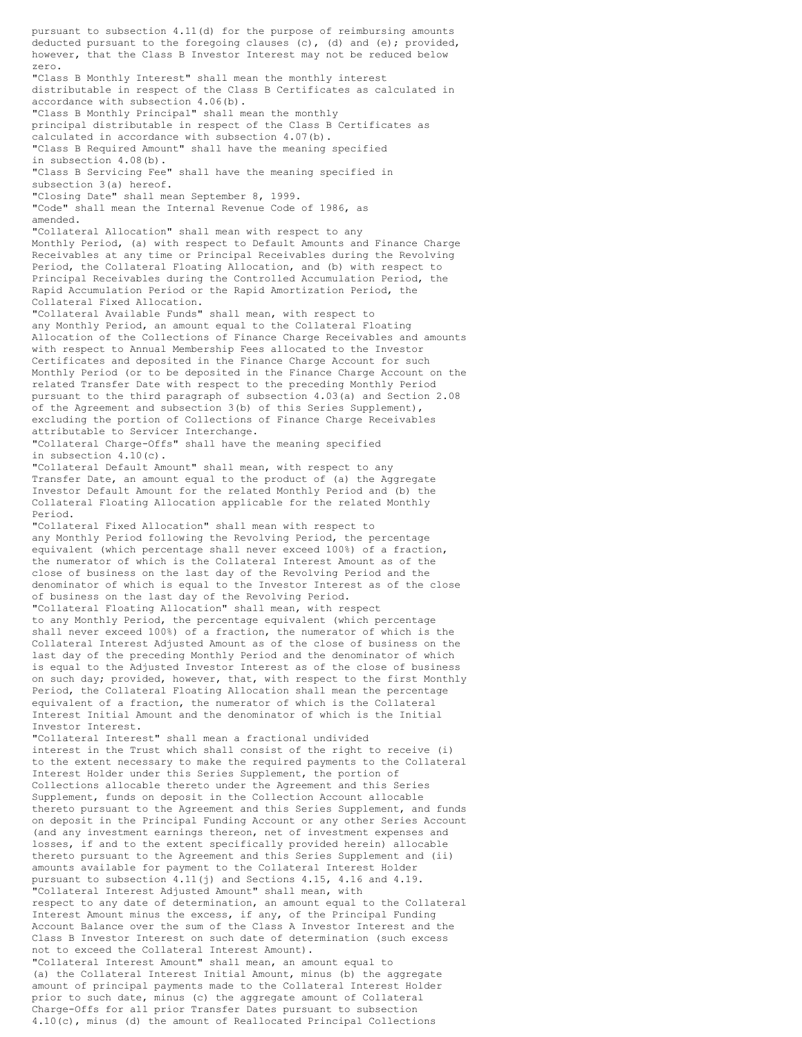pursuant to subsection 4.11(d) for the purpose of reimbursing amounts deducted pursuant to the foregoing clauses (c), (d) and (e); provided, however, that the Class B Investor Interest may not be reduced below zero.

"Class B Monthly Interest" shall mean the monthly interest distributable in respect of the Class B Certificates as calculated in accordance with subsection 4.06(b).

"Class B Monthly Principal" shall mean the monthly principal distributable in respect of the Class B Certificates as calculated in accordance with subsection 4.07(b).

"Class B Required Amount" shall have the meaning specified in subsection 4.08(b).

"Class B Servicing Fee" shall have the meaning specified in subsection 3(a) hereof.

"Closing Date" shall mean September 8, 1999.

"Code" shall mean the Internal Revenue Code of 1986, as amended.

"Collateral Allocation" shall mean with respect to any Monthly Period, (a) with respect to Default Amounts and Finance Charge Receivables at any time or Principal Receivables during the Revolving Period, the Collateral Floating Allocation, and (b) with respect to Principal Receivables during the Controlled Accumulation Period, the Rapid Accumulation Period or the Rapid Amortization Period, the Collateral Fixed Allocation.

"Collateral Available Funds" shall mean, with respect to any Monthly Period, an amount equal to the Collateral Floating Allocation of the Collections of Finance Charge Receivables and amounts with respect to Annual Membership Fees allocated to the Investor Certificates and deposited in the Finance Charge Account for such Monthly Period (or to be deposited in the Finance Charge Account on the related Transfer Date with respect to the preceding Monthly Period pursuant to the third paragraph of subsection 4.03(a) and Section 2.08 of the Agreement and subsection 3(b) of this Series Supplement), excluding the portion of Collections of Finance Charge Receivables attributable to Servicer Interchange.

"Collateral Charge-Offs" shall have the meaning specified in subsection 4.10(c).

"Collateral Default Amount" shall mean, with respect to any Transfer Date, an amount equal to the product of (a) the Aggregate Investor Default Amount for the related Monthly Period and (b) the Collateral Floating Allocation applicable for the related Monthly Period.

"Collateral Fixed Allocation" shall mean with respect to any Monthly Period following the Revolving Period, the percentage equivalent (which percentage shall never exceed 100%) of a fraction, the numerator of which is the Collateral Interest Amount as of the close of business on the last day of the Revolving Period and the denominator of which is equal to the Investor Interest as of the close of business on the last day of the Revolving Period.

"Collateral Floating Allocation" shall mean, with respect to any Monthly Period, the percentage equivalent (which percentage shall never exceed 100%) of a fraction, the numerator of which is the Collateral Interest Adjusted Amount as of the close of business on the last day of the preceding Monthly Period and the denominator of which is equal to the Adjusted Investor Interest as of the close of business on such day; provided, however, that, with respect to the first Monthly Period, the Collateral Floating Allocation shall mean the percentage equivalent of a fraction, the numerator of which is the Collateral Interest Initial Amount and the denominator of which is the Initial Investor Interest.

"Collateral Interest" shall mean a fractional undivided interest in the Trust which shall consist of the right to receive (i) to the extent necessary to make the required payments to the Collateral Interest Holder under this Series Supplement, the portion of Collections allocable thereto under the Agreement and this Series Supplement, funds on deposit in the Collection Account allocable thereto pursuant to the Agreement and this Series Supplement, and funds on deposit in the Principal Funding Account or any other Series Account (and any investment earnings thereon, net of investment expenses and losses, if and to the extent specifically provided herein) allocable thereto pursuant to the Agreement and this Series Supplement and (ii) amounts available for payment to the Collateral Interest Holder pursuant to subsection 4.11(j) and Sections 4.15, 4.16 and 4.19.

"Collateral Interest Adjusted Amount" shall mean, with respect to any date of determination, an amount equal to the Collateral Interest Amount minus the excess, if any, of the Principal Funding Account Balance over the sum of the Class A Investor Interest and the Class B Investor Interest on such date of determination (such excess not to exceed the Collateral Interest Amount).

"Collateral Interest Amount" shall mean, an amount equal to (a) the Collateral Interest Initial Amount, minus (b) the aggregate amount of principal payments made to the Collateral Interest Holder prior to such date, minus (c) the aggregate amount of Collateral Charge-Offs for all prior Transfer Dates pursuant to subsection 4.10(c), minus (d) the amount of Reallocated Principal Collections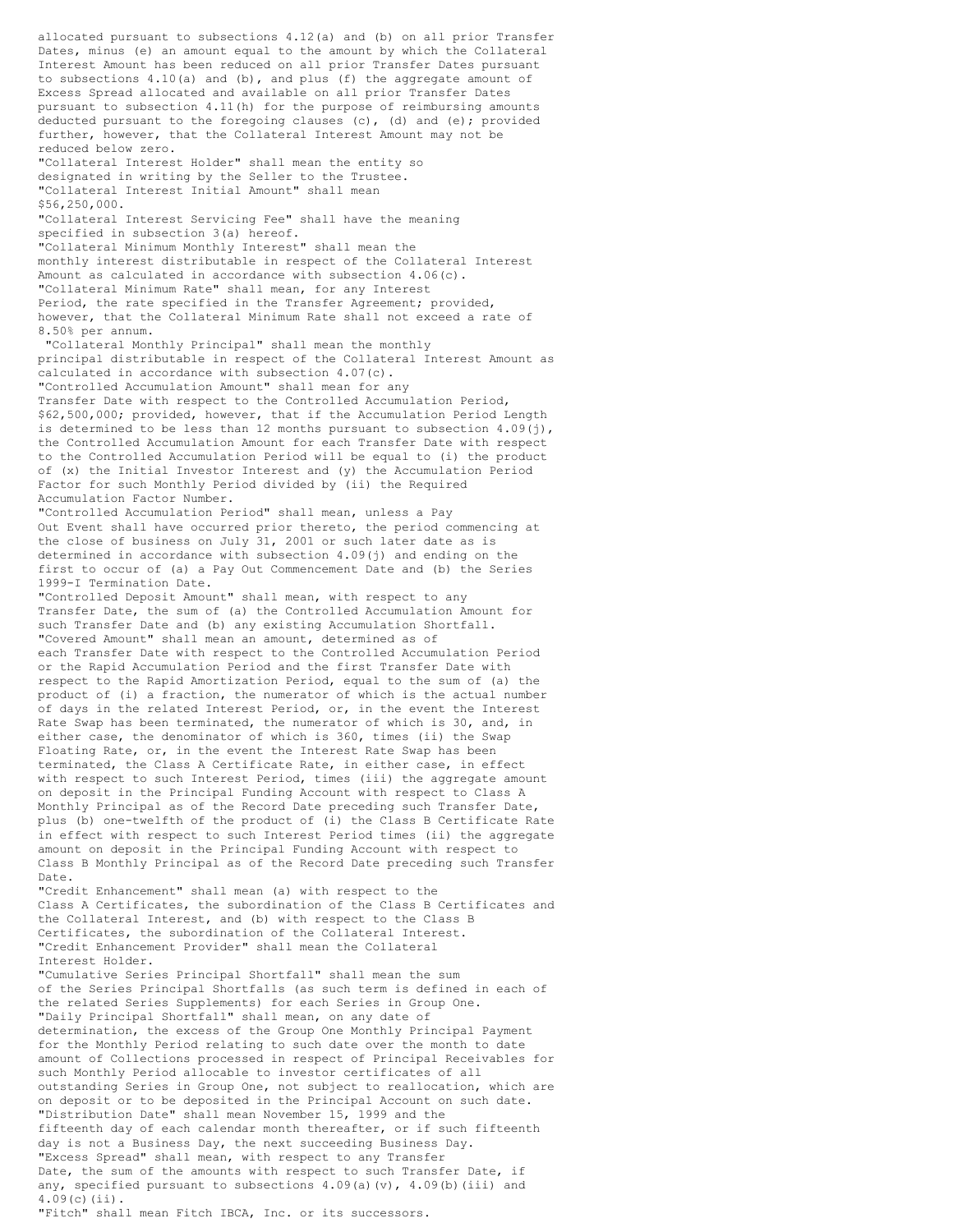allocated pursuant to subsections 4.12(a) and (b) on all prior Transfer Dates, minus (e) an amount equal to the amount by which the Collateral Interest Amount has been reduced on all prior Transfer Dates pursuant to subsections 4.10(a) and (b), and plus (f) the aggregate amount of Excess Spread allocated and available on all prior Transfer Dates pursuant to subsection 4.11(h) for the purpose of reimbursing amounts deducted pursuant to the foregoing clauses (c), (d) and (e); provided further, however, that the Collateral Interest Amount may not be reduced below zero.

"Collateral Interest Holder" shall mean the entity so designated in writing by the Seller to the Trustee.

"Collateral Interest Initial Amount" shall mean $56,250,000.

"Collateral Interest Servicing Fee" shall have the meaning specified in subsection 3(a) hereof.

"Collateral Minimum Monthly Interest" shall mean the monthly interest distributable in respect of the Collateral Interest Amount as calculated in accordance with subsection 4.06(c).

"Collateral Minimum Rate" shall mean, for any Interest Period, the rate specified in the Transfer Agreement; provided, however, that the Collateral Minimum Rate shall not exceed a rate of 8.50% per annum.

"Collateral Monthly Principal" shall mean the monthly principal distributable in respect of the Collateral Interest Amount as calculated in accordance with subsection 4.07(c).

"Controlled Accumulation Amount" shall mean for any Transfer Date with respect to the Controlled Accumulation Period, $62,500,000; provided, however, that if the Accumulation Period Length is determined to be less than 12 months pursuant to subsection 4.09(j), the Controlled Accumulation Amount for each Transfer Date with respect to the Controlled Accumulation Period will be equal to (i) the product of (x) the Initial Investor Interest and (y) the Accumulation Period Factor for such Monthly Period divided by (ii) the Required Accumulation Factor Number.

"Controlled Accumulation Period" shall mean, unless a Pay Out Event shall have occurred prior thereto, the period commencing at the close of business on July 31, 2001 or such later date as is determined in accordance with subsection 4.09(j) and ending on the first to occur of (a) a Pay Out Commencement Date and (b) the Series 1999-I Termination Date.

"Controlled Deposit Amount" shall mean, with respect to any Transfer Date, the sum of (a) the Controlled Accumulation Amount for such Transfer Date and (b) any existing Accumulation Shortfall.

"Covered Amount" shall mean an amount, determined as of each Transfer Date with respect to the Controlled Accumulation Period or the Rapid Accumulation Period and the first Transfer Date with respect to the Rapid Amortization Period, equal to the sum of (a) the product of (i) a fraction, the numerator of which is the actual number of days in the related Interest Period, or, in the event the Interest Rate Swap has been terminated, the numerator of which is 30, and, in either case, the denominator of which is 360, times (ii) the Swap Floating Rate, or, in the event the Interest Rate Swap has been terminated, the Class A Certificate Rate, in either case, in effect with respect to such Interest Period, times (iii) the aggregate amount on deposit in the Principal Funding Account with respect to Class A Monthly Principal as of the Record Date preceding such Transfer Date, plus (b) one-twelfth of the product of (i) the Class B Certificate Rate in effect with respect to such Interest Period times (ii) the aggregate amount on deposit in the Principal Funding Account with respect to Class B Monthly Principal as of the Record Date preceding such Transfer Date.

"Credit Enhancement" shall mean (a) with respect to the Class A Certificates, the subordination of the Class B Certificates and the Collateral Interest, and (b) with respect to the Class B Certificates, the subordination of the Collateral Interest.

"Credit Enhancement Provider" shall mean the Collateral Interest Holder.

"Cumulative Series Principal Shortfall" shall mean the sum of the Series Principal Shortfalls (as such term is defined in each of the related Series Supplements) for each Series in Group One.

"Daily Principal Shortfall" shall mean, on any date of determination, the excess of the Group One Monthly Principal Payment for the Monthly Period relating to such date over the month to date amount of Collections processed in respect of Principal Receivables for such Monthly Period allocable to investor certificates of all outstanding Series in Group One, not subject to reallocation, which are on deposit or to be deposited in the Principal Account on such date.

"Distribution Date" shall mean November 15, 1999 and the fifteenth day of each calendar month thereafter, or if such fifteenth day is not a Business Day, the next succeeding Business Day.

"Excess Spread" shall mean, with respect to any Transfer Date, the sum of the amounts with respect to such Transfer Date, if any, specified pursuant to subsections 4.09(a)(v), 4.09(b)(iii) and 4.09(c)(ii).

"Fitch" shall mean Fitch IBCA, Inc. or its successors.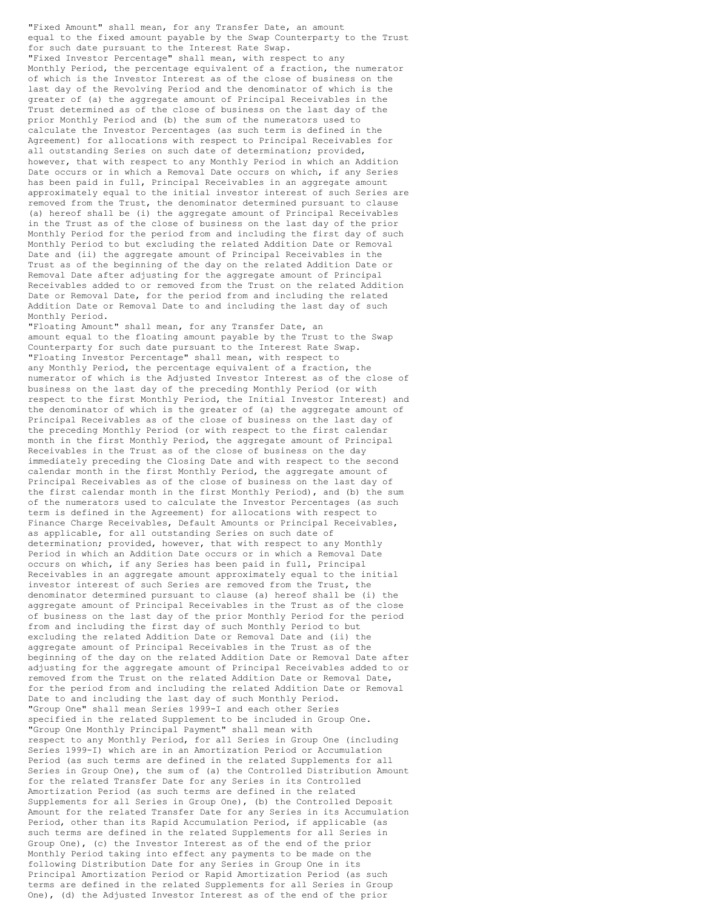"Fixed Amount" shall mean, for any Transfer Date, an amount equal to the fixed amount payable by the Swap Counterparty to the Trust for such date pursuant to the Interest Rate Swap.

"Fixed Investor Percentage" shall mean, with respect to any Monthly Period, the percentage equivalent of a fraction, the numerator of which is the Investor Interest as of the close of business on the last day of the Revolving Period and the denominator of which is the greater of (a) the aggregate amount of Principal Receivables in the Trust determined as of the close of business on the last day of the prior Monthly Period and (b) the sum of the numerators used to calculate the Investor Percentages (as such term is defined in the Agreement) for allocations with respect to Principal Receivables for all outstanding Series on such date of determination; provided, however, that with respect to any Monthly Period in which an Addition Date occurs or in which a Removal Date occurs on which, if any Series has been paid in full, Principal Receivables in an aggregate amount approximately equal to the initial investor interest of such Series are removed from the Trust, the denominator determined pursuant to clause (a) hereof shall be (i) the aggregate amount of Principal Receivables in the Trust as of the close of business on the last day of the prior Monthly Period for the period from and including the first day of such Monthly Period to but excluding the related Addition Date or Removal Date and (ii) the aggregate amount of Principal Receivables in the Trust as of the beginning of the day on the related Addition Date or Removal Date after adjusting for the aggregate amount of Principal Receivables added to or removed from the Trust on the related Addition Date or Removal Date, for the period from and including the related Addition Date or Removal Date to and including the last day of such Monthly Period.

"Floating Amount" shall mean, for any Transfer Date, an amount equal to the floating amount payable by the Trust to the Swap Counterparty for such date pursuant to the Interest Rate Swap.

"Floating Investor Percentage" shall mean, with respect to any Monthly Period, the percentage equivalent of a fraction, the numerator of which is the Adjusted Investor Interest as of the close of business on the last day of the preceding Monthly Period (or with respect to the first Monthly Period, the Initial Investor Interest) and the denominator of which is the greater of (a) the aggregate amount of Principal Receivables as of the close of business on the last day of the preceding Monthly Period (or with respect to the first calendar month in the first Monthly Period, the aggregate amount of Principal Receivables in the Trust as of the close of business on the day immediately preceding the Closing Date and with respect to the second calendar month in the first Monthly Period, the aggregate amount of Principal Receivables as of the close of business on the last day of the first calendar month in the first Monthly Period), and (b) the sum of the numerators used to calculate the Investor Percentages (as such term is defined in the Agreement) for allocations with respect to Finance Charge Receivables, Default Amounts or Principal Receivables, as applicable, for all outstanding Series on such date of determination; provided, however, that with respect to any Monthly Period in which an Addition Date occurs or in which a Removal Date occurs on which, if any Series has been paid in full, Principal Receivables in an aggregate amount approximately equal to the initial investor interest of such Series are removed from the Trust, the denominator determined pursuant to clause (a) hereof shall be (i) the aggregate amount of Principal Receivables in the Trust as of the close of business on the last day of the prior Monthly Period for the period from and including the first day of such Monthly Period to but excluding the related Addition Date or Removal Date and (ii) the aggregate amount of Principal Receivables in the Trust as of the beginning of the day on the related Addition Date or Removal Date after adjusting for the aggregate amount of Principal Receivables added to or removed from the Trust on the related Addition Date or Removal Date, for the period from and including the related Addition Date or Removal Date to and including the last day of such Monthly Period.

"Group One" shall mean Series 1999-I and each other Series specified in the related Supplement to be included in Group One.

"Group One Monthly Principal Payment" shall mean with respect to any Monthly Period, for all Series in Group One (including Series 1999-I) which are in an Amortization Period or Accumulation Period (as such terms are defined in the related Supplements for all Series in Group One), the sum of (a) the Controlled Distribution Amount for the related Transfer Date for any Series in its Controlled Amortization Period (as such terms are defined in the related Supplements for all Series in Group One), (b) the Controlled Deposit Amount for the related Transfer Date for any Series in its Accumulation Period, other than its Rapid Accumulation Period, if applicable (as such terms are defined in the related Supplements for all Series in Group One), (c) the Investor Interest as of the end of the prior Monthly Period taking into effect any payments to be made on the following Distribution Date for any Series in Group One in its Principal Amortization Period or Rapid Amortization Period (as such terms are defined in the related Supplements for all Series in Group One), (d) the Adjusted Investor Interest as of the end of the prior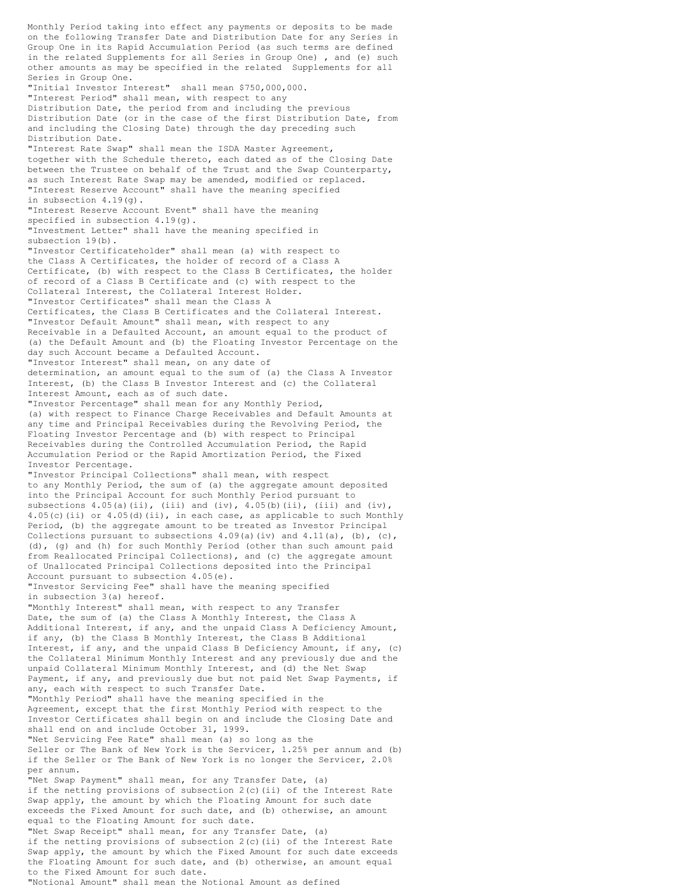Monthly Period taking into effect any payments or deposits to be made on the following Transfer Date and Distribution Date for any Series in Group One in its Rapid Accumulation Period (as such terms are defined in the related Supplements for all Series in Group One) , and (e) such other amounts as may be specified in the related Supplements for all Series in Group One.

"Initial Investor Interest" shall mean $750,000,000.

"Interest Period" shall mean, with respect to any Distribution Date, the period from and including the previous Distribution Date (or in the case of the first Distribution Date, from and including the Closing Date) through the day preceding such Distribution Date.

"Interest Rate Swap" shall mean the ISDA Master Agreement, together with the Schedule thereto, each dated as of the Closing Date between the Trustee on behalf of the Trust and the Swap Counterparty, as such Interest Rate Swap may be amended, modified or replaced.

"Interest Reserve Account" shall have the meaning specified in subsection 4.19(g).

"Interest Reserve Account Event" shall have the meaning specified in subsection 4.19(g).

"Investment Letter" shall have the meaning specified in subsection 19(b).

"Investor Certificateholder" shall mean (a) with respect to the Class A Certificates, the holder of record of a Class A Certificate, (b) with respect to the Class B Certificates, the holder of record of a Class B Certificate and (c) with respect to the Collateral Interest, the Collateral Interest Holder.

"Investor Certificates" shall mean the Class A Certificates, the Class B Certificates and the Collateral Interest.

"Investor Default Amount" shall mean, with respect to any Receivable in a Defaulted Account, an amount equal to the product of (a) the Default Amount and (b) the Floating Investor Percentage on the day such Account became a Defaulted Account.

"Investor Interest" shall mean, on any date of determination, an amount equal to the sum of (a) the Class A Investor Interest, (b) the Class B Investor Interest and (c) the Collateral Interest Amount, each as of such date.

"Investor Percentage" shall mean for any Monthly Period, (a) with respect to Finance Charge Receivables and Default Amounts at any time and Principal Receivables during the Revolving Period, the Floating Investor Percentage and (b) with respect to Principal Receivables during the Controlled Accumulation Period, the Rapid Accumulation Period or the Rapid Amortization Period, the Fixed Investor Percentage.

"Investor Principal Collections" shall mean, with respect to any Monthly Period, the sum of (a) the aggregate amount deposited into the Principal Account for such Monthly Period pursuant to subsections 4.05(a)(ii), (iii) and (iv), 4.05(b)(ii), (iii) and (iv), 4.05(c)(ii) or 4.05(d)(ii), in each case, as applicable to such Monthly Period, (b) the aggregate amount to be treated as Investor Principal Collections pursuant to subsections 4.09(a)(iv) and 4.11(a), (b), (c), (d), (g) and (h) for such Monthly Period (other than such amount paid from Reallocated Principal Collections), and (c) the aggregate amount of Unallocated Principal Collections deposited into the Principal Account pursuant to subsection 4.05(e).

"Investor Servicing Fee" shall have the meaning specified in subsection 3(a) hereof.

"Monthly Interest" shall mean, with respect to any Transfer Date, the sum of (a) the Class A Monthly Interest, the Class A Additional Interest, if any, and the unpaid Class A Deficiency Amount, if any, (b) the Class B Monthly Interest, the Class B Additional Interest, if any, and the unpaid Class B Deficiency Amount, if any, (c) the Collateral Minimum Monthly Interest and any previously due and the unpaid Collateral Minimum Monthly Interest, and (d) the Net Swap Payment, if any, and previously due but not paid Net Swap Payments, if any, each with respect to such Transfer Date.

"Monthly Period" shall have the meaning specified in the Agreement, except that the first Monthly Period with respect to the Investor Certificates shall begin on and include the Closing Date and shall end on and include October 31, 1999.

"Net Servicing Fee Rate" shall mean (a) so long as the Seller or The Bank of New York is the Servicer, 1.25% per annum and (b) if the Seller or The Bank of New York is no longer the Servicer, 2.0% per annum.

"Net Swap Payment" shall mean, for any Transfer Date, (a) if the netting provisions of subsection 2(c)(ii) of the Interest Rate Swap apply, the amount by which the Floating Amount for such date exceeds the Fixed Amount for such date, and (b) otherwise, an amount equal to the Floating Amount for such date.

"Net Swap Receipt" shall mean, for any Transfer Date, (a) if the netting provisions of subsection 2(c)(ii) of the Interest Rate Swap apply, the amount by which the Fixed Amount for such date exceeds the Floating Amount for such date, and (b) otherwise, an amount equal to the Fixed Amount for such date.

"Notional Amount" shall mean the Notional Amount as defined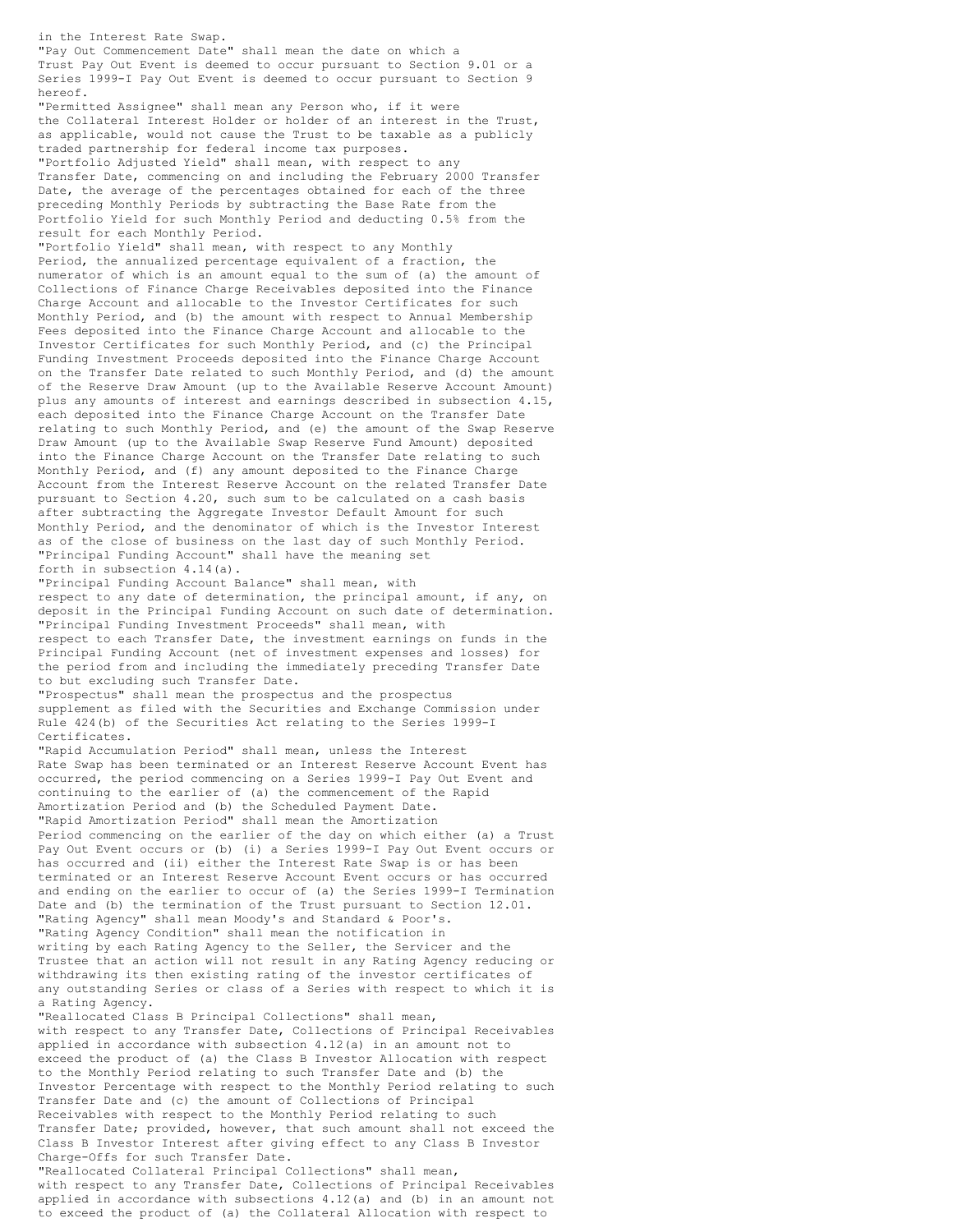in the Interest Rate Swap.

"Pay Out Commencement Date" shall mean the date on which a Trust Pay Out Event is deemed to occur pursuant to Section 9.01 or a Series 1999-I Pay Out Event is deemed to occur pursuant to Section 9 hereof.

"Permitted Assignee" shall mean any Person who, if it were the Collateral Interest Holder or holder of an interest in the Trust, as applicable, would not cause the Trust to be taxable as a publicly traded partnership for federal income tax purposes.

"Portfolio Adjusted Yield" shall mean, with respect to any Transfer Date, commencing on and including the February 2000 Transfer Date, the average of the percentages obtained for each of the three preceding Monthly Periods by subtracting the Base Rate from the Portfolio Yield for such Monthly Period and deducting 0.5% from the result for each Monthly Period.

"Portfolio Yield" shall mean, with respect to any Monthly Period, the annualized percentage equivalent of a fraction, the numerator of which is an amount equal to the sum of (a) the amount of Collections of Finance Charge Receivables deposited into the Finance Charge Account and allocable to the Investor Certificates for such Monthly Period, and (b) the amount with respect to Annual Membership Fees deposited into the Finance Charge Account and allocable to the Investor Certificates for such Monthly Period, and (c) the Principal Funding Investment Proceeds deposited into the Finance Charge Account on the Transfer Date related to such Monthly Period, and (d) the amount of the Reserve Draw Amount (up to the Available Reserve Account Amount) plus any amounts of interest and earnings described in subsection 4.15, each deposited into the Finance Charge Account on the Transfer Date relating to such Monthly Period, and (e) the amount of the Swap Reserve Draw Amount (up to the Available Swap Reserve Fund Amount) deposited into the Finance Charge Account on the Transfer Date relating to such Monthly Period, and (f) any amount deposited to the Finance Charge Account from the Interest Reserve Account on the related Transfer Date pursuant to Section 4.20, such sum to be calculated on a cash basis after subtracting the Aggregate Investor Default Amount for such Monthly Period, and the denominator of which is the Investor Interest as of the close of business on the last day of such Monthly Period.

"Principal Funding Account" shall have the meaning set forth in subsection 4.14(a).

"Principal Funding Account Balance" shall mean, with respect to any date of determination, the principal amount, if any, on deposit in the Principal Funding Account on such date of determination.

"Principal Funding Investment Proceeds" shall mean, with respect to each Transfer Date, the investment earnings on funds in the Principal Funding Account (net of investment expenses and losses) for the period from and including the immediately preceding Transfer Date to but excluding such Transfer Date.

"Prospectus" shall mean the prospectus and the prospectus supplement as filed with the Securities and Exchange Commission under Rule 424(b) of the Securities Act relating to the Series 1999-I Certificates.

"Rapid Accumulation Period" shall mean, unless the Interest Rate Swap has been terminated or an Interest Reserve Account Event has occurred, the period commencing on a Series 1999-I Pay Out Event and continuing to the earlier of (a) the commencement of the Rapid Amortization Period and (b) the Scheduled Payment Date.

"Rapid Amortization Period" shall mean the Amortization Period commencing on the earlier of the day on which either (a) a Trust Pay Out Event occurs or (b) (i) a Series 1999-I Pay Out Event occurs or has occurred and (ii) either the Interest Rate Swap is or has been terminated or an Interest Reserve Account Event occurs or has occurred and ending on the earlier to occur of (a) the Series 1999-I Termination Date and (b) the termination of the Trust pursuant to Section 12.01.

"Rating Agency" shall mean Moody's and Standard & Poor's.

"Rating Agency Condition" shall mean the notification in writing by each Rating Agency to the Seller, the Servicer and the Trustee that an action will not result in any Rating Agency reducing or withdrawing its then existing rating of the investor certificates of any outstanding Series or class of a Series with respect to which it is a Rating Agency.

"Reallocated Class B Principal Collections" shall mean, with respect to any Transfer Date, Collections of Principal Receivables applied in accordance with subsection 4.12(a) in an amount not to exceed the product of (a) the Class B Investor Allocation with respect to the Monthly Period relating to such Transfer Date and (b) the Investor Percentage with respect to the Monthly Period relating to such Transfer Date and (c) the amount of Collections of Principal Receivables with respect to the Monthly Period relating to such Transfer Date; provided, however, that such amount shall not exceed the Class B Investor Interest after giving effect to any Class B Investor Charge-Offs for such Transfer Date.

"Reallocated Collateral Principal Collections" shall mean, with respect to any Transfer Date, Collections of Principal Receivables applied in accordance with subsections 4.12(a) and (b) in an amount not to exceed the product of (a) the Collateral Allocation with respect to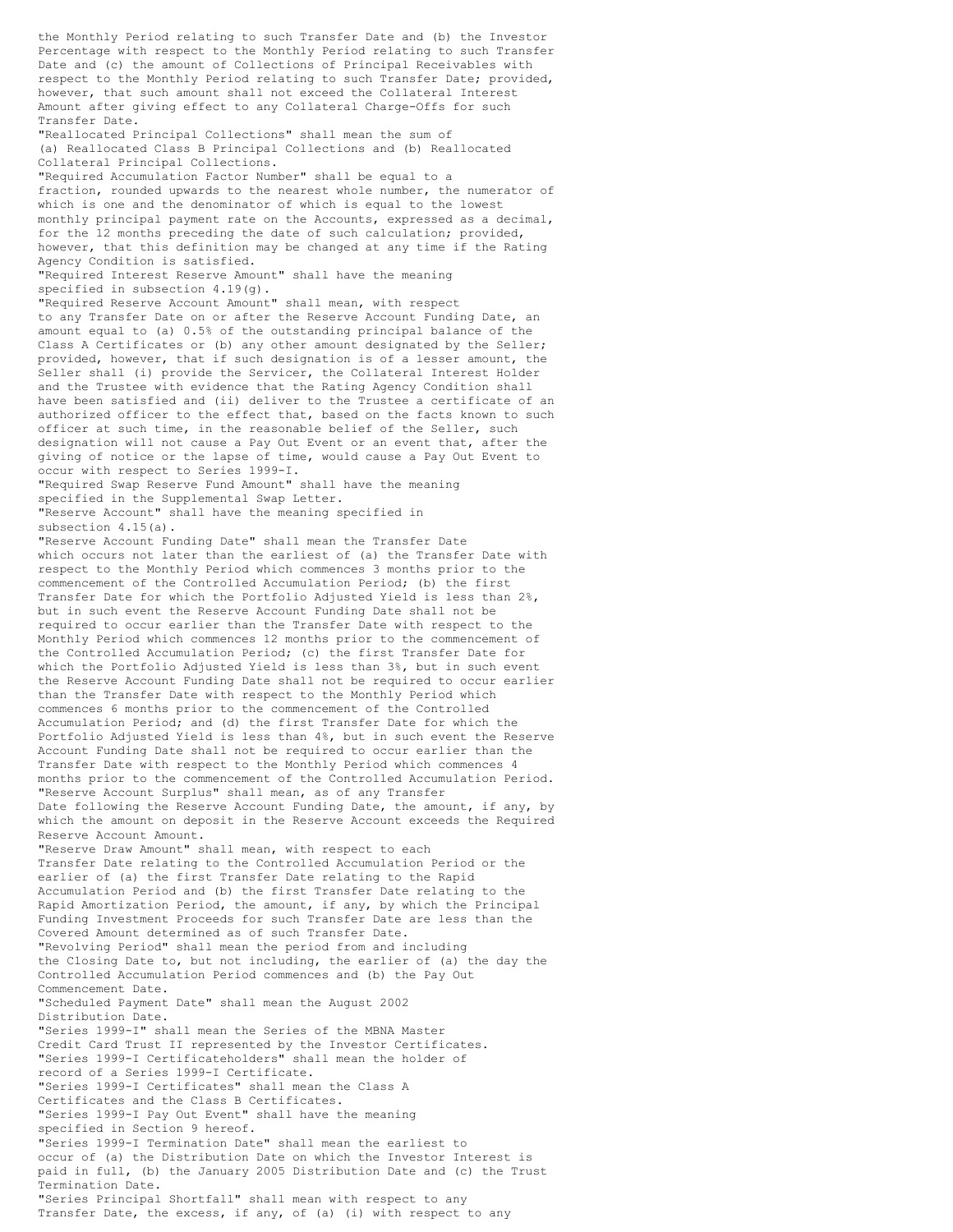the Monthly Period relating to such Transfer Date and (b) the Investor Percentage with respect to the Monthly Period relating to such Transfer Date and (c) the amount of Collections of Principal Receivables with respect to the Monthly Period relating to such Transfer Date; provided, however, that such amount shall not exceed the Collateral Interest Amount after giving effect to any Collateral Charge-Offs for such Transfer Date.

"Reallocated Principal Collections" shall mean the sum of (a) Reallocated Class B Principal Collections and (b) Reallocated Collateral Principal Collections.

"Required Accumulation Factor Number" shall be equal to a fraction, rounded upwards to the nearest whole number, the numerator of which is one and the denominator of which is equal to the lowest monthly principal payment rate on the Accounts, expressed as a decimal, for the 12 months preceding the date of such calculation; provided, however, that this definition may be changed at any time if the Rating Agency Condition is satisfied.

"Required Interest Reserve Amount" shall have the meaning specified in subsection 4.19(g).

"Required Reserve Account Amount" shall mean, with respect to any Transfer Date on or after the Reserve Account Funding Date, an amount equal to (a) 0.5% of the outstanding principal balance of the Class A Certificates or (b) any other amount designated by the Seller; provided, however, that if such designation is of a lesser amount, the Seller shall (i) provide the Servicer, the Collateral Interest Holder and the Trustee with evidence that the Rating Agency Condition shall have been satisfied and (ii) deliver to the Trustee a certificate of an authorized officer to the effect that, based on the facts known to such officer at such time, in the reasonable belief of the Seller, such designation will not cause a Pay Out Event or an event that, after the giving of notice or the lapse of time, would cause a Pay Out Event to occur with respect to Series 1999-I.

"Required Swap Reserve Fund Amount" shall have the meaning specified in the Supplemental Swap Letter.

"Reserve Account" shall have the meaning specified in subsection 4.15(a).

"Reserve Account Funding Date" shall mean the Transfer Date which occurs not later than the earliest of (a) the Transfer Date with respect to the Monthly Period which commences 3 months prior to the commencement of the Controlled Accumulation Period; (b) the first Transfer Date for which the Portfolio Adjusted Yield is less than 2%, but in such event the Reserve Account Funding Date shall not be required to occur earlier than the Transfer Date with respect to the Monthly Period which commences 12 months prior to the commencement of the Controlled Accumulation Period; (c) the first Transfer Date for which the Portfolio Adjusted Yield is less than 3%, but in such event the Reserve Account Funding Date shall not be required to occur earlier than the Transfer Date with respect to the Monthly Period which commences 6 months prior to the commencement of the Controlled Accumulation Period; and (d) the first Transfer Date for which the Portfolio Adjusted Yield is less than 4%, but in such event the Reserve Account Funding Date shall not be required to occur earlier than the Transfer Date with respect to the Monthly Period which commences 4 months prior to the commencement of the Controlled Accumulation Period.

"Reserve Account Surplus" shall mean, as of any Transfer Date following the Reserve Account Funding Date, the amount, if any, by which the amount on deposit in the Reserve Account exceeds the Required Reserve Account Amount.

"Reserve Draw Amount" shall mean, with respect to each Transfer Date relating to the Controlled Accumulation Period or the earlier of (a) the first Transfer Date relating to the Rapid Accumulation Period and (b) the first Transfer Date relating to the Rapid Amortization Period, the amount, if any, by which the Principal Funding Investment Proceeds for such Transfer Date are less than the Covered Amount determined as of such Transfer Date.

"Revolving Period" shall mean the period from and including the Closing Date to, but not including, the earlier of (a) the day the Controlled Accumulation Period commences and (b) the Pay Out Commencement Date.

"Scheduled Payment Date" shall mean the August 2002 Distribution Date.

"Series 1999-I" shall mean the Series of the MBNA Master Credit Card Trust II represented by the Investor Certificates.

"Series 1999-I Certificateholders" shall mean the holder of record of a Series 1999-I Certificate.

"Series 1999-I Certificates" shall mean the Class A Certificates and the Class B Certificates.

"Series 1999-I Pay Out Event" shall have the meaning specified in Section 9 hereof.

"Series 1999-I Termination Date" shall mean the earliest to occur of (a) the Distribution Date on which the Investor Interest is paid in full, (b) the January 2005 Distribution Date and (c) the Trust Termination Date.

"Series Principal Shortfall" shall mean with respect to any Transfer Date, the excess, if any, of (a) (i) with respect to any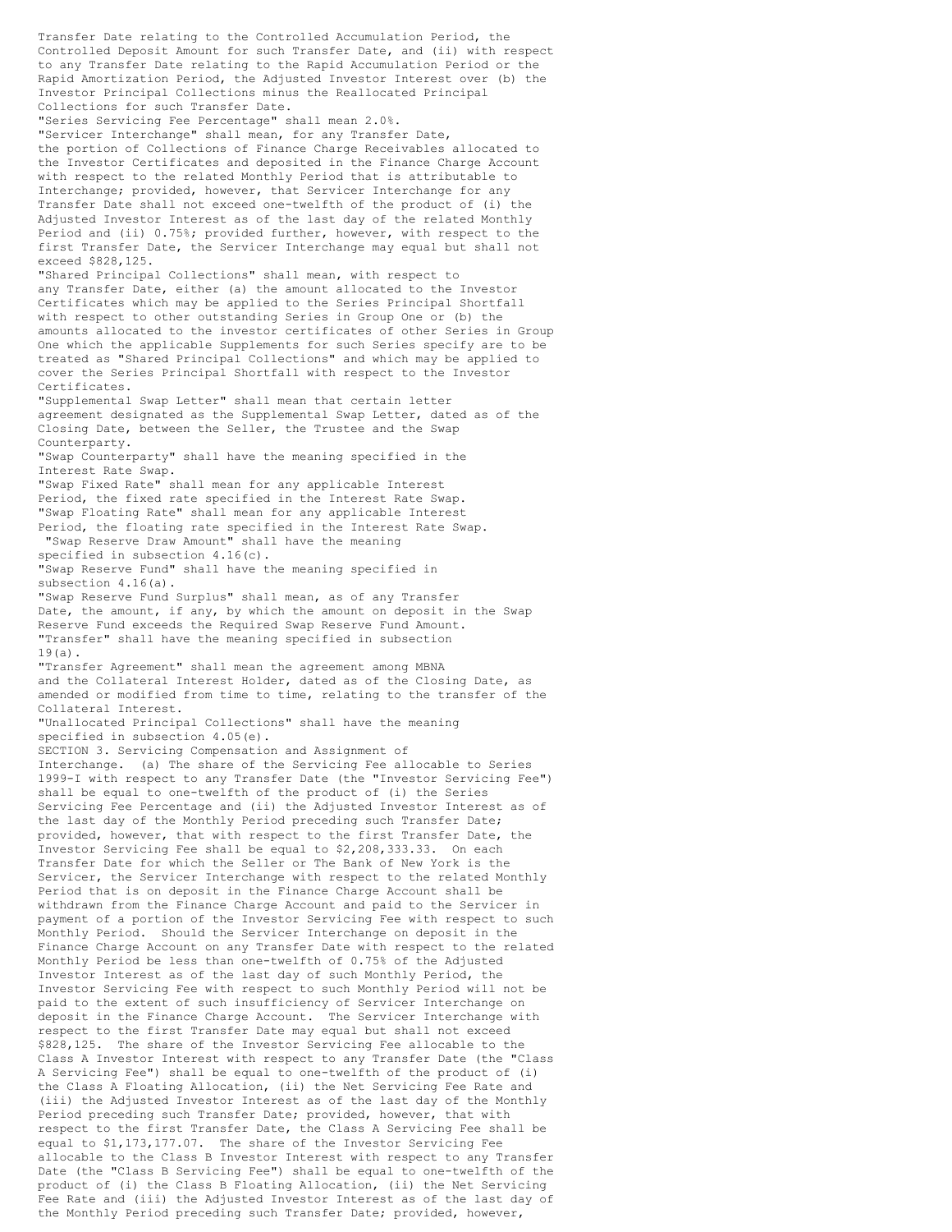Transfer Date relating to the Controlled Accumulation Period, the Controlled Deposit Amount for such Transfer Date, and (ii) with respect to any Transfer Date relating to the Rapid Accumulation Period or the Rapid Amortization Period, the Adjusted Investor Interest over (b) the Investor Principal Collections minus the Reallocated Principal Collections for such Transfer Date.

"Series Servicing Fee Percentage" shall mean 2.0%.

"Servicer Interchange" shall mean, for any Transfer Date, the portion of Collections of Finance Charge Receivables allocated to the Investor Certificates and deposited in the Finance Charge Account with respect to the related Monthly Period that is attributable to Interchange; provided, however, that Servicer Interchange for any Transfer Date shall not exceed one-twelfth of the product of (i) the Adjusted Investor Interest as of the last day of the related Monthly Period and (ii) 0.75%; provided further, however, with respect to the first Transfer Date, the Servicer Interchange may equal but shall not exceed $828,125.

"Shared Principal Collections" shall mean, with respect to any Transfer Date, either (a) the amount allocated to the Investor Certificates which may be applied to the Series Principal Shortfall with respect to other outstanding Series in Group One or (b) the amounts allocated to the investor certificates of other Series in Group One which the applicable Supplements for such Series specify are to be treated as "Shared Principal Collections" and which may be applied to cover the Series Principal Shortfall with respect to the Investor Certificates.

"Supplemental Swap Letter" shall mean that certain letter agreement designated as the Supplemental Swap Letter, dated as of the Closing Date, between the Seller, the Trustee and the Swap Counterparty.

"Swap Counterparty" shall have the meaning specified in the Interest Rate Swap.

"Swap Fixed Rate" shall mean for any applicable Interest Period, the fixed rate specified in the Interest Rate Swap.

"Swap Floating Rate" shall mean for any applicable Interest Period, the floating rate specified in the Interest Rate Swap.

"Swap Reserve Draw Amount" shall have the meaning specified in subsection 4.16(c).

"Swap Reserve Fund" shall have the meaning specified in subsection 4.16(a).

"Swap Reserve Fund Surplus" shall mean, as of any Transfer Date, the amount, if any, by which the amount on deposit in the Swap Reserve Fund exceeds the Required Swap Reserve Fund Amount.

"Transfer" shall have the meaning specified in subsection 19(a).

"Transfer Agreement" shall mean the agreement among MBNA and the Collateral Interest Holder, dated as of the Closing Date, as amended or modified from time to time, relating to the transfer of the Collateral Interest.

"Unallocated Principal Collections" shall have the meaning specified in subsection 4.05(e).

SECTION 3. Servicing Compensation and Assignment of Interchange. (a) The share of the Servicing Fee allocable to Series 1999-I with respect to any Transfer Date (the "Investor Servicing Fee") shall be equal to one-twelfth of the product of (i) the Series Servicing Fee Percentage and (ii) the Adjusted Investor Interest as of the last day of the Monthly Period preceding such Transfer Date; provided, however, that with respect to the first Transfer Date, the Investor Servicing Fee shall be equal to $2,208,333.33. On each Transfer Date for which the Seller or The Bank of New York is the Servicer, the Servicer Interchange with respect to the related Monthly Period that is on deposit in the Finance Charge Account shall be withdrawn from the Finance Charge Account and paid to the Servicer in payment of a portion of the Investor Servicing Fee with respect to such Monthly Period. Should the Servicer Interchange on deposit in the Finance Charge Account on any Transfer Date with respect to the related Monthly Period be less than one-twelfth of 0.75% of the Adjusted Investor Interest as of the last day of such Monthly Period, the Investor Servicing Fee with respect to such Monthly Period will not be paid to the extent of such insufficiency of Servicer Interchange on deposit in the Finance Charge Account. The Servicer Interchange with respect to the first Transfer Date may equal but shall not exceed $828,125. The share of the Investor Servicing Fee allocable to the Class A Investor Interest with respect to any Transfer Date (the "Class A Servicing Fee") shall be equal to one-twelfth of the product of (i) the Class A Floating Allocation, (ii) the Net Servicing Fee Rate and (iii) the Adjusted Investor Interest as of the last day of the Monthly Period preceding such Transfer Date; provided, however, that with respect to the first Transfer Date, the Class A Servicing Fee shall be equal to $1,173,177.07. The share of the Investor Servicing Fee allocable to the Class B Investor Interest with respect to any Transfer Date (the "Class B Servicing Fee") shall be equal to one-twelfth of the product of (i) the Class B Floating Allocation, (ii) the Net Servicing Fee Rate and (iii) the Adjusted Investor Interest as of the last day of the Monthly Period preceding such Transfer Date; provided, however,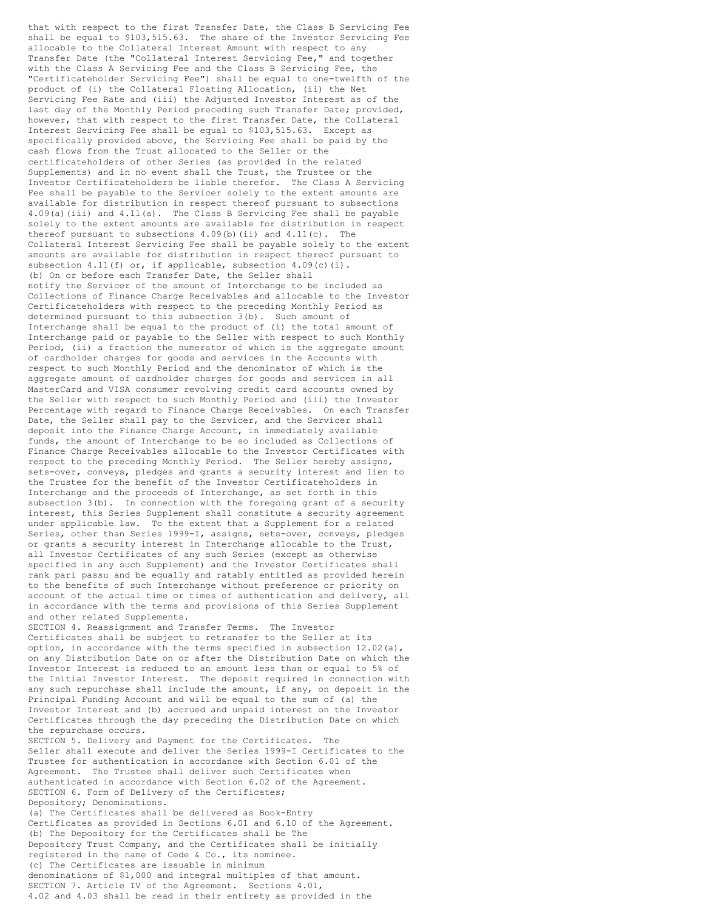that with respect to the first Transfer Date, the Class B Servicing Fee shall be equal to $103,515.63. The share of the Investor Servicing Fee allocable to the Collateral Interest Amount with respect to any Transfer Date (the "Collateral Interest Servicing Fee," and together with the Class A Servicing Fee and the Class B Servicing Fee, the "Certificateholder Servicing Fee") shall be equal to one-twelfth of the product of (i) the Collateral Floating Allocation, (ii) the Net Servicing Fee Rate and (iii) the Adjusted Investor Interest as of the last day of the Monthly Period preceding such Transfer Date; provided, however, that with respect to the first Transfer Date, the Collateral Interest Servicing Fee shall be equal to $103,515.63. Except as specifically provided above, the Servicing Fee shall be paid by the cash flows from the Trust allocated to the Seller or the certificateholders of other Series (as provided in the related Supplements) and in no event shall the Trust, the Trustee or the Investor Certificateholders be liable therefor. The Class A Servicing Fee shall be payable to the Servicer solely to the extent amounts are available for distribution in respect thereof pursuant to subsections 4.09(a)(iii) and 4.11(a). The Class B Servicing Fee shall be payable solely to the extent amounts are available for distribution in respect thereof pursuant to subsections 4.09(b)(ii) and 4.11(c). The Collateral Interest Servicing Fee shall be payable solely to the extent amounts are available for distribution in respect thereof pursuant to subsection 4.11(f) or, if applicable, subsection 4.09(c)(i).

(b) On or before each Transfer Date, the Seller shall notify the Servicer of the amount of Interchange to be included as Collections of Finance Charge Receivables and allocable to the Investor Certificateholders with respect to the preceding Monthly Period as determined pursuant to this subsection 3(b). Such amount of Interchange shall be equal to the product of (i) the total amount of Interchange paid or payable to the Seller with respect to such Monthly Period, (ii) a fraction the numerator of which is the aggregate amount of cardholder charges for goods and services in the Accounts with respect to such Monthly Period and the denominator of which is the aggregate amount of cardholder charges for goods and services in all MasterCard and VISA consumer revolving credit card accounts owned by the Seller with respect to such Monthly Period and (iii) the Investor Percentage with regard to Finance Charge Receivables. On each Transfer Date, the Seller shall pay to the Servicer, and the Servicer shall deposit into the Finance Charge Account, in immediately available funds, the amount of Interchange to be so included as Collections of Finance Charge Receivables allocable to the Investor Certificates with respect to the preceding Monthly Period. The Seller hereby assigns, sets-over, conveys, pledges and grants a security interest and lien to the Trustee for the benefit of the Investor Certificateholders in Interchange and the proceeds of Interchange, as set forth in this subsection 3(b). In connection with the foregoing grant of a security interest, this Series Supplement shall constitute a security agreement under applicable law. To the extent that a Supplement for a related Series, other than Series 1999-I, assigns, sets-over, conveys, pledges or grants a security interest in Interchange allocable to the Trust, all Investor Certificates of any such Series (except as otherwise specified in any such Supplement) and the Investor Certificates shall rank pari passu and be equally and ratably entitled as provided herein to the benefits of such Interchange without preference or priority on account of the actual time or times of authentication and delivery, all in accordance with the terms and provisions of this Series Supplement and other related Supplements.

SECTION 4. Reassignment and Transfer Terms. The Investor Certificates shall be subject to retransfer to the Seller at its option, in accordance with the terms specified in subsection 12.02(a), on any Distribution Date on or after the Distribution Date on which the Investor Interest is reduced to an amount less than or equal to 5% of the Initial Investor Interest. The deposit required in connection with any such repurchase shall include the amount, if any, on deposit in the Principal Funding Account and will be equal to the sum of (a) the Investor Interest and (b) accrued and unpaid interest on the Investor Certificates through the day preceding the Distribution Date on which the repurchase occurs.

SECTION 5. Delivery and Payment for the Certificates. The Seller shall execute and deliver the Series 1999-I Certificates to the Trustee for authentication in accordance with Section 6.01 of the Agreement. The Trustee shall deliver such Certificates when authenticated in accordance with Section 6.02 of the Agreement.

SECTION 6. Form of Delivery of the Certificates; Depository; Denominations.

(a) The Certificates shall be delivered as Book-Entry Certificates as provided in Sections 6.01 and 6.10 of the Agreement.

(b) The Depository for the Certificates shall be The Depository Trust Company, and the Certificates shall be initially registered in the name of Cede & Co., its nominee.

(c) The Certificates are issuable in minimum denominations of $1,000 and integral multiples of that amount.

SECTION 7. Article IV of the Agreement. Sections 4.01, 4.02 and 4.03 shall be read in their entirety as provided in the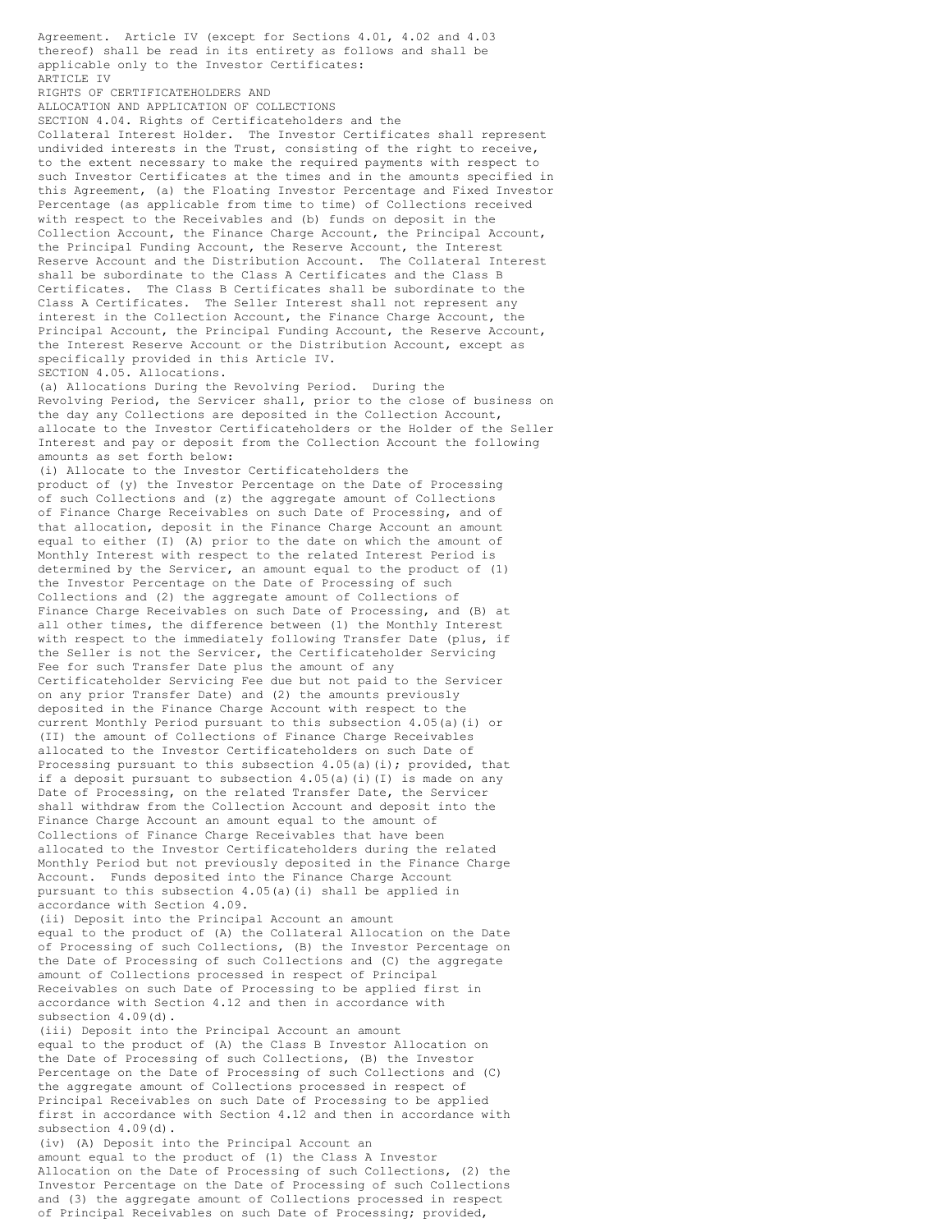Agreement. Article IV (except for Sections 4.01, 4.02 and 4.03 thereof) shall be read in its entirety as follows and shall be applicable only to the Investor Certificates:

ARTICLE IV

RIGHTS OF CERTIFICATEHOLDERS AND

ALLOCATION AND APPLICATION OF COLLECTIONS

SECTION 4.04. Rights of Certificateholders and the Collateral Interest Holder. The Investor Certificates shall represent undivided interests in the Trust, consisting of the right to receive, to the extent necessary to make the required payments with respect to such Investor Certificates at the times and in the amounts specified in this Agreement, (a) the Floating Investor Percentage and Fixed Investor Percentage (as applicable from time to time) of Collections received with respect to the Receivables and (b) funds on deposit in the Collection Account, the Finance Charge Account, the Principal Account, the Principal Funding Account, the Reserve Account, the Interest Reserve Account and the Distribution Account. The Collateral Interest shall be subordinate to the Class A Certificates and the Class B Certificates. The Class B Certificates shall be subordinate to the Class A Certificates. The Seller Interest shall not represent any interest in the Collection Account, the Finance Charge Account, the Principal Account, the Principal Funding Account, the Reserve Account, the Interest Reserve Account or the Distribution Account, except as specifically provided in this Article IV.

SECTION 4.05. Allocations.

(a) Allocations During the Revolving Period. During the Revolving Period, the Servicer shall, prior to the close of business on the day any Collections are deposited in the Collection Account, allocate to the Investor Certificateholders or the Holder of the Seller Interest and pay or deposit from the Collection Account the following amounts as set forth below:

(i) Allocate to the Investor Certificateholders the product of (y) the Investor Percentage on the Date of Processing of such Collections and (z) the aggregate amount of Collections of Finance Charge Receivables on such Date of Processing, and of that allocation, deposit in the Finance Charge Account an amount equal to either (I) (A) prior to the date on which the amount of Monthly Interest with respect to the related Interest Period is determined by the Servicer, an amount equal to the product of (1) the Investor Percentage on the Date of Processing of such Collections and (2) the aggregate amount of Collections of Finance Charge Receivables on such Date of Processing, and (B) at all other times, the difference between (1) the Monthly Interest with respect to the immediately following Transfer Date (plus, if the Seller is not the Servicer, the Certificateholder Servicing Fee for such Transfer Date plus the amount of any Certificateholder Servicing Fee due but not paid to the Servicer on any prior Transfer Date) and (2) the amounts previously deposited in the Finance Charge Account with respect to the current Monthly Period pursuant to this subsection 4.05(a)(i) or (II) the amount of Collections of Finance Charge Receivables allocated to the Investor Certificateholders on such Date of Processing pursuant to this subsection 4.05(a)(i); provided, that if a deposit pursuant to subsection 4.05(a)(i)(I) is made on any Date of Processing, on the related Transfer Date, the Servicer shall withdraw from the Collection Account and deposit into the Finance Charge Account an amount equal to the amount of Collections of Finance Charge Receivables that have been allocated to the Investor Certificateholders during the related Monthly Period but not previously deposited in the Finance Charge Account. Funds deposited into the Finance Charge Account pursuant to this subsection 4.05(a)(i) shall be applied in accordance with Section 4.09.

(ii) Deposit into the Principal Account an amount equal to the product of (A) the Collateral Allocation on the Date of Processing of such Collections, (B) the Investor Percentage on the Date of Processing of such Collections and (C) the aggregate amount of Collections processed in respect of Principal Receivables on such Date of Processing to be applied first in accordance with Section 4.12 and then in accordance with subsection 4.09(d).

(iii) Deposit into the Principal Account an amount equal to the product of (A) the Class B Investor Allocation on the Date of Processing of such Collections, (B) the Investor Percentage on the Date of Processing of such Collections and (C) the aggregate amount of Collections processed in respect of Principal Receivables on such Date of Processing to be applied first in accordance with Section 4.12 and then in accordance with subsection 4.09(d).

(iv) (A) Deposit into the Principal Account an amount equal to the product of (1) the Class A Investor Allocation on the Date of Processing of such Collections, (2) the Investor Percentage on the Date of Processing of such Collections and (3) the aggregate amount of Collections processed in respect of Principal Receivables on such Date of Processing; provided,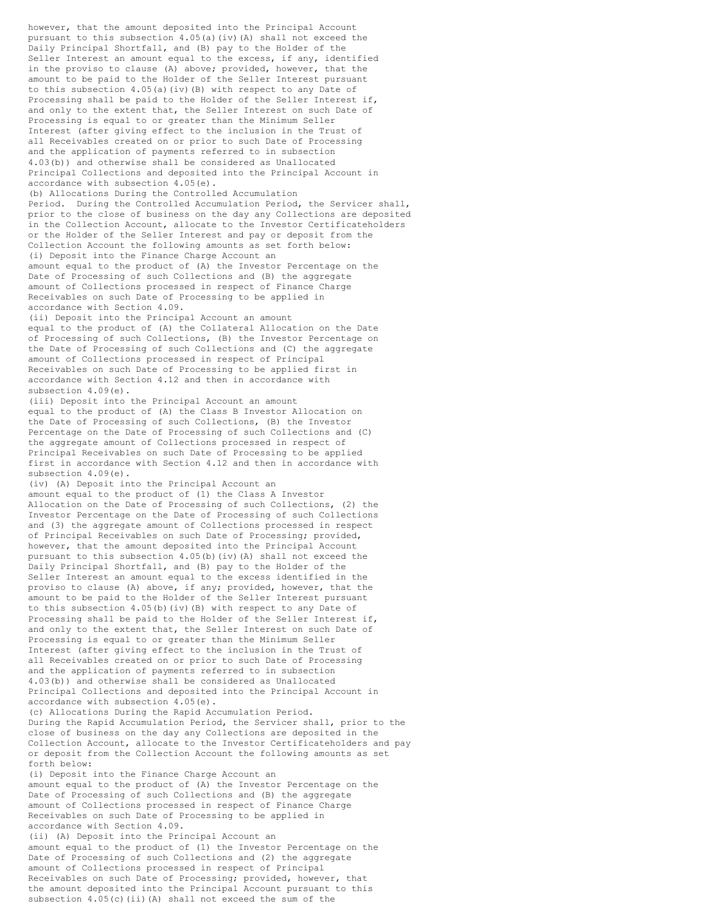however, that the amount deposited into the Principal Account pursuant to this subsection 4.05(a)(iv)(A) shall not exceed the Daily Principal Shortfall, and (B) pay to the Holder of the Seller Interest an amount equal to the excess, if any, identified in the proviso to clause (A) above; provided, however, that the amount to be paid to the Holder of the Seller Interest pursuant to this subsection 4.05(a)(iv)(B) with respect to any Date of Processing shall be paid to the Holder of the Seller Interest if, and only to the extent that, the Seller Interest on such Date of Processing is equal to or greater than the Minimum Seller Interest (after giving effect to the inclusion in the Trust of all Receivables created on or prior to such Date of Processing and the application of payments referred to in subsection 4.03(b)) and otherwise shall be considered as Unallocated Principal Collections and deposited into the Principal Account in accordance with subsection 4.05(e).

(b) Allocations During the Controlled Accumulation Period. During the Controlled Accumulation Period, the Servicer shall, prior to the close of business on the day any Collections are deposited in the Collection Account, allocate to the Investor Certificateholders or the Holder of the Seller Interest and pay or deposit from the Collection Account the following amounts as set forth below:

(i) Deposit into the Finance Charge Account an amount equal to the product of (A) the Investor Percentage on the Date of Processing of such Collections and (B) the aggregate amount of Collections processed in respect of Finance Charge Receivables on such Date of Processing to be applied in accordance with Section 4.09.

(ii) Deposit into the Principal Account an amount equal to the product of (A) the Collateral Allocation on the Date of Processing of such Collections, (B) the Investor Percentage on the Date of Processing of such Collections and (C) the aggregate amount of Collections processed in respect of Principal Receivables on such Date of Processing to be applied first in accordance with Section 4.12 and then in accordance with subsection 4.09(e).

(iii) Deposit into the Principal Account an amount equal to the product of (A) the Class B Investor Allocation on the Date of Processing of such Collections, (B) the Investor Percentage on the Date of Processing of such Collections and (C) the aggregate amount of Collections processed in respect of Principal Receivables on such Date of Processing to be applied first in accordance with Section 4.12 and then in accordance with subsection 4.09(e).

(iv) (A) Deposit into the Principal Account an amount equal to the product of (1) the Class A Investor Allocation on the Date of Processing of such Collections, (2) the Investor Percentage on the Date of Processing of such Collections and (3) the aggregate amount of Collections processed in respect of Principal Receivables on such Date of Processing; provided, however, that the amount deposited into the Principal Account pursuant to this subsection 4.05(b)(iv)(A) shall not exceed the Daily Principal Shortfall, and (B) pay to the Holder of the Seller Interest an amount equal to the excess identified in the proviso to clause (A) above, if any; provided, however, that the amount to be paid to the Holder of the Seller Interest pursuant to this subsection 4.05(b)(iv)(B) with respect to any Date of Processing shall be paid to the Holder of the Seller Interest if, and only to the extent that, the Seller Interest on such Date of Processing is equal to or greater than the Minimum Seller Interest (after giving effect to the inclusion in the Trust of all Receivables created on or prior to such Date of Processing and the application of payments referred to in subsection 4.03(b)) and otherwise shall be considered as Unallocated Principal Collections and deposited into the Principal Account in accordance with subsection 4.05(e).

(c) Allocations During the Rapid Accumulation Period. During the Rapid Accumulation Period, the Servicer shall, prior to the close of business on the day any Collections are deposited in the Collection Account, allocate to the Investor Certificateholders and pay or deposit from the Collection Account the following amounts as set forth below:

(i) Deposit into the Finance Charge Account an amount equal to the product of (A) the Investor Percentage on the Date of Processing of such Collections and (B) the aggregate amount of Collections processed in respect of Finance Charge Receivables on such Date of Processing to be applied in accordance with Section 4.09.

(ii) (A) Deposit into the Principal Account an amount equal to the product of (1) the Investor Percentage on the Date of Processing of such Collections and (2) the aggregate amount of Collections processed in respect of Principal Receivables on such Date of Processing; provided, however, that the amount deposited into the Principal Account pursuant to this subsection 4.05(c)(ii)(A) shall not exceed the sum of the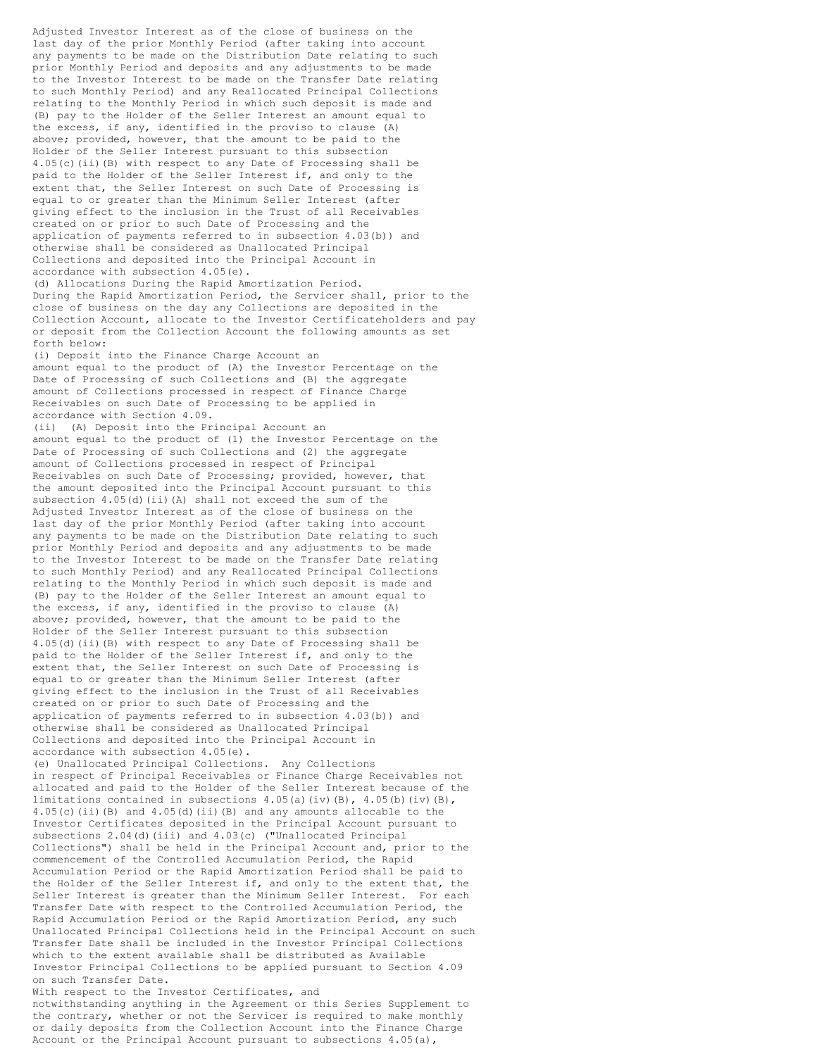Adjusted Investor Interest as of the close of business on the last day of the prior Monthly Period (after taking into account any payments to be made on the Distribution Date relating to such prior Monthly Period and deposits and any adjustments to be made to the Investor Interest to be made on the Transfer Date relating to such Monthly Period) and any Reallocated Principal Collections relating to the Monthly Period in which such deposit is made and (B) pay to the Holder of the Seller Interest an amount equal to the excess, if any, identified in the proviso to clause (A) above; provided, however, that the amount to be paid to the Holder of the Seller Interest pursuant to this subsection 4.05(c)(ii)(B) with respect to any Date of Processing shall be paid to the Holder of the Seller Interest if, and only to the extent that, the Seller Interest on such Date of Processing is equal to or greater than the Minimum Seller Interest (after giving effect to the inclusion in the Trust of all Receivables created on or prior to such Date of Processing and the application of payments referred to in subsection 4.03(b)) and otherwise shall be considered as Unallocated Principal Collections and deposited into the Principal Account in accordance with subsection 4.05(e).

(d) Allocations During the Rapid Amortization Period. During the Rapid Amortization Period, the Servicer shall, prior to the close of business on the day any Collections are deposited in the Collection Account, allocate to the Investor Certificateholders and pay or deposit from the Collection Account the following amounts as set forth below:

(i) Deposit into the Finance Charge Account an amount equal to the product of (A) the Investor Percentage on the Date of Processing of such Collections and (B) the aggregate amount of Collections processed in respect of Finance Charge Receivables on such Date of Processing to be applied in accordance with Section 4.09.

(ii) (A) Deposit into the Principal Account an amount equal to the product of (1) the Investor Percentage on the Date of Processing of such Collections and (2) the aggregate amount of Collections processed in respect of Principal Receivables on such Date of Processing; provided, however, that the amount deposited into the Principal Account pursuant to this subsection 4.05(d)(ii)(A) shall not exceed the sum of the Adjusted Investor Interest as of the close of business on the last day of the prior Monthly Period (after taking into account any payments to be made on the Distribution Date relating to such prior Monthly Period and deposits and any adjustments to be made to the Investor Interest to be made on the Transfer Date relating to such Monthly Period) and any Reallocated Principal Collections relating to the Monthly Period in which such deposit is made and (B) pay to the Holder of the Seller Interest an amount equal to the excess, if any, identified in the proviso to clause (A) above; provided, however, that the amount to be paid to the Holder of the Seller Interest pursuant to this subsection 4.05(d)(ii)(B) with respect to any Date of Processing shall be paid to the Holder of the Seller Interest if, and only to the extent that, the Seller Interest on such Date of Processing is equal to or greater than the Minimum Seller Interest (after giving effect to the inclusion in the Trust of all Receivables created on or prior to such Date of Processing and the application of payments referred to in subsection 4.03(b)) and otherwise shall be considered as Unallocated Principal Collections and deposited into the Principal Account in accordance with subsection 4.05(e).

(e) Unallocated Principal Collections. Any Collections in respect of Principal Receivables or Finance Charge Receivables not allocated and paid to the Holder of the Seller Interest because of the limitations contained in subsections 4.05(a)(iv)(B), 4.05(b)(iv)(B), 4.05(c)(ii)(B) and 4.05(d)(ii)(B) and any amounts allocable to the Investor Certificates deposited in the Principal Account pursuant to subsections 2.04(d)(iii) and 4.03(c) ("Unallocated Principal Collections") shall be held in the Principal Account and, prior to the commencement of the Controlled Accumulation Period, the Rapid Accumulation Period or the Rapid Amortization Period shall be paid to the Holder of the Seller Interest if, and only to the extent that, the Seller Interest is greater than the Minimum Seller Interest. For each Transfer Date with respect to the Controlled Accumulation Period, the Rapid Accumulation Period or the Rapid Amortization Period, any such Unallocated Principal Collections held in the Principal Account on such Transfer Date shall be included in the Investor Principal Collections which to the extent available shall be distributed as Available Investor Principal Collections to be applied pursuant to Section 4.09 on such Transfer Date.

With respect to the Investor Certificates, and notwithstanding anything in the Agreement or this Series Supplement to the contrary, whether or not the Servicer is required to make monthly or daily deposits from the Collection Account into the Finance Charge Account or the Principal Account pursuant to subsections 4.05(a),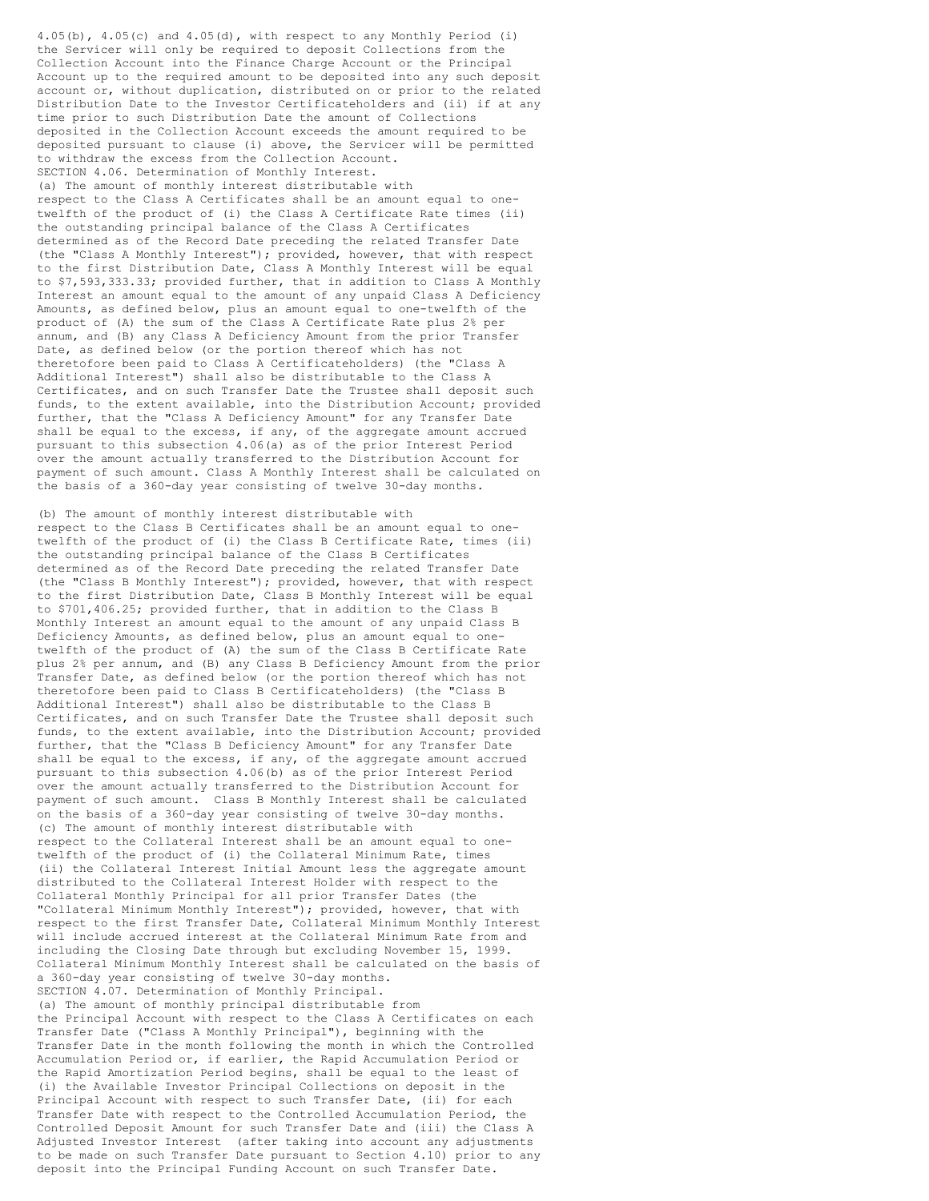4.05(b), 4.05(c) and 4.05(d), with respect to any Monthly Period (i) the Servicer will only be required to deposit Collections from the Collection Account into the Finance Charge Account or the Principal Account up to the required amount to be deposited into any such deposit account or, without duplication, distributed on or prior to the related Distribution Date to the Investor Certificateholders and (ii) if at any time prior to such Distribution Date the amount of Collections deposited in the Collection Account exceeds the amount required to be deposited pursuant to clause (i) above, the Servicer will be permitted to withdraw the excess from the Collection Account.

SECTION 4.06. Determination of Monthly Interest.

(a) The amount of monthly interest distributable with respect to the Class A Certificates shall be an amount equal to one-twelfth of the product of (i) the Class A Certificate Rate times (ii) the outstanding principal balance of the Class A Certificates determined as of the Record Date preceding the related Transfer Date (the "Class A Monthly Interest"); provided, however, that with respect to the first Distribution Date, Class A Monthly Interest will be equal to $7,593,333.33; provided further, that in addition to Class A Monthly Interest an amount equal to the amount of any unpaid Class A Deficiency Amounts, as defined below, plus an amount equal to one-twelfth of the product of (A) the sum of the Class A Certificate Rate plus 2% per annum, and (B) any Class A Deficiency Amount from the prior Transfer Date, as defined below (or the portion thereof which has not theretofore been paid to Class A Certificateholders) (the "Class A Additional Interest") shall also be distributable to the Class A Certificates, and on such Transfer Date the Trustee shall deposit such funds, to the extent available, into the Distribution Account; provided further, that the "Class A Deficiency Amount" for any Transfer Date shall be equal to the excess, if any, of the aggregate amount accrued pursuant to this subsection 4.06(a) as of the prior Interest Period over the amount actually transferred to the Distribution Account for payment of such amount. Class A Monthly Interest shall be calculated on the basis of a 360-day year consisting of twelve 30-day months.

(b) The amount of monthly interest distributable with respect to the Class B Certificates shall be an amount equal to one-twelfth of the product of (i) the Class B Certificate Rate, times (ii) the outstanding principal balance of the Class B Certificates determined as of the Record Date preceding the related Transfer Date (the "Class B Monthly Interest"); provided, however, that with respect to the first Distribution Date, Class B Monthly Interest will be equal to $701,406.25; provided further, that in addition to the Class B Monthly Interest an amount equal to the amount of any unpaid Class B Deficiency Amounts, as defined below, plus an amount equal to one-twelfth of the product of (A) the sum of the Class B Certificate Rate plus 2% per annum, and (B) any Class B Deficiency Amount from the prior Transfer Date, as defined below (or the portion thereof which has not theretofore been paid to Class B Certificateholders) (the "Class B Additional Interest") shall also be distributable to the Class B Certificates, and on such Transfer Date the Trustee shall deposit such funds, to the extent available, into the Distribution Account; provided further, that the "Class B Deficiency Amount" for any Transfer Date shall be equal to the excess, if any, of the aggregate amount accrued pursuant to this subsection 4.06(b) as of the prior Interest Period over the amount actually transferred to the Distribution Account for payment of such amount. Class B Monthly Interest shall be calculated on the basis of a 360-day year consisting of twelve 30-day months.

(c) The amount of monthly interest distributable with respect to the Collateral Interest shall be an amount equal to one-twelfth of the product of (i) the Collateral Minimum Rate, times (ii) the Collateral Interest Initial Amount less the aggregate amount distributed to the Collateral Interest Holder with respect to the Collateral Monthly Principal for all prior Transfer Dates (the "Collateral Minimum Monthly Interest"); provided, however, that with respect to the first Transfer Date, Collateral Minimum Monthly Interest will include accrued interest at the Collateral Minimum Rate from and including the Closing Date through but excluding November 15, 1999. Collateral Minimum Monthly Interest shall be calculated on the basis of a 360-day year consisting of twelve 30-day months.

SECTION 4.07. Determination of Monthly Principal.

(a) The amount of monthly principal distributable from the Principal Account with respect to the Class A Certificates on each Transfer Date ("Class A Monthly Principal"), beginning with the Transfer Date in the month following the month in which the Controlled Accumulation Period or, if earlier, the Rapid Accumulation Period or the Rapid Amortization Period begins, shall be equal to the least of (i) the Available Investor Principal Collections on deposit in the Principal Account with respect to such Transfer Date, (ii) for each Transfer Date with respect to the Controlled Accumulation Period, the Controlled Deposit Amount for such Transfer Date and (iii) the Class A Adjusted Investor Interest (after taking into account any adjustments to be made on such Transfer Date pursuant to Section 4.10) prior to any deposit into the Principal Funding Account on such Transfer Date.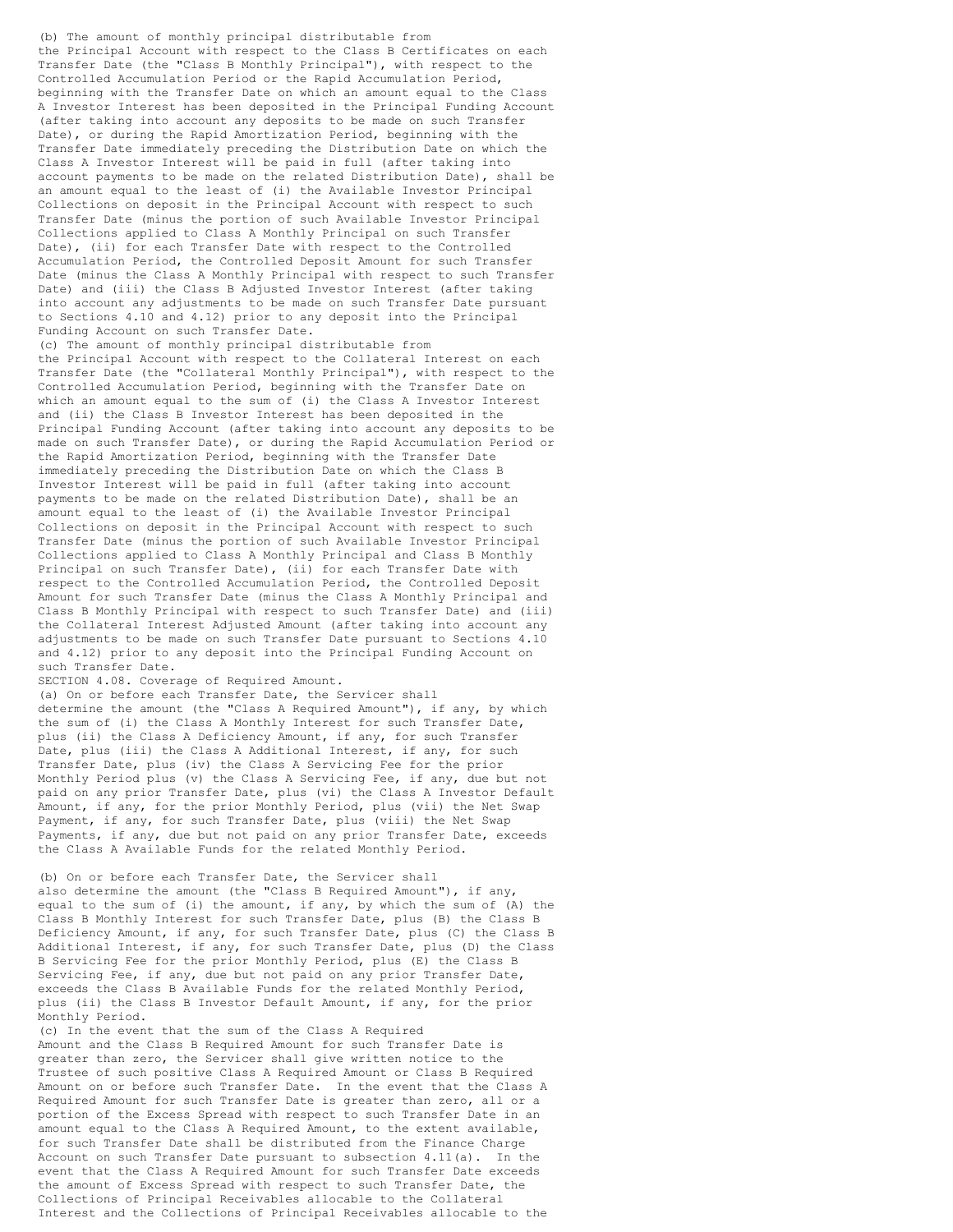(b) The amount of monthly principal distributable from the Principal Account with respect to the Class B Certificates on each Transfer Date (the "Class B Monthly Principal"), with respect to the Controlled Accumulation Period or the Rapid Accumulation Period, beginning with the Transfer Date on which an amount equal to the Class A Investor Interest has been deposited in the Principal Funding Account (after taking into account any deposits to be made on such Transfer Date), or during the Rapid Amortization Period, beginning with the Transfer Date immediately preceding the Distribution Date on which the Class A Investor Interest will be paid in full (after taking into account payments to be made on the related Distribution Date), shall be an amount equal to the least of (i) the Available Investor Principal Collections on deposit in the Principal Account with respect to such Transfer Date (minus the portion of such Available Investor Principal Collections applied to Class A Monthly Principal on such Transfer Date), (ii) for each Transfer Date with respect to the Controlled Accumulation Period, the Controlled Deposit Amount for such Transfer Date (minus the Class A Monthly Principal with respect to such Transfer Date) and (iii) the Class B Adjusted Investor Interest (after taking into account any adjustments to be made on such Transfer Date pursuant to Sections 4.10 and 4.12) prior to any deposit into the Principal Funding Account on such Transfer Date.

(c) The amount of monthly principal distributable from the Principal Account with respect to the Collateral Interest on each Transfer Date (the "Collateral Monthly Principal"), with respect to the Controlled Accumulation Period, beginning with the Transfer Date on which an amount equal to the sum of (i) the Class A Investor Interest and (ii) the Class B Investor Interest has been deposited in the Principal Funding Account (after taking into account any deposits to be made on such Transfer Date), or during the Rapid Accumulation Period or the Rapid Amortization Period, beginning with the Transfer Date immediately preceding the Distribution Date on which the Class B Investor Interest will be paid in full (after taking into account payments to be made on the related Distribution Date), shall be an amount equal to the least of (i) the Available Investor Principal Collections on deposit in the Principal Account with respect to such Transfer Date (minus the portion of such Available Investor Principal Collections applied to Class A Monthly Principal and Class B Monthly Principal on such Transfer Date), (ii) for each Transfer Date with respect to the Controlled Accumulation Period, the Controlled Deposit Amount for such Transfer Date (minus the Class A Monthly Principal and Class B Monthly Principal with respect to such Transfer Date) and (iii) the Collateral Interest Adjusted Amount (after taking into account any adjustments to be made on such Transfer Date pursuant to Sections 4.10 and 4.12) prior to any deposit into the Principal Funding Account on such Transfer Date.

SECTION 4.08. Coverage of Required Amount.

(a) On or before each Transfer Date, the Servicer shall determine the amount (the "Class A Required Amount"), if any, by which the sum of (i) the Class A Monthly Interest for such Transfer Date, plus (ii) the Class A Deficiency Amount, if any, for such Transfer Date, plus (iii) the Class A Additional Interest, if any, for such Transfer Date, plus (iv) the Class A Servicing Fee for the prior Monthly Period plus (v) the Class A Servicing Fee, if any, due but not paid on any prior Transfer Date, plus (vi) the Class A Investor Default Amount, if any, for the prior Monthly Period, plus (vii) the Net Swap Payment, if any, for such Transfer Date, plus (viii) the Net Swap Payments, if any, due but not paid on any prior Transfer Date, exceeds the Class A Available Funds for the related Monthly Period.

(b) On or before each Transfer Date, the Servicer shall also determine the amount (the "Class B Required Amount"), if any, equal to the sum of (i) the amount, if any, by which the sum of (A) the Class B Monthly Interest for such Transfer Date, plus (B) the Class B Deficiency Amount, if any, for such Transfer Date, plus (C) the Class B Additional Interest, if any, for such Transfer Date, plus (D) the Class B Servicing Fee for the prior Monthly Period, plus (E) the Class B Servicing Fee, if any, due but not paid on any prior Transfer Date, exceeds the Class B Available Funds for the related Monthly Period, plus (ii) the Class B Investor Default Amount, if any, for the prior Monthly Period.

(c) In the event that the sum of the Class A Required Amount and the Class B Required Amount for such Transfer Date is greater than zero, the Servicer shall give written notice to the Trustee of such positive Class A Required Amount or Class B Required Amount on or before such Transfer Date. In the event that the Class A Required Amount for such Transfer Date is greater than zero, all or a portion of the Excess Spread with respect to such Transfer Date in an amount equal to the Class A Required Amount, to the extent available, for such Transfer Date shall be distributed from the Finance Charge Account on such Transfer Date pursuant to subsection 4.11(a). In the event that the Class A Required Amount for such Transfer Date exceeds the amount of Excess Spread with respect to such Transfer Date, the Collections of Principal Receivables allocable to the Collateral Interest and the Collections of Principal Receivables allocable to the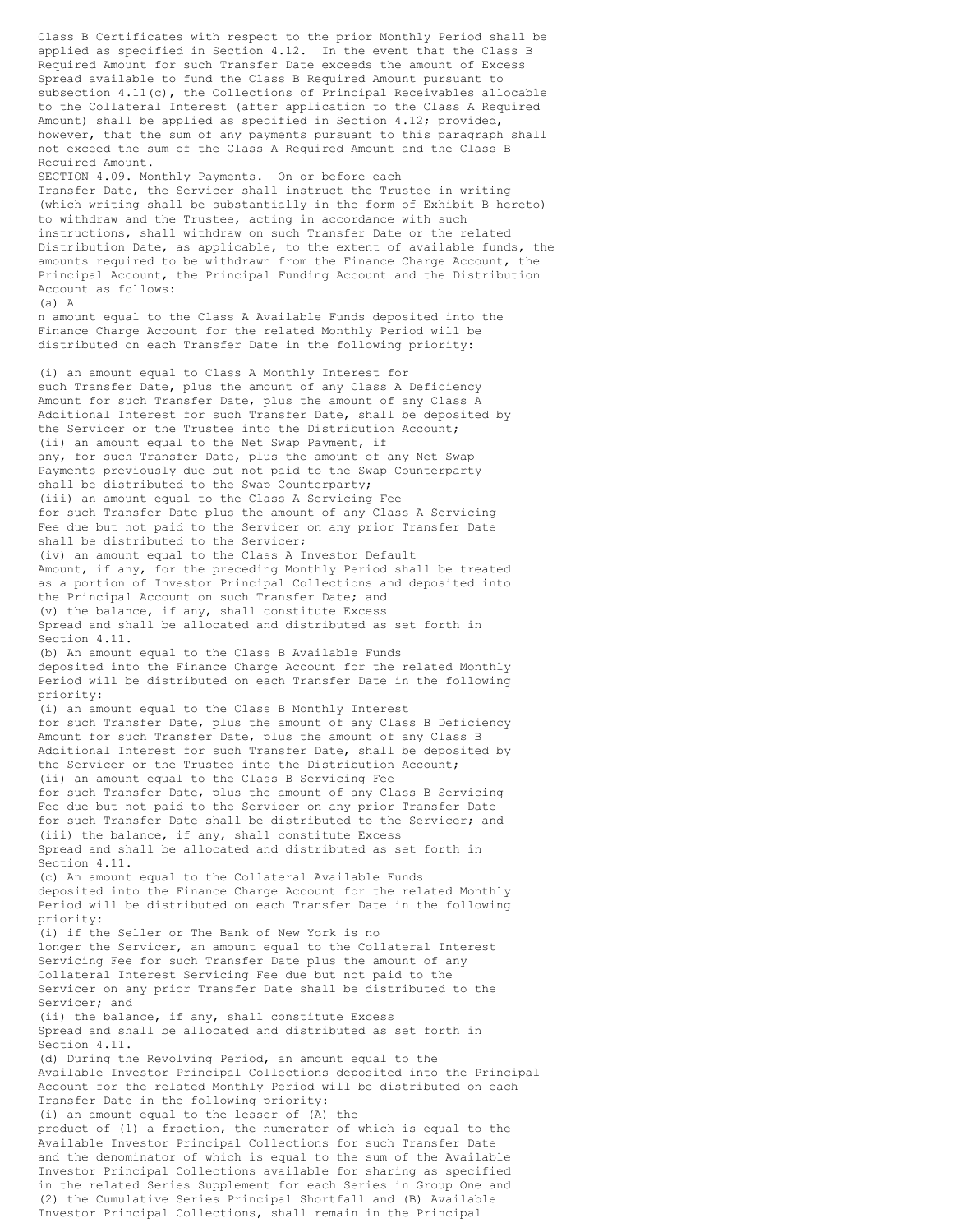Class B Certificates with respect to the prior Monthly Period shall be applied as specified in Section 4.12. In the event that the Class B Required Amount for such Transfer Date exceeds the amount of Excess Spread available to fund the Class B Required Amount pursuant to subsection 4.11(c), the Collections of Principal Receivables allocable to the Collateral Interest (after application to the Class A Required Amount) shall be applied as specified in Section 4.12; provided, however, that the sum of any payments pursuant to this paragraph shall not exceed the sum of the Class A Required Amount and the Class B Required Amount.

SECTION 4.09. Monthly Payments. On or before each Transfer Date, the Servicer shall instruct the Trustee in writing (which writing shall be substantially in the form of Exhibit B hereto) to withdraw and the Trustee, acting in accordance with such instructions, shall withdraw on such Transfer Date or the related Distribution Date, as applicable, to the extent of available funds, the amounts required to be withdrawn from the Finance Charge Account, the Principal Account, the Principal Funding Account and the Distribution Account as follows:

(a) A
n amount equal to the Class A Available Funds deposited into the Finance Charge Account for the related Monthly Period will be distributed on each Transfer Date in the following priority:

(i) an amount equal to Class A Monthly Interest for such Transfer Date, plus the amount of any Class A Deficiency Amount for such Transfer Date, plus the amount of any Class A Additional Interest for such Transfer Date, shall be deposited by the Servicer or the Trustee into the Distribution Account;
(ii) an amount equal to the Net Swap Payment, if any, for such Transfer Date, plus the amount of any Net Swap Payments previously due but not paid to the Swap Counterparty shall be distributed to the Swap Counterparty;
(iii) an amount equal to the Class A Servicing Fee for such Transfer Date plus the amount of any Class A Servicing Fee due but not paid to the Servicer on any prior Transfer Date shall be distributed to the Servicer;
(iv) an amount equal to the Class A Investor Default Amount, if any, for the preceding Monthly Period shall be treated as a portion of Investor Principal Collections and deposited into the Principal Account on such Transfer Date; and
(v) the balance, if any, shall constitute Excess Spread and shall be allocated and distributed as set forth in Section 4.11.

(b) An amount equal to the Class B Available Funds deposited into the Finance Charge Account for the related Monthly Period will be distributed on each Transfer Date in the following priority:
(i) an amount equal to the Class B Monthly Interest for such Transfer Date, plus the amount of any Class B Deficiency Amount for such Transfer Date, plus the amount of any Class B Additional Interest for such Transfer Date, shall be deposited by the Servicer or the Trustee into the Distribution Account;
(ii) an amount equal to the Class B Servicing Fee for such Transfer Date, plus the amount of any Class B Servicing Fee due but not paid to the Servicer on any prior Transfer Date for such Transfer Date shall be distributed to the Servicer; and
(iii) the balance, if any, shall constitute Excess Spread and shall be allocated and distributed as set forth in Section 4.11.

(c) An amount equal to the Collateral Available Funds deposited into the Finance Charge Account for the related Monthly Period will be distributed on each Transfer Date in the following priority:
(i) if the Seller or The Bank of New York is no longer the Servicer, an amount equal to the Collateral Interest Servicing Fee for such Transfer Date plus the amount of any Collateral Interest Servicing Fee due but not paid to the Servicer on any prior Transfer Date shall be distributed to the Servicer; and
(ii) the balance, if any, shall constitute Excess Spread and shall be allocated and distributed as set forth in Section 4.11.

(d) During the Revolving Period, an amount equal to the Available Investor Principal Collections deposited into the Principal Account for the related Monthly Period will be distributed on each Transfer Date in the following priority:
(i) an amount equal to the lesser of (A) the product of (1) a fraction, the numerator of which is equal to the Available Investor Principal Collections for such Transfer Date and the denominator of which is equal to the sum of the Available Investor Principal Collections available for sharing as specified in the related Series Supplement for each Series in Group One and (2) the Cumulative Series Principal Shortfall and (B) Available Investor Principal Collections, shall remain in the Principal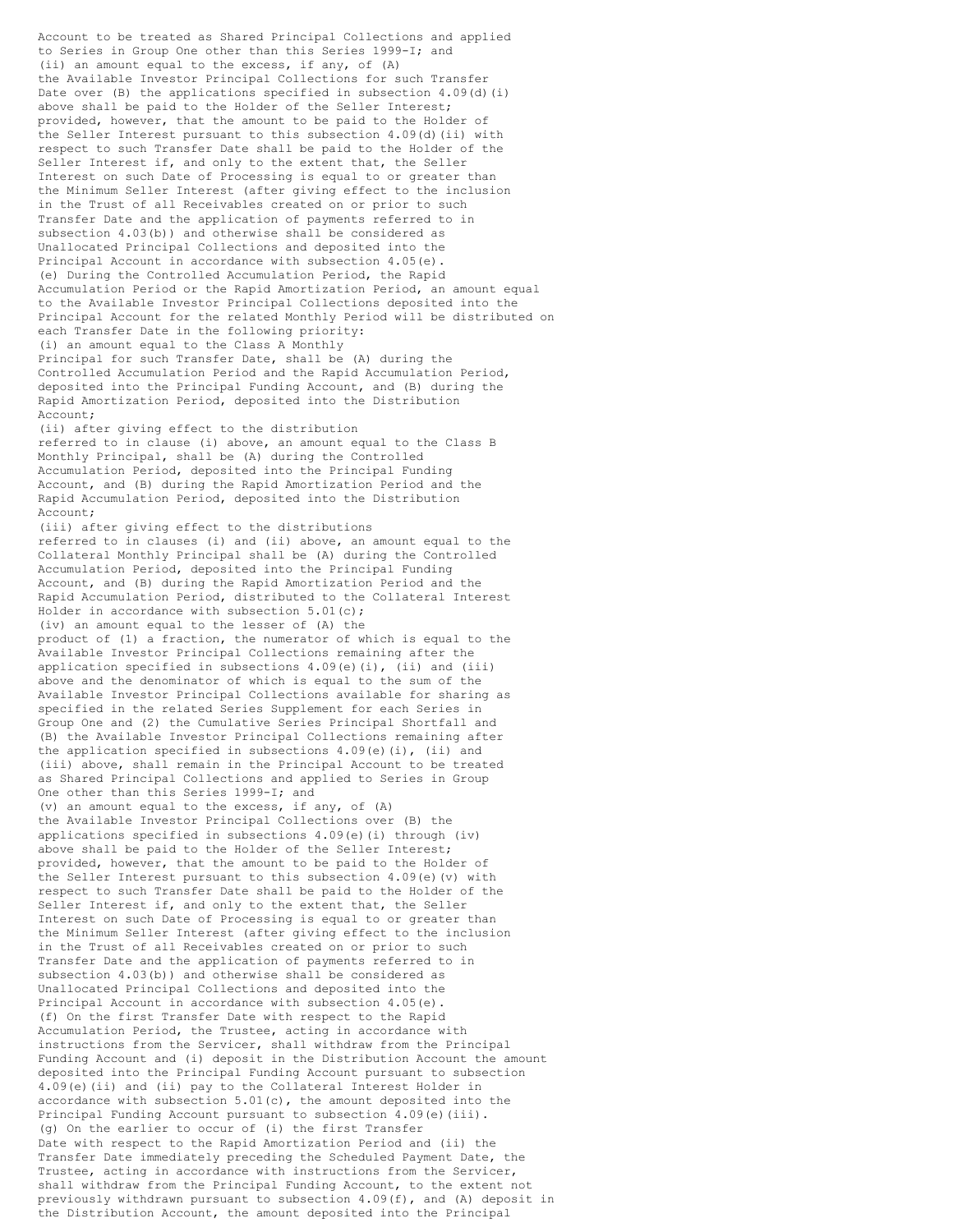Account to be treated as Shared Principal Collections and applied to Series in Group One other than this Series 1999-I; and

(ii) an amount equal to the excess, if any, of (A) the Available Investor Principal Collections for such Transfer Date over (B) the applications specified in subsection 4.09(d)(i) above shall be paid to the Holder of the Seller Interest; provided, however, that the amount to be paid to the Holder of the Seller Interest pursuant to this subsection 4.09(d)(ii) with respect to such Transfer Date shall be paid to the Holder of the Seller Interest if, and only to the extent that, the Seller Interest on such Date of Processing is equal to or greater than the Minimum Seller Interest (after giving effect to the inclusion in the Trust of all Receivables created on or prior to such Transfer Date and the application of payments referred to in subsection 4.03(b)) and otherwise shall be considered as Unallocated Principal Collections and deposited into the Principal Account in accordance with subsection 4.05(e).

(e) During the Controlled Accumulation Period, the Rapid Accumulation Period or the Rapid Amortization Period, an amount equal to the Available Investor Principal Collections deposited into the Principal Account for the related Monthly Period will be distributed on each Transfer Date in the following priority:

(i) an amount equal to the Class A Monthly Principal for such Transfer Date, shall be (A) during the Controlled Accumulation Period and the Rapid Accumulation Period, deposited into the Principal Funding Account, and (B) during the Rapid Amortization Period, deposited into the Distribution Account;

(ii) after giving effect to the distribution referred to in clause (i) above, an amount equal to the Class B Monthly Principal, shall be (A) during the Controlled Accumulation Period, deposited into the Principal Funding Account, and (B) during the Rapid Amortization Period and the Rapid Accumulation Period, deposited into the Distribution Account;

(iii) after giving effect to the distributions referred to in clauses (i) and (ii) above, an amount equal to the Collateral Monthly Principal shall be (A) during the Controlled Accumulation Period, deposited into the Principal Funding Account, and (B) during the Rapid Amortization Period and the Rapid Accumulation Period, distributed to the Collateral Interest Holder in accordance with subsection 5.01(c);

(iv) an amount equal to the lesser of (A) the product of (1) a fraction, the numerator of which is equal to the Available Investor Principal Collections remaining after the application specified in subsections 4.09(e)(i), (ii) and (iii) above and the denominator of which is equal to the sum of the Available Investor Principal Collections available for sharing as specified in the related Series Supplement for each Series in Group One and (2) the Cumulative Series Principal Shortfall and (B) the Available Investor Principal Collections remaining after the application specified in subsections 4.09(e)(i), (ii) and (iii) above, shall remain in the Principal Account to be treated as Shared Principal Collections and applied to Series in Group One other than this Series 1999-I; and

(v) an amount equal to the excess, if any, of (A) the Available Investor Principal Collections over (B) the applications specified in subsections 4.09(e)(i) through (iv) above shall be paid to the Holder of the Seller Interest; provided, however, that the amount to be paid to the Holder of the Seller Interest pursuant to this subsection 4.09(e)(v) with respect to such Transfer Date shall be paid to the Holder of the Seller Interest if, and only to the extent that, the Seller Interest on such Date of Processing is equal to or greater than the Minimum Seller Interest (after giving effect to the inclusion in the Trust of all Receivables created on or prior to such Transfer Date and the application of payments referred to in subsection 4.03(b)) and otherwise shall be considered as Unallocated Principal Collections and deposited into the Principal Account in accordance with subsection 4.05(e).

(f) On the first Transfer Date with respect to the Rapid Accumulation Period, the Trustee, acting in accordance with instructions from the Servicer, shall withdraw from the Principal Funding Account and (i) deposit in the Distribution Account the amount deposited into the Principal Funding Account pursuant to subsection 4.09(e)(ii) and (ii) pay to the Collateral Interest Holder in accordance with subsection 5.01(c), the amount deposited into the Principal Funding Account pursuant to subsection 4.09(e)(iii).

(g) On the earlier to occur of (i) the first Transfer Date with respect to the Rapid Amortization Period and (ii) the Transfer Date immediately preceding the Scheduled Payment Date, the Trustee, acting in accordance with instructions from the Servicer, shall withdraw from the Principal Funding Account, to the extent not previously withdrawn pursuant to subsection 4.09(f), and (A) deposit in the Distribution Account, the amount deposited into the Principal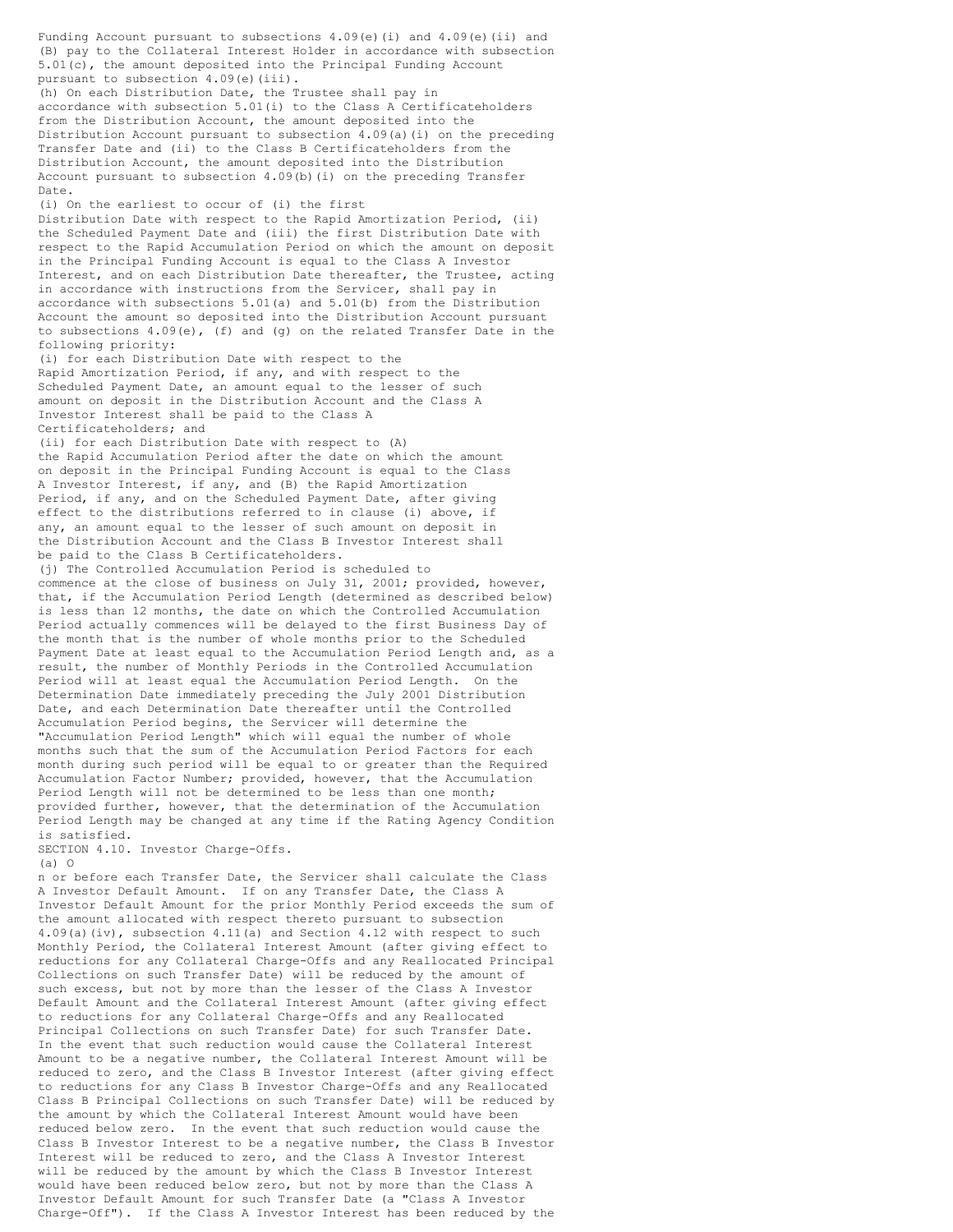Funding Account pursuant to subsections 4.09(e)(i) and 4.09(e)(ii) and (B) pay to the Collateral Interest Holder in accordance with subsection 5.01(c), the amount deposited into the Principal Funding Account pursuant to subsection 4.09(e)(iii).

(h) On each Distribution Date, the Trustee shall pay in accordance with subsection 5.01(i) to the Class A Certificateholders from the Distribution Account, the amount deposited into the Distribution Account pursuant to subsection 4.09(a)(i) on the preceding Transfer Date and (ii) to the Class B Certificateholders from the Distribution Account, the amount deposited into the Distribution Account pursuant to subsection 4.09(b)(i) on the preceding Transfer Date.

(i) On the earliest to occur of (i) the first Distribution Date with respect to the Rapid Amortization Period, (ii) the Scheduled Payment Date and (iii) the first Distribution Date with respect to the Rapid Accumulation Period on which the amount on deposit in the Principal Funding Account is equal to the Class A Investor Interest, and on each Distribution Date thereafter, the Trustee, acting in accordance with instructions from the Servicer, shall pay in accordance with subsections 5.01(a) and 5.01(b) from the Distribution Account the amount so deposited into the Distribution Account pursuant to subsections 4.09(e), (f) and (g) on the related Transfer Date in the following priority:

(i) for each Distribution Date with respect to the Rapid Amortization Period, if any, and with respect to the Scheduled Payment Date, an amount equal to the lesser of such amount on deposit in the Distribution Account and the Class A Investor Interest shall be paid to the Class A Certificateholders; and

(ii) for each Distribution Date with respect to (A) the Rapid Accumulation Period after the date on which the amount on deposit in the Principal Funding Account is equal to the Class A Investor Interest, if any, and (B) the Rapid Amortization Period, if any, and on the Scheduled Payment Date, after giving effect to the distributions referred to in clause (i) above, if any, an amount equal to the lesser of such amount on deposit in the Distribution Account and the Class B Investor Interest shall be paid to the Class B Certificateholders.

(j) The Controlled Accumulation Period is scheduled to commence at the close of business on July 31, 2001; provided, however, that, if the Accumulation Period Length (determined as described below) is less than 12 months, the date on which the Controlled Accumulation Period actually commences will be delayed to the first Business Day of the month that is the number of whole months prior to the Scheduled Payment Date at least equal to the Accumulation Period Length and, as a result, the number of Monthly Periods in the Controlled Accumulation Period will at least equal the Accumulation Period Length. On the Determination Date immediately preceding the July 2001 Distribution Date, and each Determination Date thereafter until the Controlled Accumulation Period begins, the Servicer will determine the "Accumulation Period Length" which will equal the number of whole months such that the sum of the Accumulation Period Factors for each month during such period will be equal to or greater than the Required Accumulation Factor Number; provided, however, that the Accumulation Period Length will not be determined to be less than one month; provided further, however, that the determination of the Accumulation Period Length may be changed at any time if the Rating Agency Condition is satisfied.

SECTION 4.10. Investor Charge-Offs.

(a) On or before each Transfer Date, the Servicer shall calculate the Class A Investor Default Amount. If on any Transfer Date, the Class A Investor Default Amount for the prior Monthly Period exceeds the sum of the amount allocated with respect thereto pursuant to subsection 4.09(a)(iv), subsection 4.11(a) and Section 4.12 with respect to such Monthly Period, the Collateral Interest Amount (after giving effect to reductions for any Collateral Charge-Offs and any Reallocated Principal Collections on such Transfer Date) will be reduced by the amount of such excess, but not by more than the lesser of the Class A Investor Default Amount and the Collateral Interest Amount (after giving effect to reductions for any Collateral Charge-Offs and any Reallocated Principal Collections on such Transfer Date) for such Transfer Date. In the event that such reduction would cause the Collateral Interest Amount to be a negative number, the Collateral Interest Amount will be reduced to zero, and the Class B Investor Interest (after giving effect to reductions for any Class B Investor Charge-Offs and any Reallocated Class B Principal Collections on such Transfer Date) will be reduced by the amount by which the Collateral Interest Amount would have been reduced below zero. In the event that such reduction would cause the Class B Investor Interest to be a negative number, the Class B Investor Interest will be reduced to zero, and the Class A Investor Interest will be reduced by the amount by which the Class B Investor Interest would have been reduced below zero, but not by more than the Class A Investor Default Amount for such Transfer Date (a "Class A Investor Charge-Off"). If the Class A Investor Interest has been reduced by the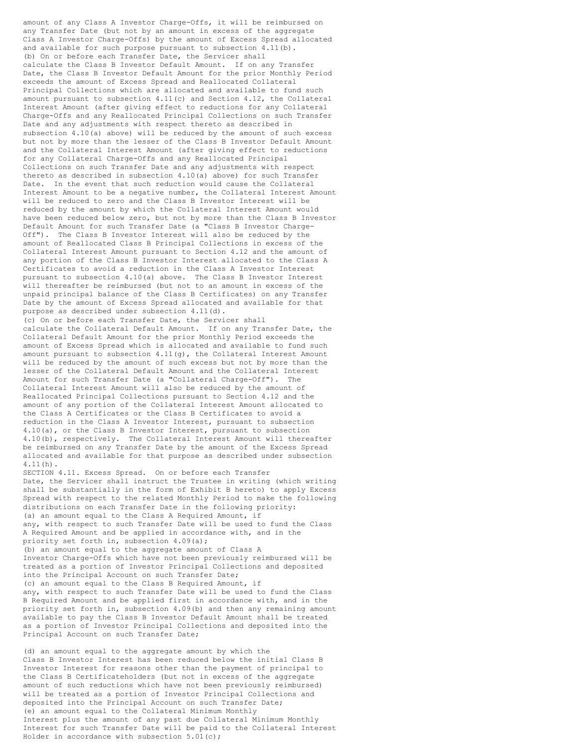amount of any Class A Investor Charge-Offs, it will be reimbursed on any Transfer Date (but not by an amount in excess of the aggregate Class A Investor Charge-Offs) by the amount of Excess Spread allocated and available for such purpose pursuant to subsection 4.11(b).

(b) On or before each Transfer Date, the Servicer shall calculate the Class B Investor Default Amount. If on any Transfer Date, the Class B Investor Default Amount for the prior Monthly Period exceeds the amount of Excess Spread and Reallocated Collateral Principal Collections which are allocated and available to fund such amount pursuant to subsection 4.11(c) and Section 4.12, the Collateral Interest Amount (after giving effect to reductions for any Collateral Charge-Offs and any Reallocated Principal Collections on such Transfer Date and any adjustments with respect thereto as described in subsection 4.10(a) above) will be reduced by the amount of such excess but not by more than the lesser of the Class B Investor Default Amount and the Collateral Interest Amount (after giving effect to reductions for any Collateral Charge-Offs and any Reallocated Principal Collections on such Transfer Date and any adjustments with respect thereto as described in subsection 4.10(a) above) for such Transfer Date. In the event that such reduction would cause the Collateral Interest Amount to be a negative number, the Collateral Interest Amount will be reduced to zero and the Class B Investor Interest will be reduced by the amount by which the Collateral Interest Amount would have been reduced below zero, but not by more than the Class B Investor Default Amount for such Transfer Date (a "Class B Investor Charge-Off"). The Class B Investor Interest will also be reduced by the amount of Reallocated Class B Principal Collections in excess of the Collateral Interest Amount pursuant to Section 4.12 and the amount of any portion of the Class B Investor Interest allocated to the Class A Certificates to avoid a reduction in the Class A Investor Interest pursuant to subsection 4.10(a) above. The Class B Investor Interest will thereafter be reimbursed (but not to an amount in excess of the unpaid principal balance of the Class B Certificates) on any Transfer Date by the amount of Excess Spread allocated and available for that purpose as described under subsection 4.11(d).

(c) On or before each Transfer Date, the Servicer shall calculate the Collateral Default Amount. If on any Transfer Date, the Collateral Default Amount for the prior Monthly Period exceeds the amount of Excess Spread which is allocated and available to fund such amount pursuant to subsection 4.11(g), the Collateral Interest Amount will be reduced by the amount of such excess but not by more than the lesser of the Collateral Default Amount and the Collateral Interest Amount for such Transfer Date (a "Collateral Charge-Off"). The Collateral Interest Amount will also be reduced by the amount of Reallocated Principal Collections pursuant to Section 4.12 and the amount of any portion of the Collateral Interest Amount allocated to the Class A Certificates or the Class B Certificates to avoid a reduction in the Class A Investor Interest, pursuant to subsection 4.10(a), or the Class B Investor Interest, pursuant to subsection 4.10(b), respectively. The Collateral Interest Amount will thereafter be reimbursed on any Transfer Date by the amount of the Excess Spread allocated and available for that purpose as described under subsection 4.11(h).

SECTION 4.11. Excess Spread. On or before each Transfer Date, the Servicer shall instruct the Trustee in writing (which writing shall be substantially in the form of Exhibit B hereto) to apply Excess Spread with respect to the related Monthly Period to make the following distributions on each Transfer Date in the following priority:

(a) an amount equal to the Class A Required Amount, if any, with respect to such Transfer Date will be used to fund the Class A Required Amount and be applied in accordance with, and in the priority set forth in, subsection 4.09(a);

(b) an amount equal to the aggregate amount of Class A Investor Charge-Offs which have not been previously reimbursed will be treated as a portion of Investor Principal Collections and deposited into the Principal Account on such Transfer Date;

(c) an amount equal to the Class B Required Amount, if any, with respect to such Transfer Date will be used to fund the Class B Required Amount and be applied first in accordance with, and in the priority set forth in, subsection 4.09(b) and then any remaining amount available to pay the Class B Investor Default Amount shall be treated as a portion of Investor Principal Collections and deposited into the Principal Account on such Transfer Date;

(d) an amount equal to the aggregate amount by which the Class B Investor Interest has been reduced below the initial Class B Investor Interest for reasons other than the payment of principal to the Class B Certificateholders (but not in excess of the aggregate amount of such reductions which have not been previously reimbursed) will be treated as a portion of Investor Principal Collections and deposited into the Principal Account on such Transfer Date;

(e) an amount equal to the Collateral Minimum Monthly Interest plus the amount of any past due Collateral Minimum Monthly Interest for such Transfer Date will be paid to the Collateral Interest Holder in accordance with subsection 5.01(c);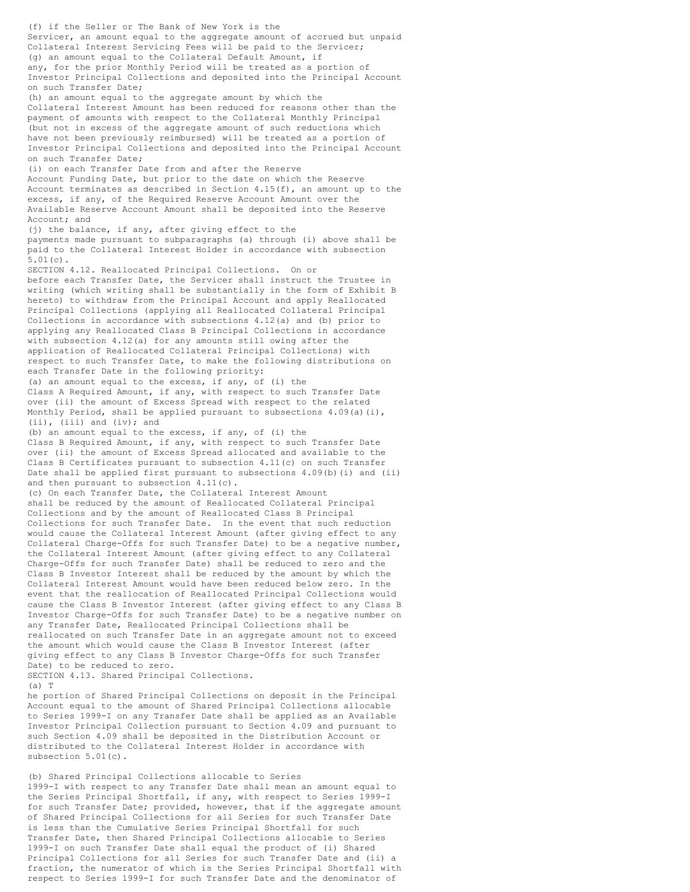(f) if the Seller or The Bank of New York is the Servicer, an amount equal to the aggregate amount of accrued but unpaid Collateral Interest Servicing Fees will be paid to the Servicer;

(g) an amount equal to the Collateral Default Amount, if any, for the prior Monthly Period will be treated as a portion of Investor Principal Collections and deposited into the Principal Account on such Transfer Date;

(h) an amount equal to the aggregate amount by which the Collateral Interest Amount has been reduced for reasons other than the payment of amounts with respect to the Collateral Monthly Principal (but not in excess of the aggregate amount of such reductions which have not been previously reimbursed) will be treated as a portion of Investor Principal Collections and deposited into the Principal Account on such Transfer Date;

(i) on each Transfer Date from and after the Reserve Account Funding Date, but prior to the date on which the Reserve Account terminates as described in Section 4.15(f), an amount up to the excess, if any, of the Required Reserve Account Amount over the Available Reserve Account Amount shall be deposited into the Reserve Account; and

(j) the balance, if any, after giving effect to the payments made pursuant to subparagraphs (a) through (i) above shall be paid to the Collateral Interest Holder in accordance with subsection 5.01(c).

SECTION 4.12. Reallocated Principal Collections. On or before each Transfer Date, the Servicer shall instruct the Trustee in writing (which writing shall be substantially in the form of Exhibit B hereto) to withdraw from the Principal Account and apply Reallocated Principal Collections (applying all Reallocated Collateral Principal Collections in accordance with subsections 4.12(a) and (b) prior to applying any Reallocated Class B Principal Collections in accordance with subsection 4.12(a) for any amounts still owing after the application of Reallocated Collateral Principal Collections) with respect to such Transfer Date, to make the following distributions on each Transfer Date in the following priority:

(a) an amount equal to the excess, if any, of (i) the Class A Required Amount, if any, with respect to such Transfer Date over (ii) the amount of Excess Spread with respect to the related Monthly Period, shall be applied pursuant to subsections 4.09(a)(i), (ii), (iii) and (iv); and

(b) an amount equal to the excess, if any, of (i) the Class B Required Amount, if any, with respect to such Transfer Date over (ii) the amount of Excess Spread allocated and available to the Class B Certificates pursuant to subsection 4.11(c) on such Transfer Date shall be applied first pursuant to subsections 4.09(b)(i) and (ii) and then pursuant to subsection 4.11(c).

(c) On each Transfer Date, the Collateral Interest Amount shall be reduced by the amount of Reallocated Collateral Principal Collections and by the amount of Reallocated Class B Principal Collections for such Transfer Date. In the event that such reduction would cause the Collateral Interest Amount (after giving effect to any Collateral Charge-Offs for such Transfer Date) to be a negative number, the Collateral Interest Amount (after giving effect to any Collateral Charge-Offs for such Transfer Date) shall be reduced to zero and the Class B Investor Interest shall be reduced by the amount by which the Collateral Interest Amount would have been reduced below zero. In the event that the reallocation of Reallocated Principal Collections would cause the Class B Investor Interest (after giving effect to any Class B Investor Charge-Offs for such Transfer Date) to be a negative number on any Transfer Date, Reallocated Principal Collections shall be reallocated on such Transfer Date in an aggregate amount not to exceed the amount which would cause the Class B Investor Interest (after giving effect to any Class B Investor Charge-Offs for such Transfer Date) to be reduced to zero.

SECTION 4.13. Shared Principal Collections.

(a) The portion of Shared Principal Collections on deposit in the Principal Account equal to the amount of Shared Principal Collections allocable to Series 1999-I on any Transfer Date shall be applied as an Available Investor Principal Collection pursuant to Section 4.09 and pursuant to such Section 4.09 shall be deposited in the Distribution Account or distributed to the Collateral Interest Holder in accordance with subsection 5.01(c).

(b) Shared Principal Collections allocable to Series 1999-I with respect to any Transfer Date shall mean an amount equal to the Series Principal Shortfall, if any, with respect to Series 1999-I for such Transfer Date; provided, however, that if the aggregate amount of Shared Principal Collections for all Series for such Transfer Date is less than the Cumulative Series Principal Shortfall for such Transfer Date, then Shared Principal Collections allocable to Series 1999-I on such Transfer Date shall equal the product of (i) Shared Principal Collections for all Series for such Transfer Date and (ii) a fraction, the numerator of which is the Series Principal Shortfall with respect to Series 1999-I for such Transfer Date and the denominator of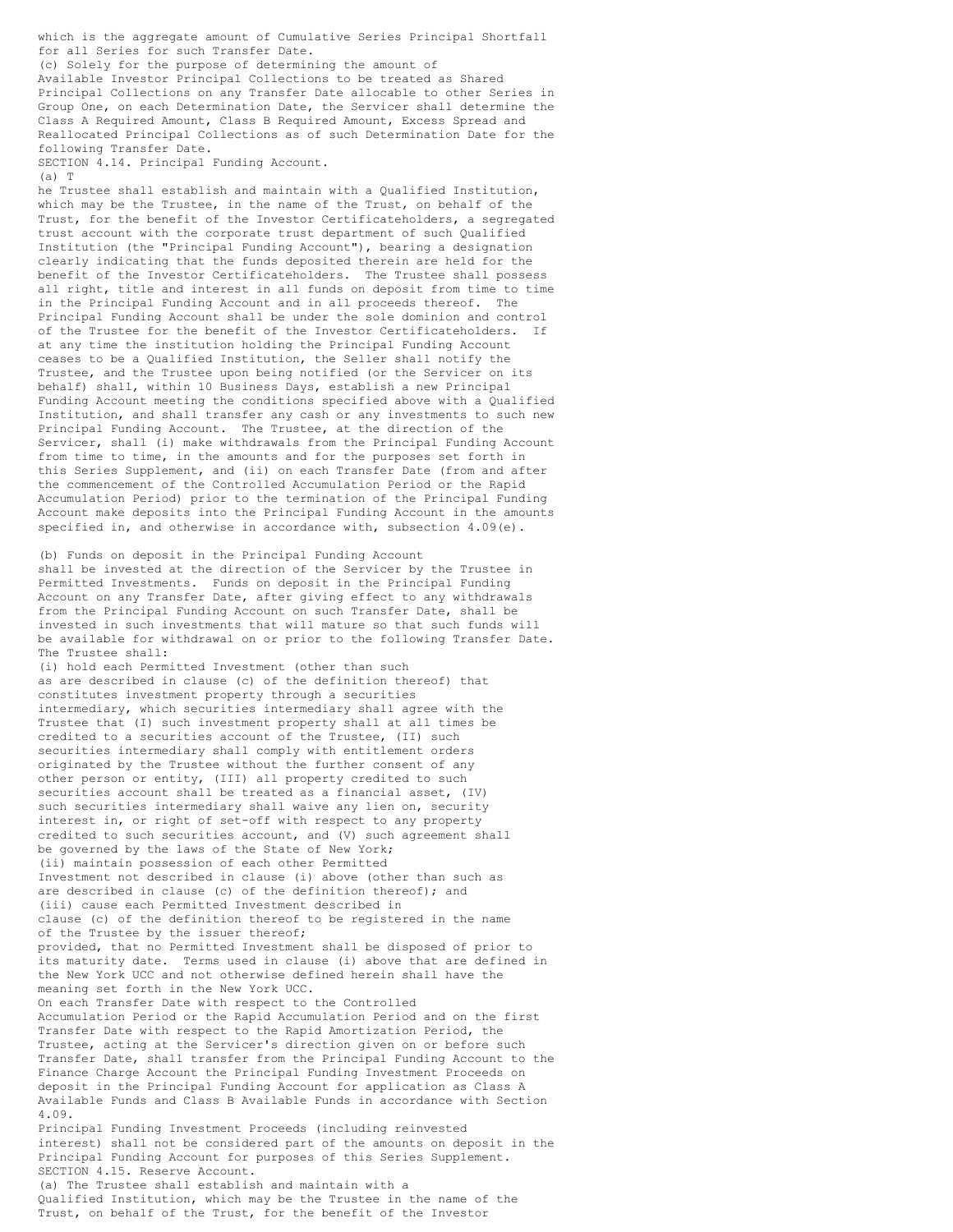which is the aggregate amount of Cumulative Series Principal Shortfall for all Series for such Transfer Date.

(c) Solely for the purpose of determining the amount of Available Investor Principal Collections to be treated as Shared Principal Collections on any Transfer Date allocable to other Series in Group One, on each Determination Date, the Servicer shall determine the Class A Required Amount, Class B Required Amount, Excess Spread and Reallocated Principal Collections as of such Determination Date for the following Transfer Date.

SECTION 4.14. Principal Funding Account.

(a) The Trustee shall establish and maintain with a Qualified Institution, which may be the Trustee, in the name of the Trust, on behalf of the Trust, for the benefit of the Investor Certificateholders, a segregated trust account with the corporate trust department of such Qualified Institution (the "Principal Funding Account"), bearing a designation clearly indicating that the funds deposited therein are held for the benefit of the Investor Certificateholders. The Trustee shall possess all right, title and interest in all funds on deposit from time to time in the Principal Funding Account and in all proceeds thereof. The Principal Funding Account shall be under the sole dominion and control of the Trustee for the benefit of the Investor Certificateholders. If at any time the institution holding the Principal Funding Account ceases to be a Qualified Institution, the Seller shall notify the Trustee, and the Trustee upon being notified (or the Servicer on its behalf) shall, within 10 Business Days, establish a new Principal Funding Account meeting the conditions specified above with a Qualified Institution, and shall transfer any cash or any investments to such new Principal Funding Account. The Trustee, at the direction of the Servicer, shall (i) make withdrawals from the Principal Funding Account from time to time, in the amounts and for the purposes set forth in this Series Supplement, and (ii) on each Transfer Date (from and after the commencement of the Controlled Accumulation Period or the Rapid Accumulation Period) prior to the termination of the Principal Funding Account make deposits into the Principal Funding Account in the amounts specified in, and otherwise in accordance with, subsection 4.09(e).

(b) Funds on deposit in the Principal Funding Account shall be invested at the direction of the Servicer by the Trustee in Permitted Investments. Funds on deposit in the Principal Funding Account on any Transfer Date, after giving effect to any withdrawals from the Principal Funding Account on such Transfer Date, shall be invested in such investments that will mature so that such funds will be available for withdrawal on or prior to the following Transfer Date. The Trustee shall:

(i) hold each Permitted Investment (other than such as are described in clause (c) of the definition thereof) that constitutes investment property through a securities intermediary, which securities intermediary shall agree with the Trustee that (I) such investment property shall at all times be credited to a securities account of the Trustee, (II) such securities intermediary shall comply with entitlement orders originated by the Trustee without the further consent of any other person or entity, (III) all property credited to such securities account shall be treated as a financial asset, (IV) such securities intermediary shall waive any lien on, security interest in, or right of set-off with respect to any property credited to such securities account, and (V) such agreement shall be governed by the laws of the State of New York;

(ii) maintain possession of each other Permitted Investment not described in clause (i) above (other than such as are described in clause (c) of the definition thereof); and

(iii) cause each Permitted Investment described in clause (c) of the definition thereof to be registered in the name of the Trustee by the issuer thereof;

provided, that no Permitted Investment shall be disposed of prior to its maturity date. Terms used in clause (i) above that are defined in the New York UCC and not otherwise defined herein shall have the meaning set forth in the New York UCC.

On each Transfer Date with respect to the Controlled Accumulation Period or the Rapid Accumulation Period and on the first Transfer Date with respect to the Rapid Amortization Period, the Trustee, acting at the Servicer's direction given on or before such Transfer Date, shall transfer from the Principal Funding Account to the Finance Charge Account the Principal Funding Investment Proceeds on deposit in the Principal Funding Account for application as Class A Available Funds and Class B Available Funds in accordance with Section 4.09.

Principal Funding Investment Proceeds (including reinvested interest) shall not be considered part of the amounts on deposit in the Principal Funding Account for purposes of this Series Supplement.

SECTION 4.15. Reserve Account.

(a) The Trustee shall establish and maintain with a Qualified Institution, which may be the Trustee in the name of the Trust, on behalf of the Trust, for the benefit of the Investor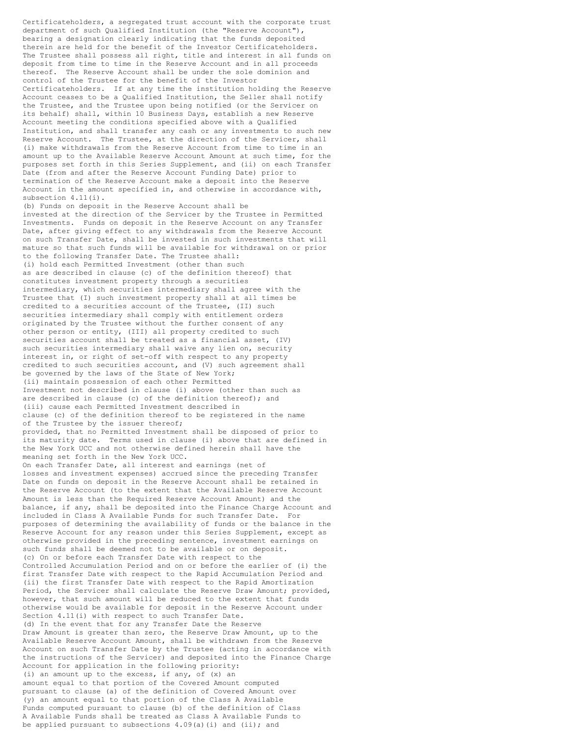Certificateholders, a segregated trust account with the corporate trust department of such Qualified Institution (the "Reserve Account"), bearing a designation clearly indicating that the funds deposited therein are held for the benefit of the Investor Certificateholders. The Trustee shall possess all right, title and interest in all funds on deposit from time to time in the Reserve Account and in all proceeds thereof. The Reserve Account shall be under the sole dominion and control of the Trustee for the benefit of the Investor Certificateholders. If at any time the institution holding the Reserve Account ceases to be a Qualified Institution, the Seller shall notify the Trustee, and the Trustee upon being notified (or the Servicer on its behalf) shall, within 10 Business Days, establish a new Reserve Account meeting the conditions specified above with a Qualified Institution, and shall transfer any cash or any investments to such new Reserve Account. The Trustee, at the direction of the Servicer, shall (i) make withdrawals from the Reserve Account from time to time in an amount up to the Available Reserve Account Amount at such time, for the purposes set forth in this Series Supplement, and (ii) on each Transfer Date (from and after the Reserve Account Funding Date) prior to termination of the Reserve Account make a deposit into the Reserve Account in the amount specified in, and otherwise in accordance with, subsection 4.11(i).

(b) Funds on deposit in the Reserve Account shall be invested at the direction of the Servicer by the Trustee in Permitted Investments. Funds on deposit in the Reserve Account on any Transfer Date, after giving effect to any withdrawals from the Reserve Account on such Transfer Date, shall be invested in such investments that will mature so that such funds will be available for withdrawal on or prior to the following Transfer Date. The Trustee shall:

(i) hold each Permitted Investment (other than such as are described in clause (c) of the definition thereof) that constitutes investment property through a securities intermediary, which securities intermediary shall agree with the Trustee that (I) such investment property shall at all times be credited to a securities account of the Trustee, (II) such securities intermediary shall comply with entitlement orders originated by the Trustee without the further consent of any other person or entity, (III) all property credited to such securities account shall be treated as a financial asset, (IV) such securities intermediary shall waive any lien on, security interest in, or right of set-off with respect to any property credited to such securities account, and (V) such agreement shall be governed by the laws of the State of New York;

(ii) maintain possession of each other Permitted Investment not described in clause (i) above (other than such as are described in clause (c) of the definition thereof); and

(iii) cause each Permitted Investment described in clause (c) of the definition thereof to be registered in the name of the Trustee by the issuer thereof;

provided, that no Permitted Investment shall be disposed of prior to its maturity date. Terms used in clause (i) above that are defined in the New York UCC and not otherwise defined herein shall have the meaning set forth in the New York UCC.

On each Transfer Date, all interest and earnings (net of losses and investment expenses) accrued since the preceding Transfer Date on funds on deposit in the Reserve Account shall be retained in the Reserve Account (to the extent that the Available Reserve Account Amount is less than the Required Reserve Account Amount) and the balance, if any, shall be deposited into the Finance Charge Account and included in Class A Available Funds for such Transfer Date. For purposes of determining the availability of funds or the balance in the Reserve Account for any reason under this Series Supplement, except as otherwise provided in the preceding sentence, investment earnings on such funds shall be deemed not to be available or on deposit.

(c) On or before each Transfer Date with respect to the Controlled Accumulation Period and on or before the earlier of (i) the first Transfer Date with respect to the Rapid Accumulation Period and (ii) the first Transfer Date with respect to the Rapid Amortization Period, the Servicer shall calculate the Reserve Draw Amount; provided, however, that such amount will be reduced to the extent that funds otherwise would be available for deposit in the Reserve Account under Section 4.11(i) with respect to such Transfer Date.

(d) In the event that for any Transfer Date the Reserve Draw Amount is greater than zero, the Reserve Draw Amount, up to the Available Reserve Account Amount, shall be withdrawn from the Reserve Account on such Transfer Date by the Trustee (acting in accordance with the instructions of the Servicer) and deposited into the Finance Charge Account for application in the following priority:

(i) an amount up to the excess, if any, of (x) an amount equal to that portion of the Covered Amount computed pursuant to clause (a) of the definition of Covered Amount over (y) an amount equal to that portion of the Class A Available Funds computed pursuant to clause (b) of the definition of Class A Available Funds shall be treated as Class A Available Funds to be applied pursuant to subsections 4.09(a)(i) and (ii); and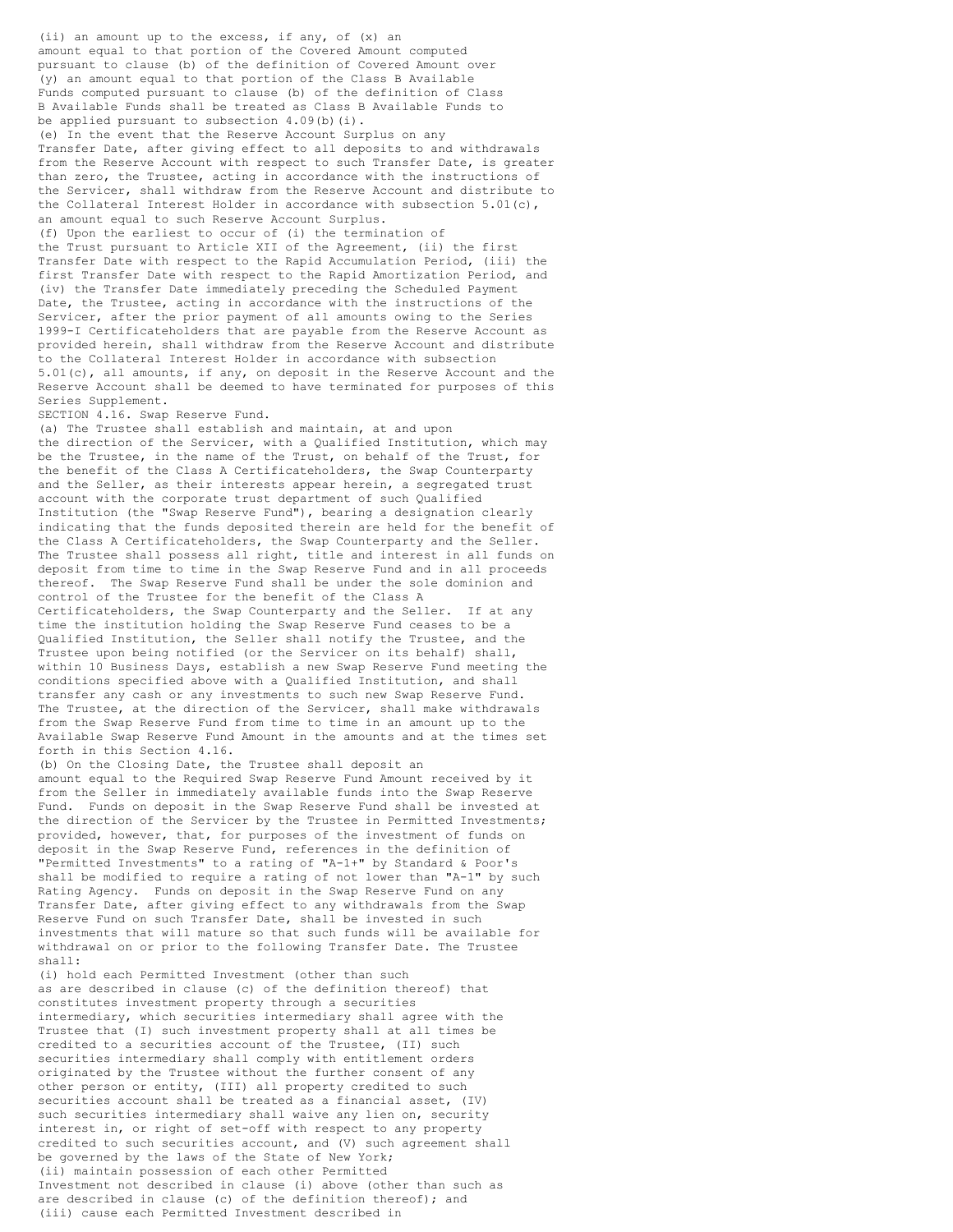(ii) an amount up to the excess, if any, of (x) an amount equal to that portion of the Covered Amount computed pursuant to clause (b) of the definition of Covered Amount over (y) an amount equal to that portion of the Class B Available Funds computed pursuant to clause (b) of the definition of Class B Available Funds shall be treated as Class B Available Funds to be applied pursuant to subsection 4.09(b)(i).

(e) In the event that the Reserve Account Surplus on any Transfer Date, after giving effect to all deposits to and withdrawals from the Reserve Account with respect to such Transfer Date, is greater than zero, the Trustee, acting in accordance with the instructions of the Servicer, shall withdraw from the Reserve Account and distribute to the Collateral Interest Holder in accordance with subsection 5.01(c), an amount equal to such Reserve Account Surplus.

(f) Upon the earliest to occur of (i) the termination of the Trust pursuant to Article XII of the Agreement, (ii) the first Transfer Date with respect to the Rapid Accumulation Period, (iii) the first Transfer Date with respect to the Rapid Amortization Period, and (iv) the Transfer Date immediately preceding the Scheduled Payment Date, the Trustee, acting in accordance with the instructions of the Servicer, after the prior payment of all amounts owing to the Series 1999-I Certificateholders that are payable from the Reserve Account as provided herein, shall withdraw from the Reserve Account and distribute to the Collateral Interest Holder in accordance with subsection 5.01(c), all amounts, if any, on deposit in the Reserve Account and the Reserve Account shall be deemed to have terminated for purposes of this Series Supplement.

SECTION 4.16. Swap Reserve Fund.

(a) The Trustee shall establish and maintain, at and upon the direction of the Servicer, with a Qualified Institution, which may be the Trustee, in the name of the Trust, on behalf of the Trust, for the benefit of the Class A Certificateholders, the Swap Counterparty and the Seller, as their interests appear herein, a segregated trust account with the corporate trust department of such Qualified Institution (the "Swap Reserve Fund"), bearing a designation clearly indicating that the funds deposited therein are held for the benefit of the Class A Certificateholders, the Swap Counterparty and the Seller. The Trustee shall possess all right, title and interest in all funds on deposit from time to time in the Swap Reserve Fund and in all proceeds thereof. The Swap Reserve Fund shall be under the sole dominion and control of the Trustee for the benefit of the Class A Certificateholders, the Swap Counterparty and the Seller. If at any time the institution holding the Swap Reserve Fund ceases to be a Qualified Institution, the Seller shall notify the Trustee, and the Trustee upon being notified (or the Servicer on its behalf) shall, within 10 Business Days, establish a new Swap Reserve Fund meeting the conditions specified above with a Qualified Institution, and shall transfer any cash or any investments to such new Swap Reserve Fund. The Trustee, at the direction of the Servicer, shall make withdrawals from the Swap Reserve Fund from time to time in an amount up to the Available Swap Reserve Fund Amount in the amounts and at the times set forth in this Section 4.16.

(b) On the Closing Date, the Trustee shall deposit an amount equal to the Required Swap Reserve Fund Amount received by it from the Seller in immediately available funds into the Swap Reserve Fund. Funds on deposit in the Swap Reserve Fund shall be invested at the direction of the Servicer by the Trustee in Permitted Investments; provided, however, that, for purposes of the investment of funds on deposit in the Swap Reserve Fund, references in the definition of "Permitted Investments" to a rating of "A-1+" by Standard & Poor's shall be modified to require a rating of not lower than "A-1" by such Rating Agency. Funds on deposit in the Swap Reserve Fund on any Transfer Date, after giving effect to any withdrawals from the Swap Reserve Fund on such Transfer Date, shall be invested in such investments that will mature so that such funds will be available for withdrawal on or prior to the following Transfer Date. The Trustee shall:

(i) hold each Permitted Investment (other than such as are described in clause (c) of the definition thereof) that constitutes investment property through a securities intermediary, which securities intermediary shall agree with the Trustee that (I) such investment property shall at all times be credited to a securities account of the Trustee, (II) such securities intermediary shall comply with entitlement orders originated by the Trustee without the further consent of any other person or entity, (III) all property credited to such securities account shall be treated as a financial asset, (IV) such securities intermediary shall waive any lien on, security interest in, or right of set-off with respect to any property credited to such securities account, and (V) such agreement shall be governed by the laws of the State of New York;

(ii) maintain possession of each other Permitted Investment not described in clause (i) above (other than such as are described in clause (c) of the definition thereof); and

(iii) cause each Permitted Investment described in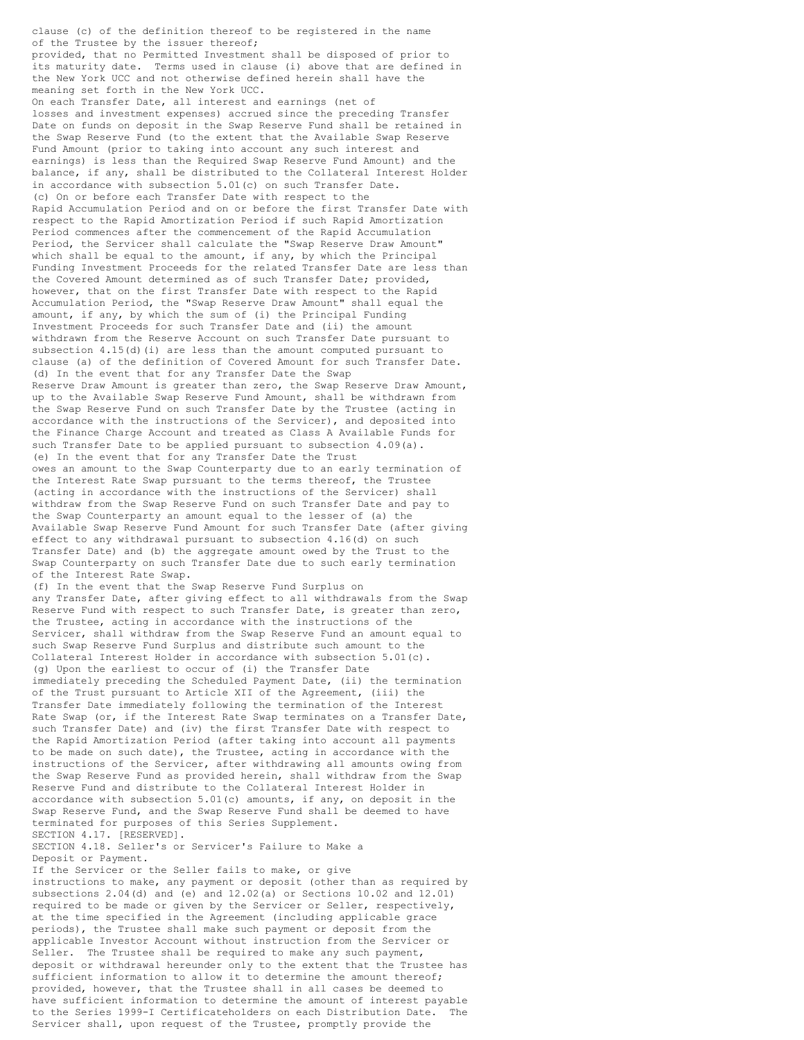clause (c) of the definition thereof to be registered in the name of the Trustee by the issuer thereof;

provided, that no Permitted Investment shall be disposed of prior to its maturity date. Terms used in clause (i) above that are defined in the New York UCC and not otherwise defined herein shall have the meaning set forth in the New York UCC.

On each Transfer Date, all interest and earnings (net of losses and investment expenses) accrued since the preceding Transfer Date on funds on deposit in the Swap Reserve Fund shall be retained in the Swap Reserve Fund (to the extent that the Available Swap Reserve Fund Amount (prior to taking into account any such interest and earnings) is less than the Required Swap Reserve Fund Amount) and the balance, if any, shall be distributed to the Collateral Interest Holder in accordance with subsection 5.01(c) on such Transfer Date.

(c) On or before each Transfer Date with respect to the Rapid Accumulation Period and on or before the first Transfer Date with respect to the Rapid Amortization Period if such Rapid Amortization Period commences after the commencement of the Rapid Accumulation Period, the Servicer shall calculate the "Swap Reserve Draw Amount" which shall be equal to the amount, if any, by which the Principal Funding Investment Proceeds for the related Transfer Date are less than the Covered Amount determined as of such Transfer Date; provided, however, that on the first Transfer Date with respect to the Rapid Accumulation Period, the "Swap Reserve Draw Amount" shall equal the amount, if any, by which the sum of (i) the Principal Funding Investment Proceeds for such Transfer Date and (ii) the amount withdrawn from the Reserve Account on such Transfer Date pursuant to subsection 4.15(d)(i) are less than the amount computed pursuant to clause (a) of the definition of Covered Amount for such Transfer Date.

(d) In the event that for any Transfer Date the Swap Reserve Draw Amount is greater than zero, the Swap Reserve Draw Amount, up to the Available Swap Reserve Fund Amount, shall be withdrawn from the Swap Reserve Fund on such Transfer Date by the Trustee (acting in accordance with the instructions of the Servicer), and deposited into the Finance Charge Account and treated as Class A Available Funds for such Transfer Date to be applied pursuant to subsection 4.09(a).

(e) In the event that for any Transfer Date the Trust owes an amount to the Swap Counterparty due to an early termination of the Interest Rate Swap pursuant to the terms thereof, the Trustee (acting in accordance with the instructions of the Servicer) shall withdraw from the Swap Reserve Fund on such Transfer Date and pay to the Swap Counterparty an amount equal to the lesser of (a) the Available Swap Reserve Fund Amount for such Transfer Date (after giving effect to any withdrawal pursuant to subsection 4.16(d) on such Transfer Date) and (b) the aggregate amount owed by the Trust to the Swap Counterparty on such Transfer Date due to such early termination of the Interest Rate Swap.

(f) In the event that the Swap Reserve Fund Surplus on any Transfer Date, after giving effect to all withdrawals from the Swap Reserve Fund with respect to such Transfer Date, is greater than zero, the Trustee, acting in accordance with the instructions of the Servicer, shall withdraw from the Swap Reserve Fund an amount equal to such Swap Reserve Fund Surplus and distribute such amount to the Collateral Interest Holder in accordance with subsection 5.01(c).

(g) Upon the earliest to occur of (i) the Transfer Date immediately preceding the Scheduled Payment Date, (ii) the termination of the Trust pursuant to Article XII of the Agreement, (iii) the Transfer Date immediately following the termination of the Interest Rate Swap (or, if the Interest Rate Swap terminates on a Transfer Date, such Transfer Date) and (iv) the first Transfer Date with respect to the Rapid Amortization Period (after taking into account all payments to be made on such date), the Trustee, acting in accordance with the instructions of the Servicer, after withdrawing all amounts owing from the Swap Reserve Fund as provided herein, shall withdraw from the Swap Reserve Fund and distribute to the Collateral Interest Holder in accordance with subsection 5.01(c) amounts, if any, on deposit in the Swap Reserve Fund, and the Swap Reserve Fund shall be deemed to have terminated for purposes of this Series Supplement.

SECTION 4.17. [RESERVED].

SECTION 4.18. Seller's or Servicer's Failure to Make a Deposit or Payment.

If the Servicer or the Seller fails to make, or give instructions to make, any payment or deposit (other than as required by subsections 2.04(d) and (e) and 12.02(a) or Sections 10.02 and 12.01) required to be made or given by the Servicer or Seller, respectively, at the time specified in the Agreement (including applicable grace periods), the Trustee shall make such payment or deposit from the applicable Investor Account without instruction from the Servicer or Seller. The Trustee shall be required to make any such payment, deposit or withdrawal hereunder only to the extent that the Trustee has sufficient information to allow it to determine the amount thereof; provided, however, that the Trustee shall in all cases be deemed to have sufficient information to determine the amount of interest payable to the Series 1999-I Certificateholders on each Distribution Date. The Servicer shall, upon request of the Trustee, promptly provide the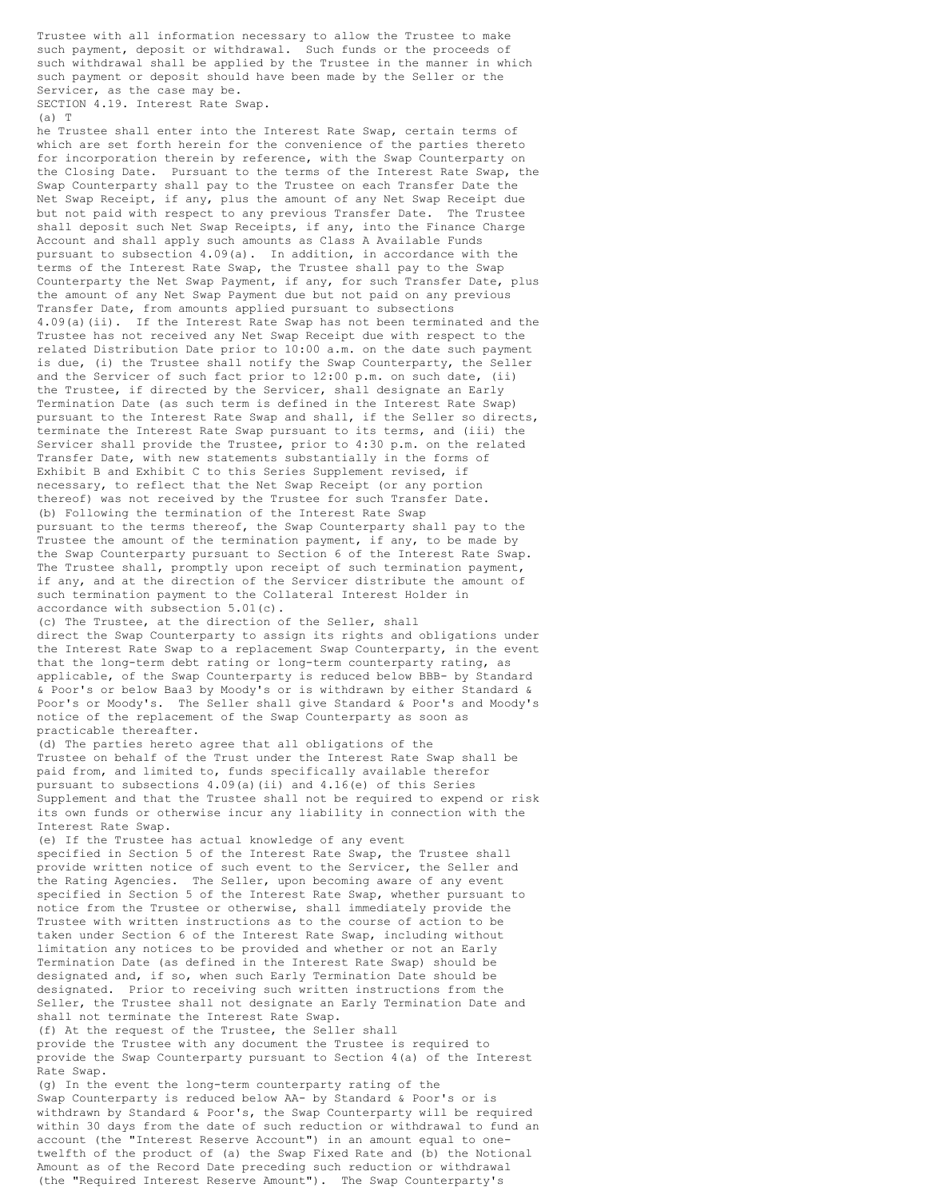Trustee with all information necessary to allow the Trustee to make such payment, deposit or withdrawal. Such funds or the proceeds of such withdrawal shall be applied by the Trustee in the manner in which such payment or deposit should have been made by the Seller or the Servicer, as the case may be.

SECTION 4.19. Interest Rate Swap.

(a) T

he Trustee shall enter into the Interest Rate Swap, certain terms of which are set forth herein for the convenience of the parties thereto for incorporation therein by reference, with the Swap Counterparty on the Closing Date. Pursuant to the terms of the Interest Rate Swap, the Swap Counterparty shall pay to the Trustee on each Transfer Date the Net Swap Receipt, if any, plus the amount of any Net Swap Receipt due but not paid with respect to any previous Transfer Date. The Trustee shall deposit such Net Swap Receipts, if any, into the Finance Charge Account and shall apply such amounts as Class A Available Funds pursuant to subsection 4.09(a). In addition, in accordance with the terms of the Interest Rate Swap, the Trustee shall pay to the Swap Counterparty the Net Swap Payment, if any, for such Transfer Date, plus the amount of any Net Swap Payment due but not paid on any previous Transfer Date, from amounts applied pursuant to subsections 4.09(a)(ii). If the Interest Rate Swap has not been terminated and the Trustee has not received any Net Swap Receipt due with respect to the related Distribution Date prior to 10:00 a.m. on the date such payment is due, (i) the Trustee shall notify the Swap Counterparty, the Seller and the Servicer of such fact prior to 12:00 p.m. on such date, (ii) the Trustee, if directed by the Servicer, shall designate an Early Termination Date (as such term is defined in the Interest Rate Swap) pursuant to the Interest Rate Swap and shall, if the Seller so directs, terminate the Interest Rate Swap pursuant to its terms, and (iii) the Servicer shall provide the Trustee, prior to 4:30 p.m. on the related Transfer Date, with new statements substantially in the forms of Exhibit B and Exhibit C to this Series Supplement revised, if necessary, to reflect that the Net Swap Receipt (or any portion thereof) was not received by the Trustee for such Transfer Date.

(b) Following the termination of the Interest Rate Swap pursuant to the terms thereof, the Swap Counterparty shall pay to the Trustee the amount of the termination payment, if any, to be made by the Swap Counterparty pursuant to Section 6 of the Interest Rate Swap. The Trustee shall, promptly upon receipt of such termination payment, if any, and at the direction of the Servicer distribute the amount of such termination payment to the Collateral Interest Holder in accordance with subsection 5.01(c).

(c) The Trustee, at the direction of the Seller, shall direct the Swap Counterparty to assign its rights and obligations under the Interest Rate Swap to a replacement Swap Counterparty, in the event that the long-term debt rating or long-term counterparty rating, as applicable, of the Swap Counterparty is reduced below BBB- by Standard & Poor's or below Baa3 by Moody's or is withdrawn by either Standard & Poor's or Moody's. The Seller shall give Standard & Poor's and Moody's notice of the replacement of the Swap Counterparty as soon as practicable thereafter.

(d) The parties hereto agree that all obligations of the Trustee on behalf of the Trust under the Interest Rate Swap shall be paid from, and limited to, funds specifically available therefor pursuant to subsections 4.09(a)(ii) and 4.16(e) of this Series Supplement and that the Trustee shall not be required to expend or risk its own funds or otherwise incur any liability in connection with the Interest Rate Swap.

(e) If the Trustee has actual knowledge of any event specified in Section 5 of the Interest Rate Swap, the Trustee shall provide written notice of such event to the Servicer, the Seller and the Rating Agencies. The Seller, upon becoming aware of any event specified in Section 5 of the Interest Rate Swap, whether pursuant to notice from the Trustee or otherwise, shall immediately provide the Trustee with written instructions as to the course of action to be taken under Section 6 of the Interest Rate Swap, including without limitation any notices to be provided and whether or not an Early Termination Date (as defined in the Interest Rate Swap) should be designated and, if so, when such Early Termination Date should be designated. Prior to receiving such written instructions from the Seller, the Trustee shall not designate an Early Termination Date and shall not terminate the Interest Rate Swap.

(f) At the request of the Trustee, the Seller shall provide the Trustee with any document the Trustee is required to provide the Swap Counterparty pursuant to Section 4(a) of the Interest Rate Swap.

(g) In the event the long-term counterparty rating of the Swap Counterparty is reduced below AA- by Standard & Poor's or is withdrawn by Standard & Poor's, the Swap Counterparty will be required within 30 days from the date of such reduction or withdrawal to fund an account (the "Interest Reserve Account") in an amount equal to one-twelfth of the product of (a) the Swap Fixed Rate and (b) the Notional Amount as of the Record Date preceding such reduction or withdrawal (the "Required Interest Reserve Amount"). The Swap Counterparty's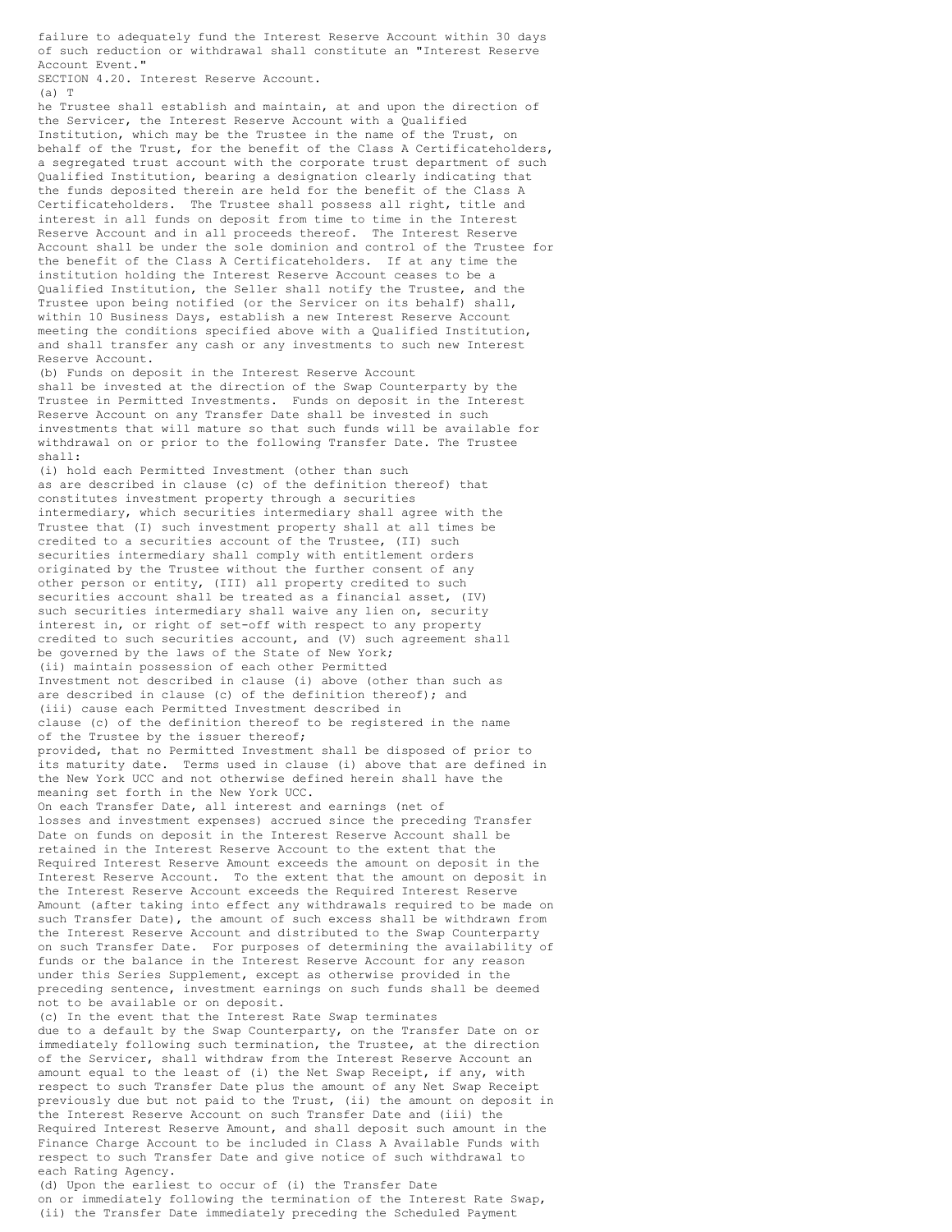failure to adequately fund the Interest Reserve Account within 30 days of such reduction or withdrawal shall constitute an "Interest Reserve Account Event."

SECTION 4.20. Interest Reserve Account.

(a) The Trustee shall establish and maintain, at and upon the direction of the Servicer, the Interest Reserve Account with a Qualified Institution, which may be the Trustee in the name of the Trust, on behalf of the Trust, for the benefit of the Class A Certificateholders, a segregated trust account with the corporate trust department of such Qualified Institution, bearing a designation clearly indicating that the funds deposited therein are held for the benefit of the Class A Certificateholders. The Trustee shall possess all right, title and interest in all funds on deposit from time to time in the Interest Reserve Account and in all proceeds thereof. The Interest Reserve Account shall be under the sole dominion and control of the Trustee for the benefit of the Class A Certificateholders. If at any time the institution holding the Interest Reserve Account ceases to be a Qualified Institution, the Seller shall notify the Trustee, and the Trustee upon being notified (or the Servicer on its behalf) shall, within 10 Business Days, establish a new Interest Reserve Account meeting the conditions specified above with a Qualified Institution, and shall transfer any cash or any investments to such new Interest Reserve Account.

(b) Funds on deposit in the Interest Reserve Account shall be invested at the direction of the Swap Counterparty by the Trustee in Permitted Investments. Funds on deposit in the Interest Reserve Account on any Transfer Date shall be invested in such investments that will mature so that such funds will be available for withdrawal on or prior to the following Transfer Date. The Trustee shall:

(i) hold each Permitted Investment (other than such as are described in clause (c) of the definition thereof) that constitutes investment property through a securities intermediary, which securities intermediary shall agree with the Trustee that (I) such investment property shall at all times be credited to a securities account of the Trustee, (II) such securities intermediary shall comply with entitlement orders originated by the Trustee without the further consent of any other person or entity, (III) all property credited to such securities account shall be treated as a financial asset, (IV) such securities intermediary shall waive any lien on, security interest in, or right of set-off with respect to any property credited to such securities account, and (V) such agreement shall be governed by the laws of the State of New York;

(ii) maintain possession of each other Permitted Investment not described in clause (i) above (other than such as are described in clause (c) of the definition thereof); and

(iii) cause each Permitted Investment described in clause (c) of the definition thereof to be registered in the name of the Trustee by the issuer thereof;

provided, that no Permitted Investment shall be disposed of prior to its maturity date. Terms used in clause (i) above that are defined in the New York UCC and not otherwise defined herein shall have the meaning set forth in the New York UCC.

On each Transfer Date, all interest and earnings (net of losses and investment expenses) accrued since the preceding Transfer Date on funds on deposit in the Interest Reserve Account shall be retained in the Interest Reserve Account to the extent that the Required Interest Reserve Amount exceeds the amount on deposit in the Interest Reserve Account. To the extent that the amount on deposit in the Interest Reserve Account exceeds the Required Interest Reserve Amount (after taking into effect any withdrawals required to be made on such Transfer Date), the amount of such excess shall be withdrawn from the Interest Reserve Account and distributed to the Swap Counterparty on such Transfer Date. For purposes of determining the availability of funds or the balance in the Interest Reserve Account for any reason under this Series Supplement, except as otherwise provided in the preceding sentence, investment earnings on such funds shall be deemed not to be available or on deposit.

(c) In the event that the Interest Rate Swap terminates due to a default by the Swap Counterparty, on the Transfer Date on or immediately following such termination, the Trustee, at the direction of the Servicer, shall withdraw from the Interest Reserve Account an amount equal to the least of (i) the Net Swap Receipt, if any, with respect to such Transfer Date plus the amount of any Net Swap Receipt previously due but not paid to the Trust, (ii) the amount on deposit in the Interest Reserve Account on such Transfer Date and (iii) the Required Interest Reserve Amount, and shall deposit such amount in the Finance Charge Account to be included in Class A Available Funds with respect to such Transfer Date and give notice of such withdrawal to each Rating Agency.

(d) Upon the earliest to occur of (i) the Transfer Date on or immediately following the termination of the Interest Rate Swap, (ii) the Transfer Date immediately preceding the Scheduled Payment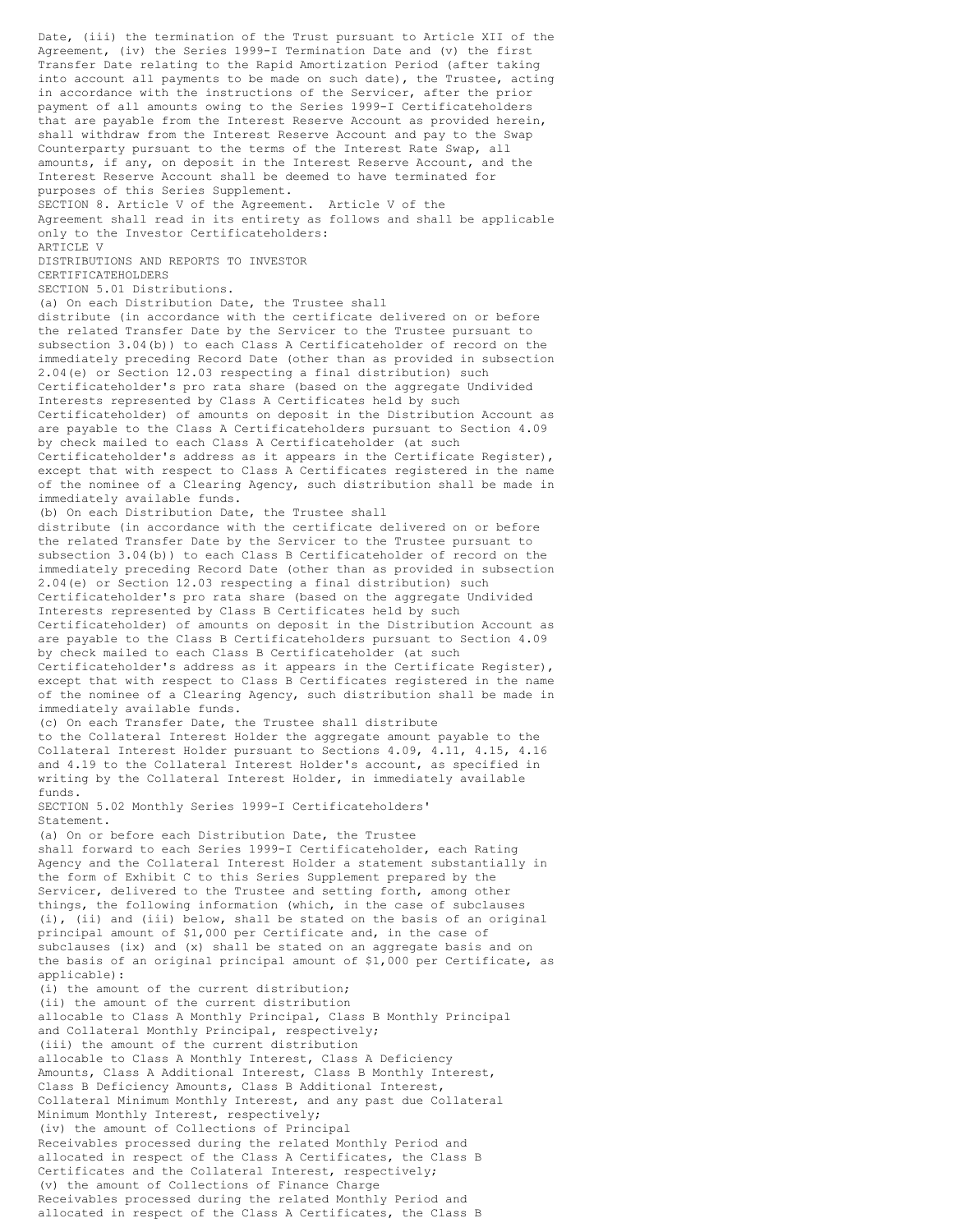Date, (iii) the termination of the Trust pursuant to Article XII of the Agreement, (iv) the Series 1999-I Termination Date and (v) the first Transfer Date relating to the Rapid Amortization Period (after taking into account all payments to be made on such date), the Trustee, acting in accordance with the instructions of the Servicer, after the prior payment of all amounts owing to the Series 1999-I Certificateholders that are payable from the Interest Reserve Account as provided herein, shall withdraw from the Interest Reserve Account and pay to the Swap Counterparty pursuant to the terms of the Interest Rate Swap, all amounts, if any, on deposit in the Interest Reserve Account, and the Interest Reserve Account shall be deemed to have terminated for purposes of this Series Supplement.

SECTION 8. Article V of the Agreement. Article V of the Agreement shall read in its entirety as follows and shall be applicable only to the Investor Certificateholders:

ARTICLE V

DISTRIBUTIONS AND REPORTS TO INVESTOR CERTIFICATEHOLDERS

SECTION 5.01 Distributions.

(a) On each Distribution Date, the Trustee shall distribute (in accordance with the certificate delivered on or before the related Transfer Date by the Servicer to the Trustee pursuant to subsection 3.04(b)) to each Class A Certificateholder of record on the immediately preceding Record Date (other than as provided in subsection 2.04(e) or Section 12.03 respecting a final distribution) such Certificateholder's pro rata share (based on the aggregate Undivided Interests represented by Class A Certificates held by such Certificateholder) of amounts on deposit in the Distribution Account as are payable to the Class A Certificateholders pursuant to Section 4.09 by check mailed to each Class A Certificateholder (at such Certificateholder's address as it appears in the Certificate Register), except that with respect to Class A Certificates registered in the name of the nominee of a Clearing Agency, such distribution shall be made in immediately available funds.

(b) On each Distribution Date, the Trustee shall distribute (in accordance with the certificate delivered on or before the related Transfer Date by the Servicer to the Trustee pursuant to subsection 3.04(b)) to each Class B Certificateholder of record on the immediately preceding Record Date (other than as provided in subsection 2.04(e) or Section 12.03 respecting a final distribution) such Certificateholder's pro rata share (based on the aggregate Undivided Interests represented by Class B Certificates held by such Certificateholder) of amounts on deposit in the Distribution Account as are payable to the Class B Certificateholders pursuant to Section 4.09 by check mailed to each Class B Certificateholder (at such Certificateholder's address as it appears in the Certificate Register), except that with respect to Class B Certificates registered in the name of the nominee of a Clearing Agency, such distribution shall be made in immediately available funds.

(c) On each Transfer Date, the Trustee shall distribute to the Collateral Interest Holder the aggregate amount payable to the Collateral Interest Holder pursuant to Sections 4.09, 4.11, 4.15, 4.16 and 4.19 to the Collateral Interest Holder's account, as specified in writing by the Collateral Interest Holder, in immediately available funds.

SECTION 5.02 Monthly Series 1999-I Certificateholders' Statement.

(a) On or before each Distribution Date, the Trustee shall forward to each Series 1999-I Certificateholder, each Rating Agency and the Collateral Interest Holder a statement substantially in the form of Exhibit C to this Series Supplement prepared by the Servicer, delivered to the Trustee and setting forth, among other things, the following information (which, in the case of subclauses (i), (ii) and (iii) below, shall be stated on the basis of an original principal amount of $1,000 per Certificate and, in the case of subclauses (ix) and (x) shall be stated on an aggregate basis and on the basis of an original principal amount of $1,000 per Certificate, as applicable):

(i) the amount of the current distribution;

(ii) the amount of the current distribution allocable to Class A Monthly Principal, Class B Monthly Principal and Collateral Monthly Principal, respectively;

(iii) the amount of the current distribution allocable to Class A Monthly Interest, Class A Deficiency Amounts, Class A Additional Interest, Class B Monthly Interest, Class B Deficiency Amounts, Class B Additional Interest, Collateral Minimum Monthly Interest, and any past due Collateral Minimum Monthly Interest, respectively;

(iv) the amount of Collections of Principal Receivables processed during the related Monthly Period and allocated in respect of the Class A Certificates, the Class B Certificates and the Collateral Interest, respectively;

(v) the amount of Collections of Finance Charge Receivables processed during the related Monthly Period and allocated in respect of the Class A Certificates, the Class B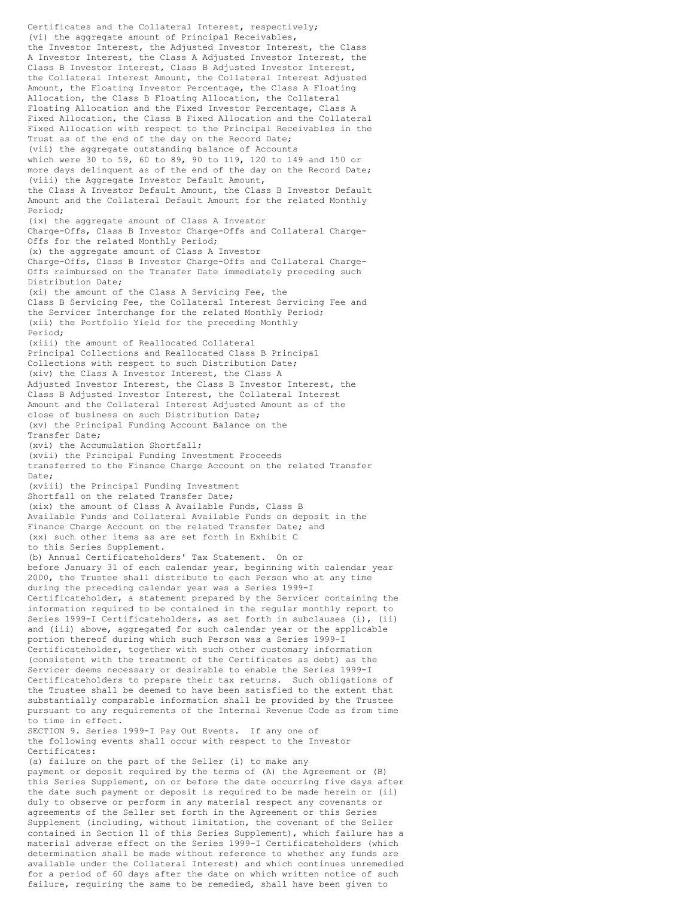Certificates and the Collateral Interest, respectively;

(vi) the aggregate amount of Principal Receivables, the Investor Interest, the Adjusted Investor Interest, the Class A Investor Interest, the Class A Adjusted Investor Interest, the Class B Investor Interest, Class B Adjusted Investor Interest, the Collateral Interest Amount, the Collateral Interest Adjusted Amount, the Floating Investor Percentage, the Class A Floating Allocation, the Class B Floating Allocation, the Collateral Floating Allocation and the Fixed Investor Percentage, Class A Fixed Allocation, the Class B Fixed Allocation and the Collateral Fixed Allocation with respect to the Principal Receivables in the Trust as of the end of the day on the Record Date;

(vii) the aggregate outstanding balance of Accounts which were 30 to 59, 60 to 89, 90 to 119, 120 to 149 and 150 or more days delinquent as of the end of the day on the Record Date;

(viii) the Aggregate Investor Default Amount, the Class A Investor Default Amount, the Class B Investor Default Amount and the Collateral Default Amount for the related Monthly Period;

(ix) the aggregate amount of Class A Investor Charge-Offs, Class B Investor Charge-Offs and Collateral Charge-Offs for the related Monthly Period;

(x) the aggregate amount of Class A Investor Charge-Offs, Class B Investor Charge-Offs and Collateral Charge-Offs reimbursed on the Transfer Date immediately preceding such Distribution Date;

(xi) the amount of the Class A Servicing Fee, the Class B Servicing Fee, the Collateral Interest Servicing Fee and the Servicer Interchange for the related Monthly Period;

(xii) the Portfolio Yield for the preceding Monthly Period;

(xiii) the amount of Reallocated Collateral Principal Collections and Reallocated Class B Principal Collections with respect to such Distribution Date;

(xiv) the Class A Investor Interest, the Class A Adjusted Investor Interest, the Class B Investor Interest, the Class B Adjusted Investor Interest, the Collateral Interest Amount and the Collateral Interest Adjusted Amount as of the close of business on such Distribution Date;

(xv) the Principal Funding Account Balance on the Transfer Date;

(xvi) the Accumulation Shortfall;

(xvii) the Principal Funding Investment Proceeds transferred to the Finance Charge Account on the related Transfer Date;

(xviii) the Principal Funding Investment Shortfall on the related Transfer Date;

(xix) the amount of Class A Available Funds, Class B Available Funds and Collateral Available Funds on deposit in the Finance Charge Account on the related Transfer Date; and

(xx) such other items as are set forth in Exhibit C to this Series Supplement.

(b) Annual Certificateholders' Tax Statement. On or before January 31 of each calendar year, beginning with calendar year 2000, the Trustee shall distribute to each Person who at any time during the preceding calendar year was a Series 1999-I Certificateholder, a statement prepared by the Servicer containing the information required to be contained in the regular monthly report to Series 1999-I Certificateholders, as set forth in subclauses (i), (ii) and (iii) above, aggregated for such calendar year or the applicable portion thereof during which such Person was a Series 1999-I Certificateholder, together with such other customary information (consistent with the treatment of the Certificates as debt) as the Servicer deems necessary or desirable to enable the Series 1999-I Certificateholders to prepare their tax returns. Such obligations of the Trustee shall be deemed to have been satisfied to the extent that substantially comparable information shall be provided by the Trustee pursuant to any requirements of the Internal Revenue Code as from time to time in effect.

SECTION 9. Series 1999-I Pay Out Events. If any one of the following events shall occur with respect to the Investor Certificates:

(a) failure on the part of the Seller (i) to make any payment or deposit required by the terms of (A) the Agreement or (B) this Series Supplement, on or before the date occurring five days after the date such payment or deposit is required to be made herein or (ii) duly to observe or perform in any material respect any covenants or agreements of the Seller set forth in the Agreement or this Series Supplement (including, without limitation, the covenant of the Seller contained in Section 11 of this Series Supplement), which failure has a material adverse effect on the Series 1999-I Certificateholders (which determination shall be made without reference to whether any funds are available under the Collateral Interest) and which continues unremedied for a period of 60 days after the date on which written notice of such failure, requiring the same to be remedied, shall have been given to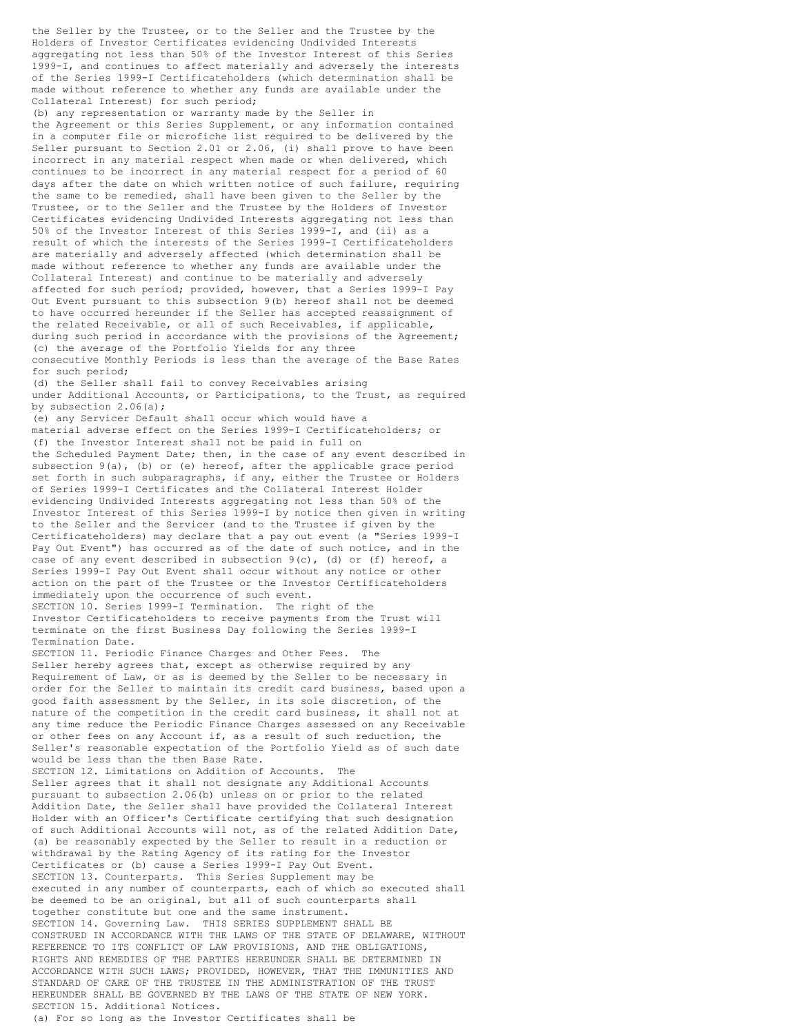the Seller by the Trustee, or to the Seller and the Trustee by the Holders of Investor Certificates evidencing Undivided Interests aggregating not less than 50% of the Investor Interest of this Series 1999-I, and continues to affect materially and adversely the interests of the Series 1999-I Certificateholders (which determination shall be made without reference to whether any funds are available under the Collateral Interest) for such period;

(b) any representation or warranty made by the Seller in the Agreement or this Series Supplement, or any information contained in a computer file or microfiche list required to be delivered by the Seller pursuant to Section 2.01 or 2.06, (i) shall prove to have been incorrect in any material respect when made or when delivered, which continues to be incorrect in any material respect for a period of 60 days after the date on which written notice of such failure, requiring the same to be remedied, shall have been given to the Seller by the Trustee, or to the Seller and the Trustee by the Holders of Investor Certificates evidencing Undivided Interests aggregating not less than 50% of the Investor Interest of this Series 1999-I, and (ii) as a result of which the interests of the Series 1999-I Certificateholders are materially and adversely affected (which determination shall be made without reference to whether any funds are available under the Collateral Interest) and continue to be materially and adversely affected for such period; provided, however, that a Series 1999-I Pay Out Event pursuant to this subsection 9(b) hereof shall not be deemed to have occurred hereunder if the Seller has accepted reassignment of the related Receivable, or all of such Receivables, if applicable, during such period in accordance with the provisions of the Agreement;

(c) the average of the Portfolio Yields for any three consecutive Monthly Periods is less than the average of the Base Rates for such period;

(d) the Seller shall fail to convey Receivables arising under Additional Accounts, or Participations, to the Trust, as required by subsection 2.06(a);

(e) any Servicer Default shall occur which would have a material adverse effect on the Series 1999-I Certificateholders; or

(f) the Investor Interest shall not be paid in full on the Scheduled Payment Date; then, in the case of any event described in subsection 9(a), (b) or (e) hereof, after the applicable grace period set forth in such subparagraphs, if any, either the Trustee or Holders of Series 1999-I Certificates and the Collateral Interest Holder evidencing Undivided Interests aggregating not less than 50% of the Investor Interest of this Series 1999-I by notice then given in writing to the Seller and the Servicer (and to the Trustee if given by the Certificateholders) may declare that a pay out event (a "Series 1999-I Pay Out Event") has occurred as of the date of such notice, and in the case of any event described in subsection 9(c), (d) or (f) hereof, a Series 1999-I Pay Out Event shall occur without any notice or other action on the part of the Trustee or the Investor Certificateholders immediately upon the occurrence of such event.

SECTION 10. Series 1999-I Termination. The right of the Investor Certificateholders to receive payments from the Trust will terminate on the first Business Day following the Series 1999-I Termination Date.

SECTION 11. Periodic Finance Charges and Other Fees. The Seller hereby agrees that, except as otherwise required by any Requirement of Law, or as is deemed by the Seller to be necessary in order for the Seller to maintain its credit card business, based upon a good faith assessment by the Seller, in its sole discretion, of the nature of the competition in the credit card business, it shall not at any time reduce the Periodic Finance Charges assessed on any Receivable or other fees on any Account if, as a result of such reduction, the Seller's reasonable expectation of the Portfolio Yield as of such date would be less than the then Base Rate.

SECTION 12. Limitations on Addition of Accounts. The Seller agrees that it shall not designate any Additional Accounts pursuant to subsection 2.06(b) unless on or prior to the related Addition Date, the Seller shall have provided the Collateral Interest Holder with an Officer's Certificate certifying that such designation of such Additional Accounts will not, as of the related Addition Date, (a) be reasonably expected by the Seller to result in a reduction or withdrawal by the Rating Agency of its rating for the Investor Certificates or (b) cause a Series 1999-I Pay Out Event.

SECTION 13. Counterparts. This Series Supplement may be executed in any number of counterparts, each of which so executed shall be deemed to be an original, but all of such counterparts shall together constitute but one and the same instrument.

SECTION 14. Governing Law. THIS SERIES SUPPLEMENT SHALL BE CONSTRUED IN ACCORDANCE WITH THE LAWS OF THE STATE OF DELAWARE, WITHOUT REFERENCE TO ITS CONFLICT OF LAW PROVISIONS, AND THE OBLIGATIONS, RIGHTS AND REMEDIES OF THE PARTIES HEREUNDER SHALL BE DETERMINED IN ACCORDANCE WITH SUCH LAWS; PROVIDED, HOWEVER, THAT THE IMMUNITIES AND STANDARD OF CARE OF THE TRUSTEE IN THE ADMINISTRATION OF THE TRUST HEREUNDER SHALL BE GOVERNED BY THE LAWS OF THE STATE OF NEW YORK.

SECTION 15. Additional Notices.

(a) For so long as the Investor Certificates shall be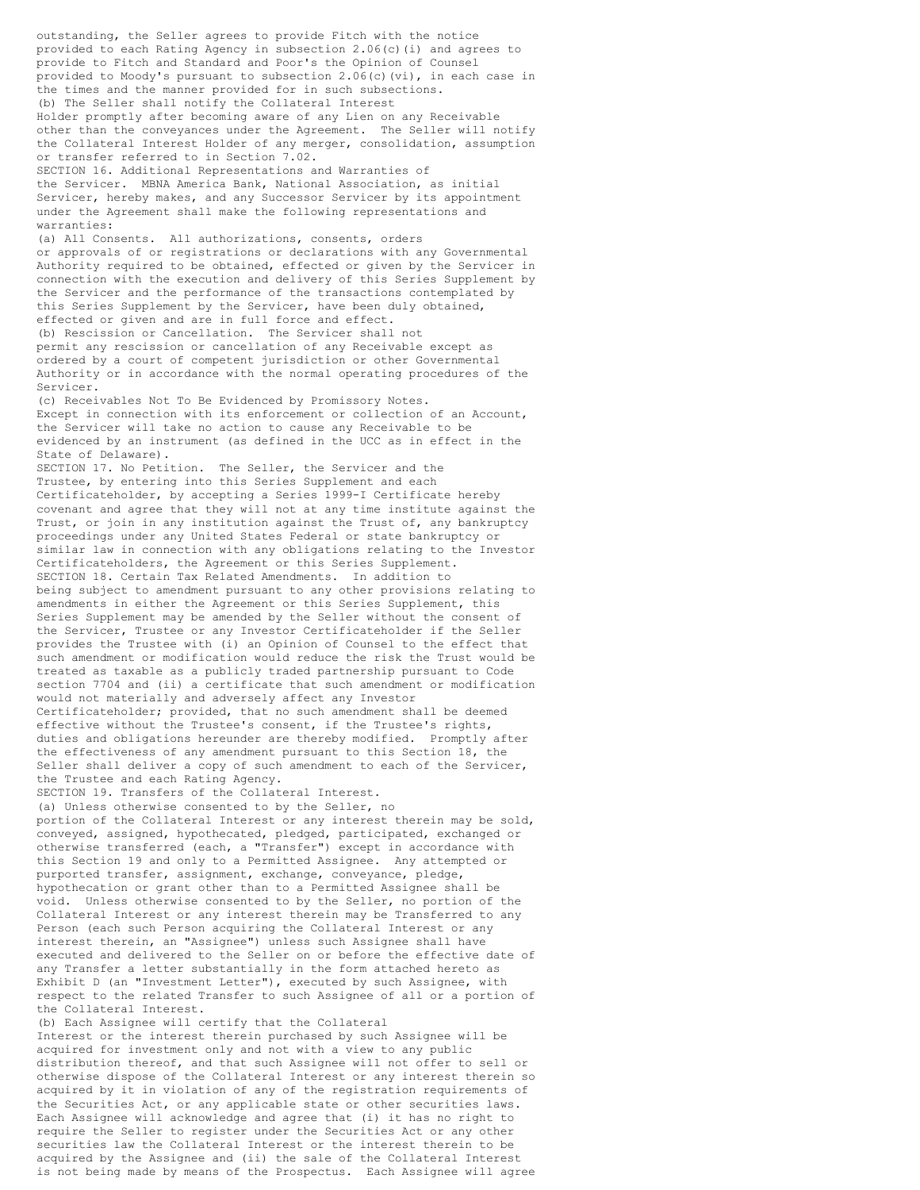outstanding, the Seller agrees to provide Fitch with the notice provided to each Rating Agency in subsection 2.06(c)(i) and agrees to provide to Fitch and Standard and Poor's the Opinion of Counsel provided to Moody's pursuant to subsection 2.06(c)(vi), in each case in the times and the manner provided for in such subsections.

(b) The Seller shall notify the Collateral Interest Holder promptly after becoming aware of any Lien on any Receivable other than the conveyances under the Agreement. The Seller will notify the Collateral Interest Holder of any merger, consolidation, assumption or transfer referred to in Section 7.02.

SECTION 16. Additional Representations and Warranties of the Servicer. MBNA America Bank, National Association, as initial Servicer, hereby makes, and any Successor Servicer by its appointment under the Agreement shall make the following representations and warranties:

(a) All Consents. All authorizations, consents, orders or approvals of or registrations or declarations with any Governmental Authority required to be obtained, effected or given by the Servicer in connection with the execution and delivery of this Series Supplement by the Servicer and the performance of the transactions contemplated by this Series Supplement by the Servicer, have been duly obtained, effected or given and are in full force and effect.

(b) Rescission or Cancellation. The Servicer shall not permit any rescission or cancellation of any Receivable except as ordered by a court of competent jurisdiction or other Governmental Authority or in accordance with the normal operating procedures of the Servicer.

(c) Receivables Not To Be Evidenced by Promissory Notes. Except in connection with its enforcement or collection of an Account, the Servicer will take no action to cause any Receivable to be evidenced by an instrument (as defined in the UCC as in effect in the State of Delaware).

SECTION 17. No Petition. The Seller, the Servicer and the Trustee, by entering into this Series Supplement and each Certificateholder, by accepting a Series 1999-I Certificate hereby covenant and agree that they will not at any time institute against the Trust, or join in any institution against the Trust of, any bankruptcy proceedings under any United States Federal or state bankruptcy or similar law in connection with any obligations relating to the Investor Certificateholders, the Agreement or this Series Supplement.

SECTION 18. Certain Tax Related Amendments. In addition to being subject to amendment pursuant to any other provisions relating to amendments in either the Agreement or this Series Supplement, this Series Supplement may be amended by the Seller without the consent of the Servicer, Trustee or any Investor Certificateholder if the Seller provides the Trustee with (i) an Opinion of Counsel to the effect that such amendment or modification would reduce the risk the Trust would be treated as taxable as a publicly traded partnership pursuant to Code section 7704 and (ii) a certificate that such amendment or modification would not materially and adversely affect any Investor Certificateholder; provided, that no such amendment shall be deemed effective without the Trustee's consent, if the Trustee's rights, duties and obligations hereunder are thereby modified. Promptly after the effectiveness of any amendment pursuant to this Section 18, the Seller shall deliver a copy of such amendment to each of the Servicer, the Trustee and each Rating Agency.

SECTION 19. Transfers of the Collateral Interest.

(a) Unless otherwise consented to by the Seller, no portion of the Collateral Interest or any interest therein may be sold, conveyed, assigned, hypothecated, pledged, participated, exchanged or otherwise transferred (each, a "Transfer") except in accordance with this Section 19 and only to a Permitted Assignee. Any attempted or purported transfer, assignment, exchange, conveyance, pledge, hypothecation or grant other than to a Permitted Assignee shall be void. Unless otherwise consented to by the Seller, no portion of the Collateral Interest or any interest therein may be Transferred to any Person (each such Person acquiring the Collateral Interest or any interest therein, an "Assignee") unless such Assignee shall have executed and delivered to the Seller on or before the effective date of any Transfer a letter substantially in the form attached hereto as Exhibit D (an "Investment Letter"), executed by such Assignee, with respect to the related Transfer to such Assignee of all or a portion of the Collateral Interest.

(b) Each Assignee will certify that the Collateral Interest or the interest therein purchased by such Assignee will be acquired for investment only and not with a view to any public distribution thereof, and that such Assignee will not offer to sell or otherwise dispose of the Collateral Interest or any interest therein so acquired by it in violation of any of the registration requirements of the Securities Act, or any applicable state or other securities laws. Each Assignee will acknowledge and agree that (i) it has no right to require the Seller to register under the Securities Act or any other securities law the Collateral Interest or the interest therein to be acquired by the Assignee and (ii) the sale of the Collateral Interest is not being made by means of the Prospectus. Each Assignee will agree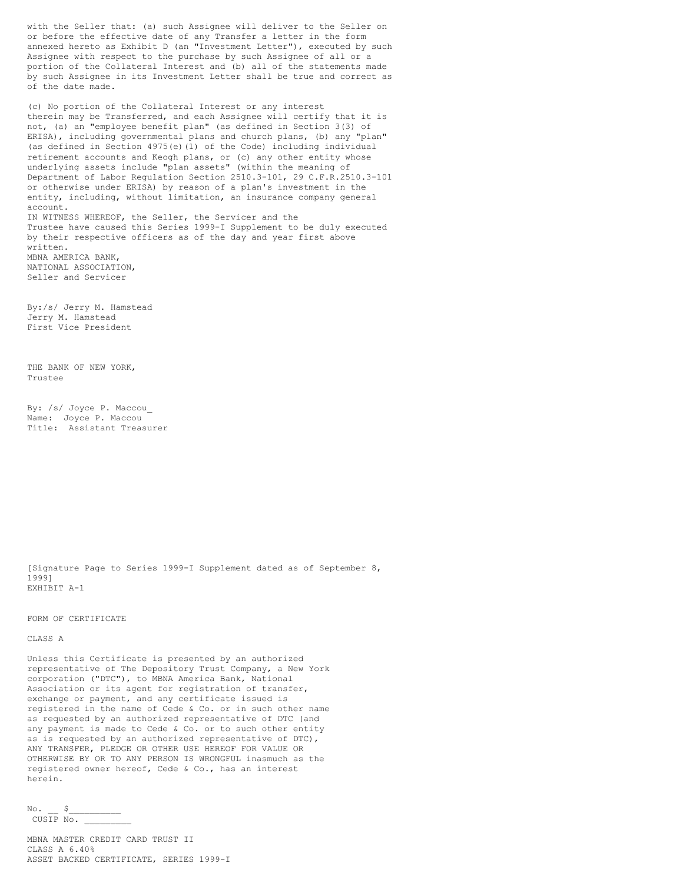with the Seller that: (a) such Assignee will deliver to the Seller on or before the effective date of any Transfer a letter in the form annexed hereto as Exhibit D (an "Investment Letter"), executed by such Assignee with respect to the purchase by such Assignee of all or a portion of the Collateral Interest and (b) all of the statements made by such Assignee in its Investment Letter shall be true and correct as of the date made.

(c) No portion of the Collateral Interest or any interest therein may be Transferred, and each Assignee will certify that it is not, (a) an "employee benefit plan" (as defined in Section 3(3) of ERISA), including governmental plans and church plans, (b) any "plan" (as defined in Section 4975(e)(1) of the Code) including individual retirement accounts and Keogh plans, or (c) any other entity whose underlying assets include "plan assets" (within the meaning of Department of Labor Regulation Section 2510.3-101, 29 C.F.R.2510.3-101 or otherwise under ERISA) by reason of a plan's investment in the entity, including, without limitation, an insurance company general account.

IN WITNESS WHEREOF, the Seller, the Servicer and the Trustee have caused this Series 1999-I Supplement to be duly executed by their respective officers as of the day and year first above written.

MBNA AMERICA BANK,
NATIONAL ASSOCIATION,
Seller and Servicer

By:/s/ Jerry M. Hamstead
Jerry M. Hamstead
First Vice President

THE BANK OF NEW YORK,
Trustee

By: /s/ Joyce P. Maccou
Name: Joyce P. Maccou
Title: Assistant Treasurer

[Signature Page to Series 1999-I Supplement dated as of September 8, 1999]

EXHIBIT A-1

FORM OF CERTIFICATE

CLASS A

Unless this Certificate is presented by an authorized representative of The Depository Trust Company, a New York corporation ("DTC"), to MBNA America Bank, National Association or its agent for registration of transfer, exchange or payment, and any certificate issued is registered in the name of Cede & Co. or in such other name as requested by an authorized representative of DTC (and any payment is made to Cede & Co. or to such other entity as is requested by an authorized representative of DTC), ANY TRANSFER, PLEDGE OR OTHER USE HEREOF FOR VALUE OR OTHERWISE BY OR TO ANY PERSON IS WRONGFUL inasmuch as the registered owner hereof, Cede & Co., has an interest herein.

No. __ $__________
CUSIP No. _________

MBNA MASTER CREDIT CARD TRUST II
CLASS A 6.40%
ASSET BACKED CERTIFICATE, SERIES 1999-I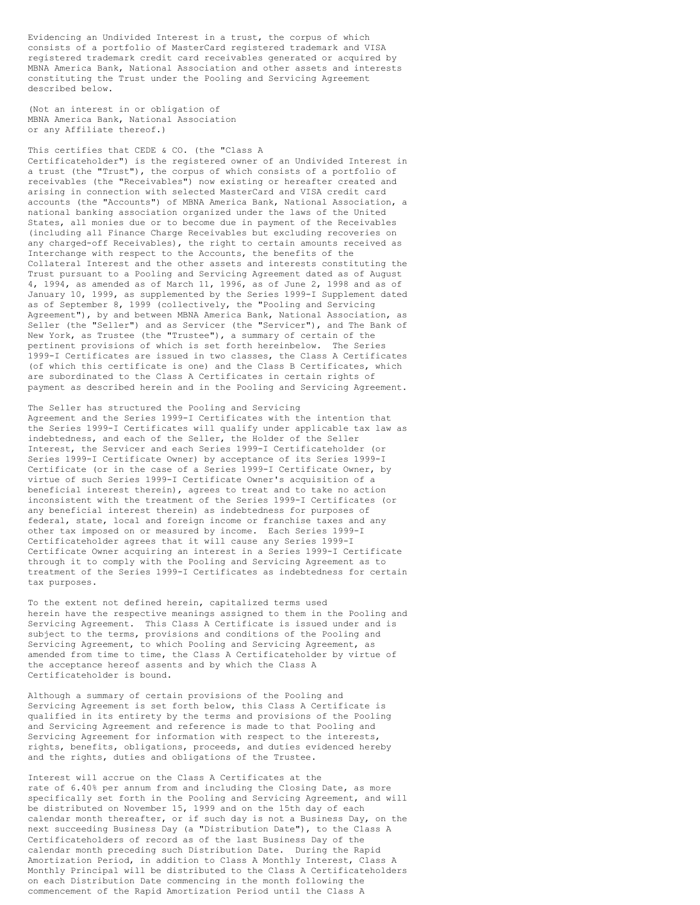Evidencing an Undivided Interest in a trust, the corpus of which consists of a portfolio of MasterCard registered trademark and VISA registered trademark credit card receivables generated or acquired by MBNA America Bank, National Association and other assets and interests constituting the Trust under the Pooling and Servicing Agreement described below.

(Not an interest in or obligation of MBNA America Bank, National Association or any Affiliate thereof.)

This certifies that CEDE & CO. (the "Class A Certificateholder") is the registered owner of an Undivided Interest in a trust (the "Trust"), the corpus of which consists of a portfolio of receivables (the "Receivables") now existing or hereafter created and arising in connection with selected MasterCard and VISA credit card accounts (the "Accounts") of MBNA America Bank, National Association, a national banking association organized under the laws of the United States, all monies due or to become due in payment of the Receivables (including all Finance Charge Receivables but excluding recoveries on any charged-off Receivables), the right to certain amounts received as Interchange with respect to the Accounts, the benefits of the Collateral Interest and the other assets and interests constituting the Trust pursuant to a Pooling and Servicing Agreement dated as of August 4, 1994, as amended as of March 11, 1996, as of June 2, 1998 and as of January 10, 1999, as supplemented by the Series 1999-I Supplement dated as of September 8, 1999 (collectively, the "Pooling and Servicing Agreement"), by and between MBNA America Bank, National Association, as Seller (the "Seller") and as Servicer (the "Servicer"), and The Bank of New York, as Trustee (the "Trustee"), a summary of certain of the pertinent provisions of which is set forth hereinbelow. The Series 1999-I Certificates are issued in two classes, the Class A Certificates (of which this certificate is one) and the Class B Certificates, which are subordinated to the Class A Certificates in certain rights of payment as described herein and in the Pooling and Servicing Agreement.

The Seller has structured the Pooling and Servicing Agreement and the Series 1999-I Certificates with the intention that the Series 1999-I Certificates will qualify under applicable tax law as indebtedness, and each of the Seller, the Holder of the Seller Interest, the Servicer and each Series 1999-I Certificateholder (or Series 1999-I Certificate Owner) by acceptance of its Series 1999-I Certificate (or in the case of a Series 1999-I Certificate Owner, by virtue of such Series 1999-I Certificate Owner's acquisition of a beneficial interest therein), agrees to treat and to take no action inconsistent with the treatment of the Series 1999-I Certificates (or any beneficial interest therein) as indebtedness for purposes of federal, state, local and foreign income or franchise taxes and any other tax imposed on or measured by income. Each Series 1999-I Certificateholder agrees that it will cause any Series 1999-I Certificate Owner acquiring an interest in a Series 1999-I Certificate through it to comply with the Pooling and Servicing Agreement as to treatment of the Series 1999-I Certificates as indebtedness for certain tax purposes.

To the extent not defined herein, capitalized terms used herein have the respective meanings assigned to them in the Pooling and Servicing Agreement. This Class A Certificate is issued under and is subject to the terms, provisions and conditions of the Pooling and Servicing Agreement, to which Pooling and Servicing Agreement, as amended from time to time, the Class A Certificateholder by virtue of the acceptance hereof assents and by which the Class A Certificateholder is bound.

Although a summary of certain provisions of the Pooling and Servicing Agreement is set forth below, this Class A Certificate is qualified in its entirety by the terms and provisions of the Pooling and Servicing Agreement and reference is made to that Pooling and Servicing Agreement for information with respect to the interests, rights, benefits, obligations, proceeds, and duties evidenced hereby and the rights, duties and obligations of the Trustee.

Interest will accrue on the Class A Certificates at the rate of 6.40% per annum from and including the Closing Date, as more specifically set forth in the Pooling and Servicing Agreement, and will be distributed on November 15, 1999 and on the 15th day of each calendar month thereafter, or if such day is not a Business Day, on the next succeeding Business Day (a "Distribution Date"), to the Class A Certificateholders of record as of the last Business Day of the calendar month preceding such Distribution Date. During the Rapid Amortization Period, in addition to Class A Monthly Interest, Class A Monthly Principal will be distributed to the Class A Certificateholders on each Distribution Date commencing in the month following the commencement of the Rapid Amortization Period until the Class A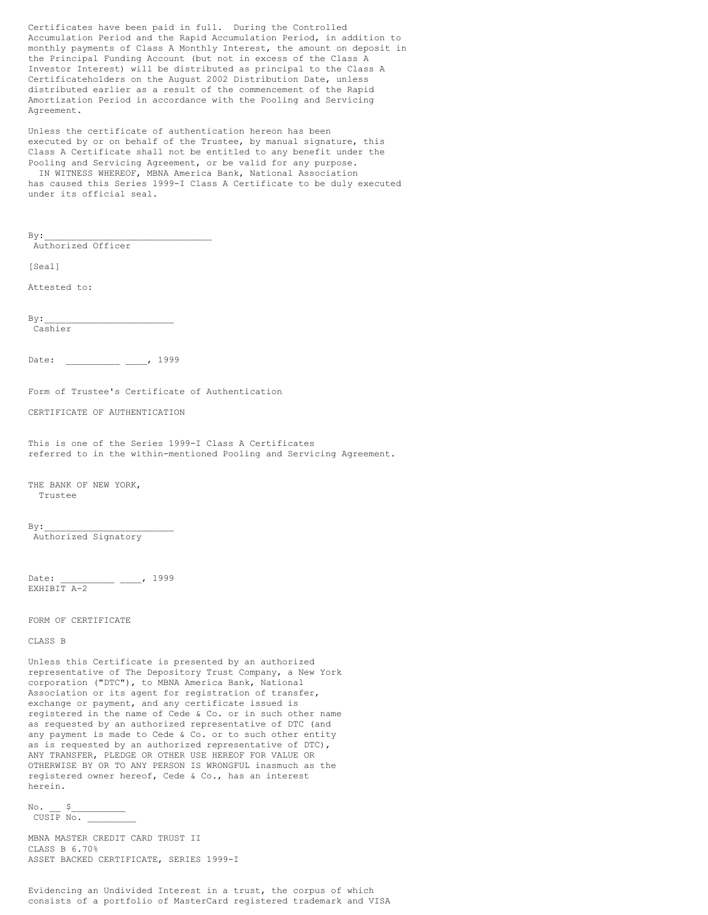Certificates have been paid in full. During the Controlled Accumulation Period and the Rapid Accumulation Period, in addition to monthly payments of Class A Monthly Interest, the amount on deposit in the Principal Funding Account (but not in excess of the Class A Investor Interest) will be distributed as principal to the Class A Certificateholders on the August 2002 Distribution Date, unless distributed earlier as a result of the commencement of the Rapid Amortization Period in accordance with the Pooling and Servicing Agreement.

Unless the certificate of authentication hereon has been executed by or on behalf of the Trustee, by manual signature, this Class A Certificate shall not be entitled to any benefit under the Pooling and Servicing Agreement, or be valid for any purpose.

IN WITNESS WHEREOF, MBNA America Bank, National Association has caused this Series 1999-I Class A Certificate to be duly executed under its official seal.

By:_______________________________
Authorized Officer

[Seal]

Attested to:

By:________________________
Cashier

Date: __________ ____, 1999

Form of Trustee's Certificate of Authentication

CERTIFICATE OF AUTHENTICATION

This is one of the Series 1999-I Class A Certificates referred to in the within-mentioned Pooling and Servicing Agreement.

THE BANK OF NEW YORK,
Trustee

By:________________________
Authorized Signatory

Date: __________ ____, 1999

EXHIBIT A-2

FORM OF CERTIFICATE

CLASS B

Unless this Certificate is presented by an authorized representative of The Depository Trust Company, a New York corporation ("DTC"), to MBNA America Bank, National Association or its agent for registration of transfer, exchange or payment, and any certificate issued is registered in the name of Cede & Co. or in such other name as requested by an authorized representative of DTC (and any payment is made to Cede & Co. or to such other entity as is requested by an authorized representative of DTC), ANY TRANSFER, PLEDGE OR OTHER USE HEREOF FOR VALUE OR OTHERWISE BY OR TO ANY PERSON IS WRONGFUL inasmuch as the registered owner hereof, Cede & Co., has an interest herein.

No. __ $__________
CUSIP No. _________

MBNA MASTER CREDIT CARD TRUST II
CLASS B 6.70%
ASSET BACKED CERTIFICATE, SERIES 1999-I

Evidencing an Undivided Interest in a trust, the corpus of which consists of a portfolio of MasterCard registered trademark and VISA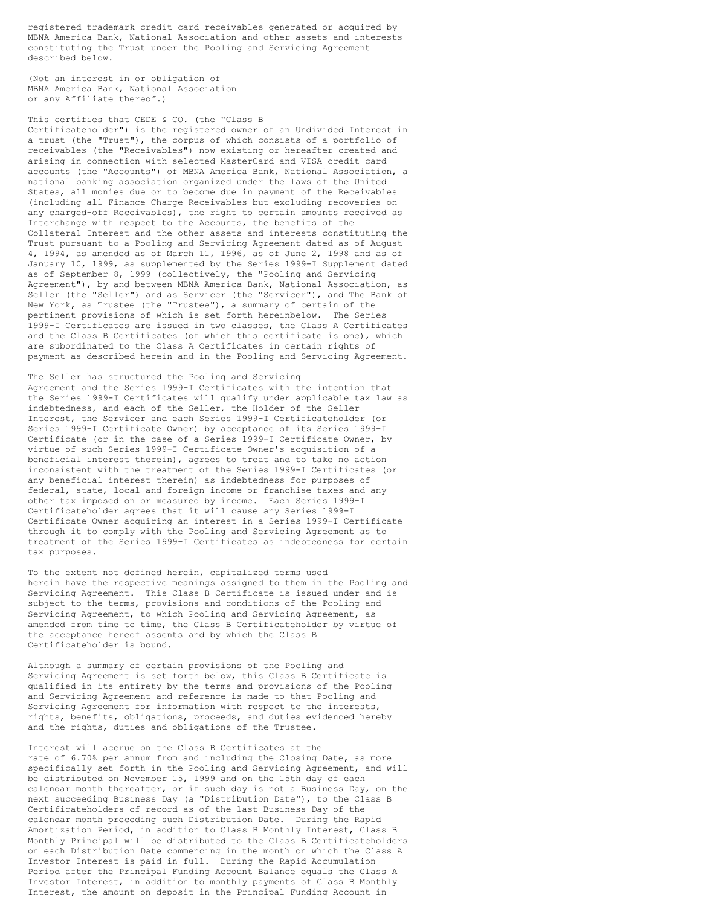registered trademark credit card receivables generated or acquired by MBNA America Bank, National Association and other assets and interests constituting the Trust under the Pooling and Servicing Agreement described below.

(Not an interest in or obligation of MBNA America Bank, National Association or any Affiliate thereof.)

This certifies that CEDE & CO. (the "Class B Certificateholder") is the registered owner of an Undivided Interest in a trust (the "Trust"), the corpus of which consists of a portfolio of receivables (the "Receivables") now existing or hereafter created and arising in connection with selected MasterCard and VISA credit card accounts (the "Accounts") of MBNA America Bank, National Association, a national banking association organized under the laws of the United States, all monies due or to become due in payment of the Receivables (including all Finance Charge Receivables but excluding recoveries on any charged-off Receivables), the right to certain amounts received as Interchange with respect to the Accounts, the benefits of the Collateral Interest and the other assets and interests constituting the Trust pursuant to a Pooling and Servicing Agreement dated as of August 4, 1994, as amended as of March 11, 1996, as of June 2, 1998 and as of January 10, 1999, as supplemented by the Series 1999-I Supplement dated as of September 8, 1999 (collectively, the "Pooling and Servicing Agreement"), by and between MBNA America Bank, National Association, as Seller (the "Seller") and as Servicer (the "Servicer"), and The Bank of New York, as Trustee (the "Trustee"), a summary of certain of the pertinent provisions of which is set forth hereinbelow. The Series 1999-I Certificates are issued in two classes, the Class A Certificates and the Class B Certificates (of which this certificate is one), which are subordinated to the Class A Certificates in certain rights of payment as described herein and in the Pooling and Servicing Agreement.

The Seller has structured the Pooling and Servicing Agreement and the Series 1999-I Certificates with the intention that the Series 1999-I Certificates will qualify under applicable tax law as indebtedness, and each of the Seller, the Holder of the Seller Interest, the Servicer and each Series 1999-I Certificateholder (or Series 1999-I Certificate Owner) by acceptance of its Series 1999-I Certificate (or in the case of a Series 1999-I Certificate Owner, by virtue of such Series 1999-I Certificate Owner's acquisition of a beneficial interest therein), agrees to treat and to take no action inconsistent with the treatment of the Series 1999-I Certificates (or any beneficial interest therein) as indebtedness for purposes of federal, state, local and foreign income or franchise taxes and any other tax imposed on or measured by income. Each Series 1999-I Certificateholder agrees that it will cause any Series 1999-I Certificate Owner acquiring an interest in a Series 1999-I Certificate through it to comply with the Pooling and Servicing Agreement as to treatment of the Series 1999-I Certificates as indebtedness for certain tax purposes.

To the extent not defined herein, capitalized terms used herein have the respective meanings assigned to them in the Pooling and Servicing Agreement. This Class B Certificate is issued under and is subject to the terms, provisions and conditions of the Pooling and Servicing Agreement, to which Pooling and Servicing Agreement, as amended from time to time, the Class B Certificateholder by virtue of the acceptance hereof assents and by which the Class B Certificateholder is bound.

Although a summary of certain provisions of the Pooling and Servicing Agreement is set forth below, this Class B Certificate is qualified in its entirety by the terms and provisions of the Pooling and Servicing Agreement and reference is made to that Pooling and Servicing Agreement for information with respect to the interests, rights, benefits, obligations, proceeds, and duties evidenced hereby and the rights, duties and obligations of the Trustee.

Interest will accrue on the Class B Certificates at the rate of 6.70% per annum from and including the Closing Date, as more specifically set forth in the Pooling and Servicing Agreement, and will be distributed on November 15, 1999 and on the 15th day of each calendar month thereafter, or if such day is not a Business Day, on the next succeeding Business Day (a "Distribution Date"), to the Class B Certificateholders of record as of the last Business Day of the calendar month preceding such Distribution Date. During the Rapid Amortization Period, in addition to Class B Monthly Interest, Class B Monthly Principal will be distributed to the Class B Certificateholders on each Distribution Date commencing in the month on which the Class A Investor Interest is paid in full. During the Rapid Accumulation Period after the Principal Funding Account Balance equals the Class A Investor Interest, in addition to monthly payments of Class B Monthly Interest, the amount on deposit in the Principal Funding Account in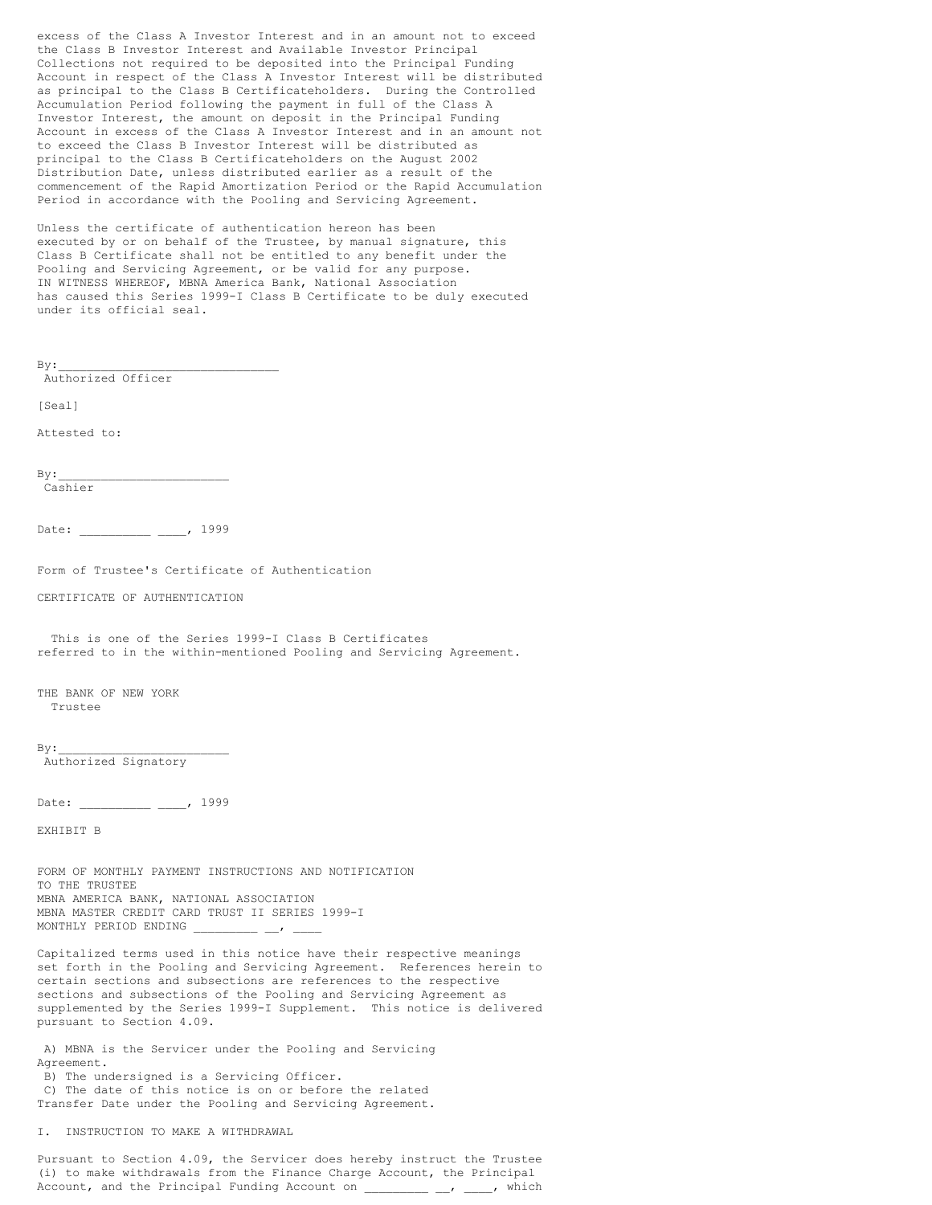excess of the Class A Investor Interest and in an amount not to exceed the Class B Investor Interest and Available Investor Principal Collections not required to be deposited into the Principal Funding Account in respect of the Class A Investor Interest will be distributed as principal to the Class B Certificateholders. During the Controlled Accumulation Period following the payment in full of the Class A Investor Interest, the amount on deposit in the Principal Funding Account in excess of the Class A Investor Interest and in an amount not to exceed the Class B Investor Interest will be distributed as principal to the Class B Certificateholders on the August 2002 Distribution Date, unless distributed earlier as a result of the commencement of the Rapid Amortization Period or the Rapid Accumulation Period in accordance with the Pooling and Servicing Agreement.

Unless the certificate of authentication hereon has been executed by or on behalf of the Trustee, by manual signature, this Class B Certificate shall not be entitled to any benefit under the Pooling and Servicing Agreement, or be valid for any purpose.
IN WITNESS WHEREOF, MBNA America Bank, National Association has caused this Series 1999-I Class B Certificate to be duly executed under its official seal.

By:_______________________________
Authorized Officer

[Seal]

Attested to:

By:________________________
Cashier

Date: __________ ____, 1999

Form of Trustee's Certificate of Authentication

CERTIFICATE OF AUTHENTICATION

This is one of the Series 1999-I Class B Certificates referred to in the within-mentioned Pooling and Servicing Agreement.

THE BANK OF NEW YORK
Trustee

By:________________________
Authorized Signatory

Date: __________ ____, 1999

EXHIBIT B

FORM OF MONTHLY PAYMENT INSTRUCTIONS AND NOTIFICATION
TO THE TRUSTEE
MBNA AMERICA BANK, NATIONAL ASSOCIATION
MBNA MASTER CREDIT CARD TRUST II SERIES 1999-I
MONTHLY PERIOD ENDING _________ __, ____

Capitalized terms used in this notice have their respective meanings set forth in the Pooling and Servicing Agreement. References herein to certain sections and subsections are references to the respective sections and subsections of the Pooling and Servicing Agreement as supplemented by the Series 1999-I Supplement. This notice is delivered pursuant to Section 4.09.

A) MBNA is the Servicer under the Pooling and Servicing Agreement.
B) The undersigned is a Servicing Officer.
C) The date of this notice is on or before the related Transfer Date under the Pooling and Servicing Agreement.

I. INSTRUCTION TO MAKE A WITHDRAWAL

Pursuant to Section 4.09, the Servicer does hereby instruct the Trustee (i) to make withdrawals from the Finance Charge Account, the Principal Account, and the Principal Funding Account on _________ __, ____, which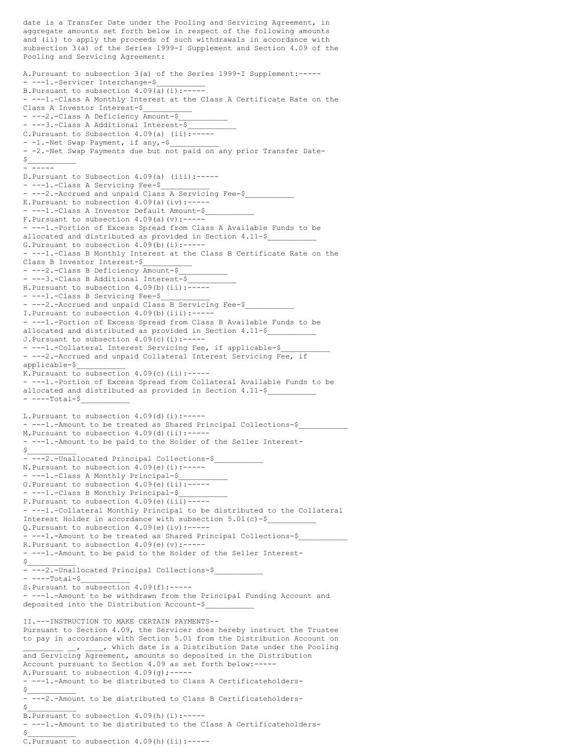date is a Transfer Date under the Pooling and Servicing Agreement, in aggregate amounts set forth below in respect of the following amounts and (ii) to apply the proceeds of such withdrawals in accordance with subsection 3(a) of the Series 1999-I Supplement and Section 4.09 of the Pooling and Servicing Agreement:

A. Pursuant to subsection 3(a) of the Series 1999-I Supplement:
- 1. Servicer Interchange-$___________

B. Pursuant to subsection 4.09(a)(i):
- 1. Class A Monthly Interest at the Class A Certificate Rate on the Class A Investor Interest-$___________
- 2. Class A Deficiency Amount-$___________
- 3. Class A Additional Interest-$___________

C. Pursuant to Subsection 4.09(a) (ii):
- 1. Net Swap Payment, if any,-$___________
- 2. Net Swap Payments due but not paid on any prior Transfer Date-$___________

D. Pursuant to Subsection 4.09(a) (iii):
- 1. Class A Servicing Fee-$___________
- 2. Accrued and unpaid Class A Servicing Fee-$___________

E. Pursuant to subsection 4.09(a)(iv):
- 1. Class A Investor Default Amount-$___________

F. Pursuant to subsection 4.09(a)(v):
- 1. Portion of Excess Spread from Class A Available Funds to be allocated and distributed as provided in Section 4.11-$___________

G. Pursuant to subsection 4.09(b)(i):
- 1. Class B Monthly Interest at the Class B Certificate Rate on the Class B Investor Interest-$___________
- 2. Class B Deficiency Amount-$___________
- 3. Class B Additional Interest-$___________

H. Pursuant to subsection 4.09(b)(ii):
- 1. Class B Servicing Fee-$___________
- 2. Accrued and unpaid Class B Servicing Fee-$___________

I. Pursuant to subsection 4.09(b)(iii):
- 1. Portion of Excess Spread from Class B Available Funds to be allocated and distributed as provided in Section 4.11-$___________

J. Pursuant to subsection 4.09(c)(i):
- 1. Collateral Interest Servicing Fee, if applicable-$___________
- 2. Accrued and unpaid Collateral Interest Servicing Fee, if applicable-$___________

K. Pursuant to subsection 4.09(c)(ii):
- 1. Portion of Excess Spread from Collateral Available Funds to be allocated and distributed as provided in Section 4.11-$___________
- Total-$___________

L. Pursuant to subsection 4.09(d)(i):
- 1. Amount to be treated as Shared Principal Collections-$___________

M. Pursuant to subsection 4.09(d)(ii):
- 1. Amount to be paid to the Holder of the Seller Interest-$___________
- 2. Unallocated Principal Collections-$___________

N. Pursuant to subsection 4.09(e)(i):
- 1. Class A Monthly Principal-$___________

O. Pursuant to subsection 4.09(e)(ii):
- 1. Class B Monthly Principal-$___________

P. Pursuant to subsection 4.09(e)(iii)
- 1. Collateral Monthly Principal to be distributed to the Collateral Interest Holder in accordance with subsection 5.01(c)-$___________

Q. Pursuant to subsection 4.09(e)(iv):
- 1. Amount to be treated as Shared Principal Collections-$___________

R. Pursuant to subsection 4.09(e)(v):
- 1. Amount to be paid to the Holder of the Seller Interest-$___________
- 2. Unallocated Principal Collections-$___________
- Total-$___________

S. Pursuant to subsection 4.09(f):
- 1. Amount to be withdrawn from the Principal Funding Account and deposited into the Distribution Account-$___________

II. INSTRUCTION TO MAKE CERTAIN PAYMENTS

Pursuant to Section 4.09, the Servicer does hereby instruct the Trustee to pay in accordance with Section 5.01 from the Distribution Account on _________ __, ____, which date is a Distribution Date under the Pooling and Servicing Agreement, amounts so deposited in the Distribution Account pursuant to Section 4.09 as set forth below:

A. Pursuant to subsection 4.09(g);
- 1. Amount to be distributed to Class A Certificateholders-$___________
- 2. Amount to be distributed to Class B Certificateholders-$___________

B. Pursuant to subsection 4.09(h)(i):
- 1. Amount to be distributed to the Class A Certificateholders-$___________

C. Pursuant to subsection 4.09(h)(ii):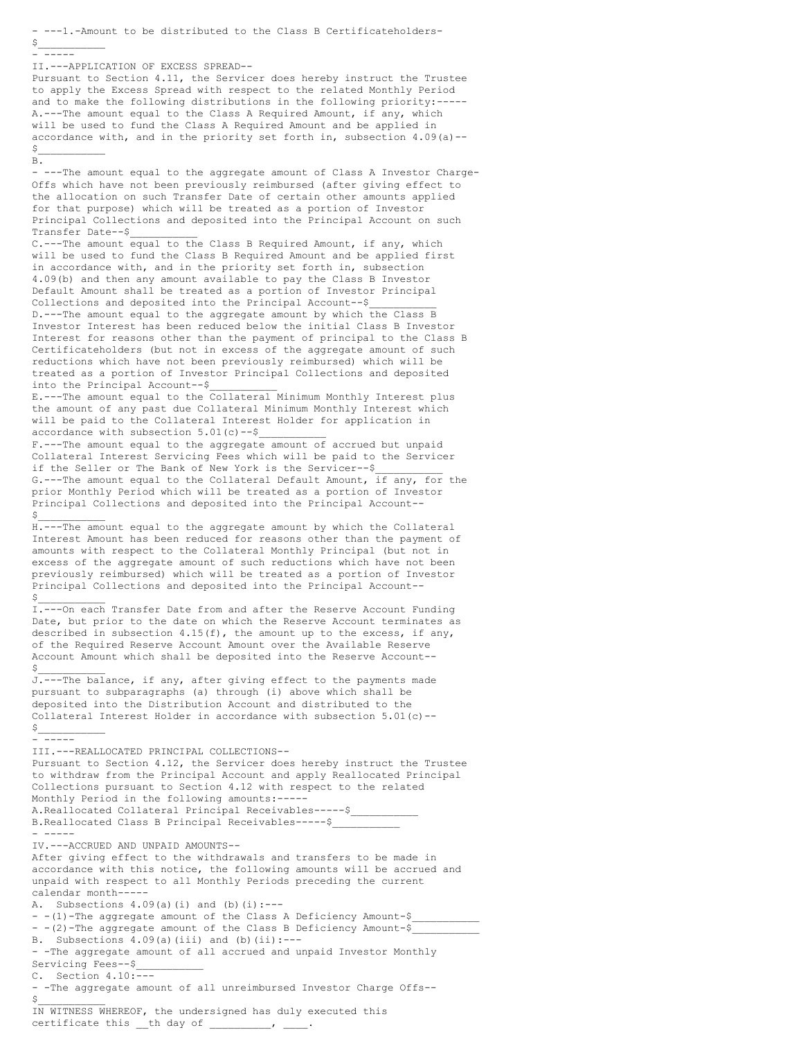1. Amount to be distributed to the Class B Certificateholders- $___________

## II. APPLICATION OF EXCESS SPREAD

Pursuant to Section 4.11, the Servicer does hereby instruct the Trustee to apply the Excess Spread with respect to the related Monthly Period and to make the following distributions in the following priority:

A. The amount equal to the Class A Required Amount, if any, which will be used to fund the Class A Required Amount and be applied in accordance with, and in the priority set forth in, subsection 4.09(a)-- $___________

B. The amount equal to the aggregate amount of Class A Investor Charge-Offs which have not been previously reimbursed (after giving effect to the allocation on such Transfer Date of certain other amounts applied for that purpose) which will be treated as a portion of Investor Principal Collections and deposited into the Principal Account on such Transfer Date--$___________

C. The amount equal to the Class B Required Amount, if any, which will be used to fund the Class B Required Amount and be applied first in accordance with, and in the priority set forth in, subsection 4.09(b) and then any amount available to pay the Class B Investor Default Amount shall be treated as a portion of Investor Principal Collections and deposited into the Principal Account--$___________

D. The amount equal to the aggregate amount by which the Class B Investor Interest has been reduced below the initial Class B Investor Interest for reasons other than the payment of principal to the Class B Certificateholders (but not in excess of the aggregate amount of such reductions which have not been previously reimbursed) which will be treated as a portion of Investor Principal Collections and deposited into the Principal Account--$___________

E. The amount equal to the Collateral Minimum Monthly Interest plus the amount of any past due Collateral Minimum Monthly Interest which will be paid to the Collateral Interest Holder for application in accordance with subsection 5.01(c)--$___________

F. The amount equal to the aggregate amount of accrued but unpaid Collateral Interest Servicing Fees which will be paid to the Servicer if the Seller or The Bank of New York is the Servicer--$___________

G. The amount equal to the Collateral Default Amount, if any, for the prior Monthly Period which will be treated as a portion of Investor Principal Collections and deposited into the Principal Account-- $___________

H. The amount equal to the aggregate amount by which the Collateral Interest Amount has been reduced for reasons other than the payment of amounts with respect to the Collateral Monthly Principal (but not in excess of the aggregate amount of such reductions which have not been previously reimbursed) which will be treated as a portion of Investor Principal Collections and deposited into the Principal Account-- $___________

I. On each Transfer Date from and after the Reserve Account Funding Date, but prior to the date on which the Reserve Account terminates as described in subsection 4.15(f), the amount up to the excess, if any, of the Required Reserve Account Amount over the Available Reserve Account Amount which shall be deposited into the Reserve Account-- $___________

J. The balance, if any, after giving effect to the payments made pursuant to subparagraphs (a) through (i) above which shall be deposited into the Distribution Account and distributed to the Collateral Interest Holder in accordance with subsection 5.01(c)-- $___________

## III. REALLOCATED PRINCIPAL COLLECTIONS

Pursuant to Section 4.12, the Servicer does hereby instruct the Trustee to withdraw from the Principal Account and apply Reallocated Principal Collections pursuant to Section 4.12 with respect to the related Monthly Period in the following amounts:

A. Reallocated Collateral Principal Receivables-----$___________

B. Reallocated Class B Principal Receivables-----$___________

## IV. ACCRUED AND UNPAID AMOUNTS

After giving effect to the withdrawals and transfers to be made in accordance with this notice, the following amounts will be accrued and unpaid with respect to all Monthly Periods preceding the current calendar month

A. Subsections 4.09(a)(i) and (b)(i):

(1) The aggregate amount of the Class A Deficiency Amount-$___________

(2) The aggregate amount of the Class B Deficiency Amount-$___________

B. Subsections 4.09(a)(iii) and (b)(ii):

The aggregate amount of all accrued and unpaid Investor Monthly Servicing Fees--$___________

C. Section 4.10:

The aggregate amount of all unreimbursed Investor Charge Offs-- $___________

IN WITNESS WHEREOF, the undersigned has duly executed this certificate this __th day of __________, ____.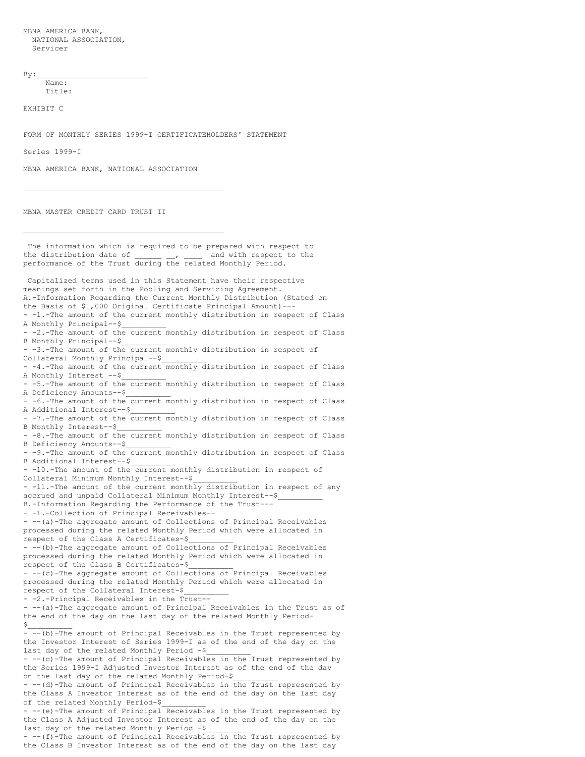MBNA AMERICA BANK,
NATIONAL ASSOCIATION,
Servicer

By:_________________________
Name:
Title:

EXHIBIT C

FORM OF MONTHLY SERIES 1999-I CERTIFICATEHOLDERS' STATEMENT

Series 1999-I

MBNA AMERICA BANK, NATIONAL ASSOCIATION

_______________________________________________

MBNA MASTER CREDIT CARD TRUST II

_______________________________________________

The information which is required to be prepared with respect to the distribution date of ______ __, ____ and with respect to the performance of the Trust during the related Monthly Period.

Capitalized terms used in this Statement have their respective meanings set forth in the Pooling and Servicing Agreement.

A.-Information Regarding the Current Monthly Distribution (Stated on the Basis of $1,000 Original Certificate Principal Amount)---

- -1.-The amount of the current monthly distribution in respect of Class A Monthly Principal--$__________
- -2.-The amount of the current monthly distribution in respect of Class B Monthly Principal--$__________
- -3.-The amount of the current monthly distribution in respect of Collateral Monthly Principal--$__________
- -4.-The amount of the current monthly distribution in respect of Class A Monthly Interest --$__________
- -5.-The amount of the current monthly distribution in respect of Class A Deficiency Amounts--$__________
- -6.-The amount of the current monthly distribution in respect of Class A Additional Interest--$__________
- -7.-The amount of the current monthly distribution in respect of Class B Monthly Interest--$__________
- -8.-The amount of the current monthly distribution in respect of Class B Deficiency Amounts--$__________
- -9.-The amount of the current monthly distribution in respect of Class B Additional Interest--$__________
- -10.-The amount of the current monthly distribution in respect of Collateral Minimum Monthly Interest--$__________
- -11.-The amount of the current monthly distribution in respect of any accrued and unpaid Collateral Minimum Monthly Interest--$__________

B.-Information Regarding the Performance of the Trust---

- -1.-Collection of Principal Receivables--
- --(a)-The aggregate amount of Collections of Principal Receivables processed during the related Monthly Period which were allocated in respect of the Class A Certificates-$__________
- --(b)-The aggregate amount of Collections of Principal Receivables processed during the related Monthly Period which were allocated in respect of the Class B Certificates-$__________
- --(c)-The aggregate amount of Collections of Principal Receivables processed during the related Monthly Period which were allocated in respect of the Collateral Interest-$__________
- -2.-Principal Receivables in the Trust--
- --(a)-The aggregate amount of Principal Receivables in the Trust as of the end of the day on the last day of the related Monthly Period-$__________
- --(b)-The amount of Principal Receivables in the Trust represented by the Investor Interest of Series 1999-I as of the end of the day on the last day of the related Monthly Period -$__________
- --(c)-The amount of Principal Receivables in the Trust represented by the Series 1999-I Adjusted Investor Interest as of the end of the day on the last day of the related Monthly Period-$__________
- --(d)-The amount of Principal Receivables in the Trust represented by the Class A Investor Interest as of the end of the day on the last day of the related Monthly Period-$__________
- --(e)-The amount of Principal Receivables in the Trust represented by the Class A Adjusted Investor Interest as of the end of the day on the last day of the related Monthly Period -$__________
- --(f)-The amount of Principal Receivables in the Trust represented by the Class B Investor Interest as of the end of the day on the last day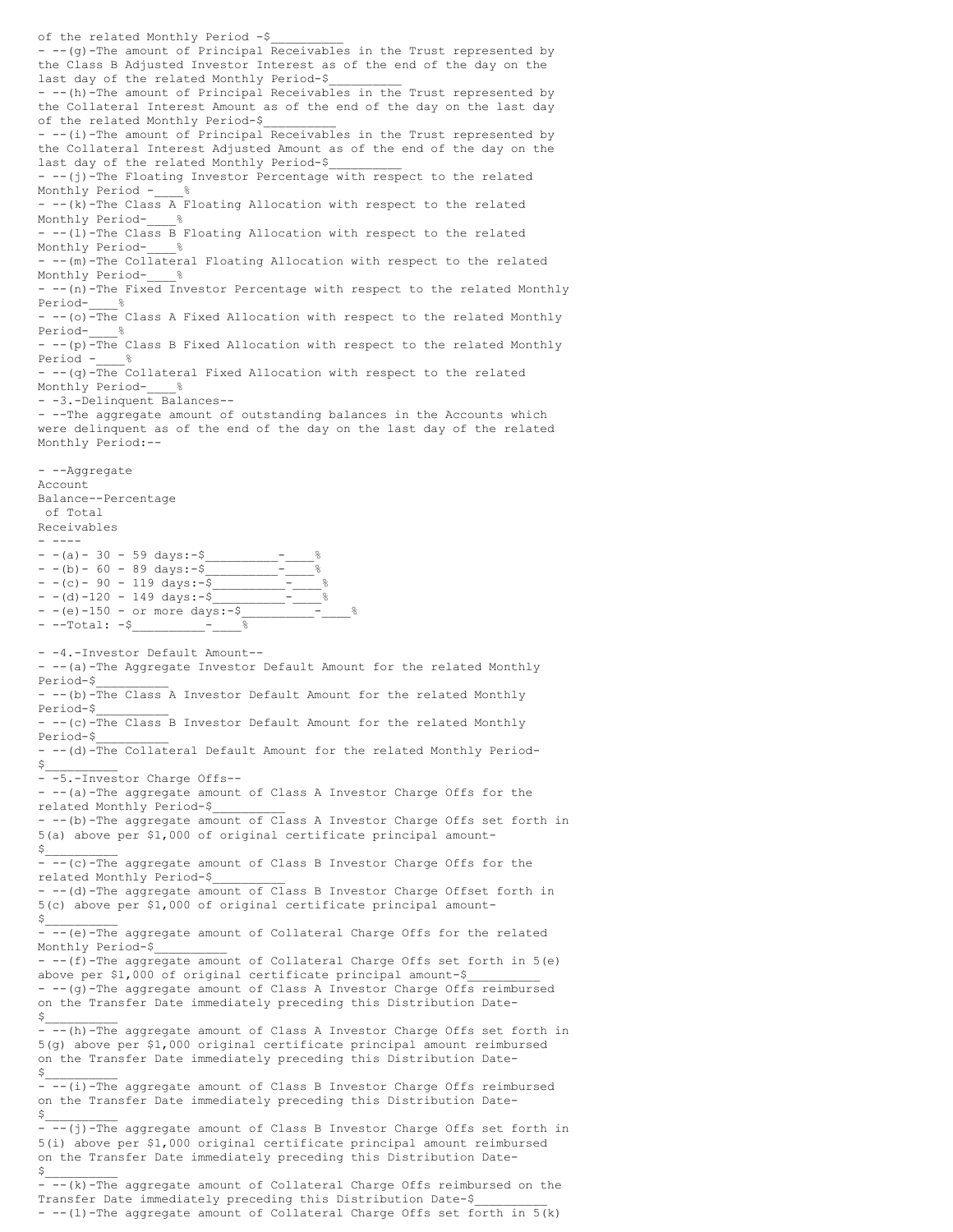of the related Monthly Period -$__________

(g) The amount of Principal Receivables in the Trust represented by the Class B Adjusted Investor Interest as of the end of the day on the last day of the related Monthly Period-$__________

(h) The amount of Principal Receivables in the Trust represented by the Collateral Interest Amount as of the end of the day on the last day of the related Monthly Period-$__________

(i) The amount of Principal Receivables in the Trust represented by the Collateral Interest Adjusted Amount as of the end of the day on the last day of the related Monthly Period-$__________

(j) The Floating Investor Percentage with respect to the related Monthly Period -____%

(k) The Class A Floating Allocation with respect to the related Monthly Period-____%

(l) The Class B Floating Allocation with respect to the related Monthly Period-____%

(m) The Collateral Floating Allocation with respect to the related Monthly Period-____%

(n) The Fixed Investor Percentage with respect to the related Monthly Period-____%

(o) The Class A Fixed Allocation with respect to the related Monthly Period-____%

(p) The Class B Fixed Allocation with respect to the related Monthly Period -____%

(q) The Collateral Fixed Allocation with respect to the related Monthly Period-____%

3. Delinquent Balances

The aggregate amount of outstanding balances in the Accounts which were delinquent as of the end of the day on the last day of the related Monthly Period:

| | Aggregate Account Balance | Percentage of Total Receivables |
|---|---|---|
| (a) 30 - 59 days: | $__________ | ____% |
| (b) 60 - 89 days: | $__________ | ____% |
| (c) 90 - 119 days: | $__________ | ____% |
| (d) 120 - 149 days: | $__________ | ____% |
| (e) 150 - or more days: | $__________ | ____% |
| Total: | $__________ | ____% |

4. Investor Default Amount

(a) The Aggregate Investor Default Amount for the related Monthly Period-$__________

(b) The Class A Investor Default Amount for the related Monthly Period-$__________

(c) The Class B Investor Default Amount for the related Monthly Period-$__________

(d) The Collateral Default Amount for the related Monthly Period-$__________

5. Investor Charge Offs

(a) The aggregate amount of Class A Investor Charge Offs for the related Monthly Period-$__________

(b) The aggregate amount of Class A Investor Charge Offs set forth in 5(a) above per $1,000 of original certificate principal amount-$__________

(c) The aggregate amount of Class B Investor Charge Offs for the related Monthly Period-$__________

(d) The aggregate amount of Class B Investor Charge Offset forth in 5(c) above per $1,000 of original certificate principal amount-$__________

(e) The aggregate amount of Collateral Charge Offs for the related Monthly Period-$__________

(f) The aggregate amount of Collateral Charge Offs set forth in 5(e) above per $1,000 of original certificate principal amount-$__________

(g) The aggregate amount of Class A Investor Charge Offs reimbursed on the Transfer Date immediately preceding this Distribution Date-$__________

(h) The aggregate amount of Class A Investor Charge Offs set forth in 5(g) above per $1,000 original certificate principal amount reimbursed on the Transfer Date immediately preceding this Distribution Date-$__________

(i) The aggregate amount of Class B Investor Charge Offs reimbursed on the Transfer Date immediately preceding this Distribution Date-$__________

(j) The aggregate amount of Class B Investor Charge Offs set forth in 5(i) above per $1,000 original certificate principal amount reimbursed on the Transfer Date immediately preceding this Distribution Date-$__________

(k) The aggregate amount of Collateral Charge Offs reimbursed on the Transfer Date immediately preceding this Distribution Date-$__________

(l) The aggregate amount of Collateral Charge Offs set forth in 5(k)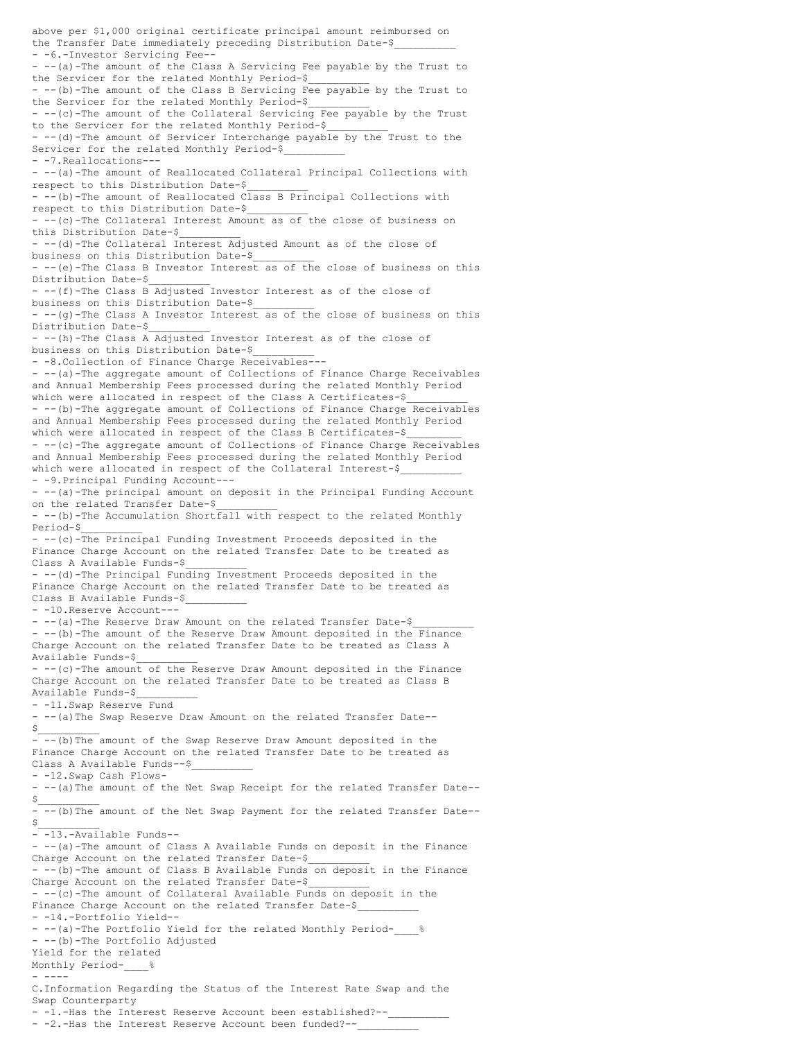above per $1,000 original certificate principal amount reimbursed on the Transfer Date immediately preceding Distribution Date-$__________

6. Investor Servicing Fee

(a) The amount of the Class A Servicing Fee payable by the Trust to the Servicer for the related Monthly Period-$__________

(b) The amount of the Class B Servicing Fee payable by the Trust to the Servicer for the related Monthly Period-$__________

(c) The amount of the Collateral Servicing Fee payable by the Trust to the Servicer for the related Monthly Period-$__________

(d) The amount of Servicer Interchange payable by the Trust to the Servicer for the related Monthly Period-$__________

7. Reallocations

(a) The amount of Reallocated Collateral Principal Collections with respect to this Distribution Date-$__________

(b) The amount of Reallocated Class B Principal Collections with respect to this Distribution Date-$__________

(c) The Collateral Interest Amount as of the close of business on this Distribution Date-$__________

(d) The Collateral Interest Adjusted Amount as of the close of business on this Distribution Date-$__________

(e) The Class B Investor Interest as of the close of business on this Distribution Date-$__________

(f) The Class B Adjusted Investor Interest as of the close of business on this Distribution Date-$__________

(g) The Class A Investor Interest as of the close of business on this Distribution Date-$__________

(h) The Class A Adjusted Investor Interest as of the close of business on this Distribution Date-$__________

8. Collection of Finance Charge Receivables

(a) The aggregate amount of Collections of Finance Charge Receivables and Annual Membership Fees processed during the related Monthly Period which were allocated in respect of the Class A Certificates-$__________

(b) The aggregate amount of Collections of Finance Charge Receivables and Annual Membership Fees processed during the related Monthly Period which were allocated in respect of the Class B Certificates-$__________

(c) The aggregate amount of Collections of Finance Charge Receivables and Annual Membership Fees processed during the related Monthly Period which were allocated in respect of the Collateral Interest-$__________

9. Principal Funding Account

(a) The principal amount on deposit in the Principal Funding Account on the related Transfer Date-$__________

(b) The Accumulation Shortfall with respect to the related Monthly Period-$__________

(c) The Principal Funding Investment Proceeds deposited in the Finance Charge Account on the related Transfer Date to be treated as Class A Available Funds-$__________

(d) The Principal Funding Investment Proceeds deposited in the Finance Charge Account on the related Transfer Date to be treated as Class B Available Funds-$__________

10. Reserve Account

(a) The Reserve Draw Amount on the related Transfer Date-$__________

(b) The amount of the Reserve Draw Amount deposited in the Finance Charge Account on the related Transfer Date to be treated as Class A Available Funds-$__________

(c) The amount of the Reserve Draw Amount deposited in the Finance Charge Account on the related Transfer Date to be treated as Class B Available Funds-$__________

11. Swap Reserve Fund

(a) The Swap Reserve Draw Amount on the related Transfer Date--$__________

(b) The amount of the Swap Reserve Draw Amount deposited in the Finance Charge Account on the related Transfer Date to be treated as Class A Available Funds--$__________

12. Swap Cash Flows

(a) The amount of the Net Swap Receipt for the related Transfer Date--$__________

(b) The amount of the Net Swap Payment for the related Transfer Date--$__________

13. Available Funds

(a) The amount of Class A Available Funds on deposit in the Finance Charge Account on the related Transfer Date-$__________

(b) The amount of Class B Available Funds on deposit in the Finance Charge Account on the related Transfer Date-$__________

(c) The amount of Collateral Available Funds on deposit in the Finance Charge Account on the related Transfer Date-$__________

14. Portfolio Yield

(a) The Portfolio Yield for the related Monthly Period-____%

(b) The Portfolio Adjusted Yield for the related Monthly Period-____%

C. Information Regarding the Status of the Interest Rate Swap and the Swap Counterparty

1. Has the Interest Reserve Account been established?--__________

2. Has the Interest Reserve Account been funded?--__________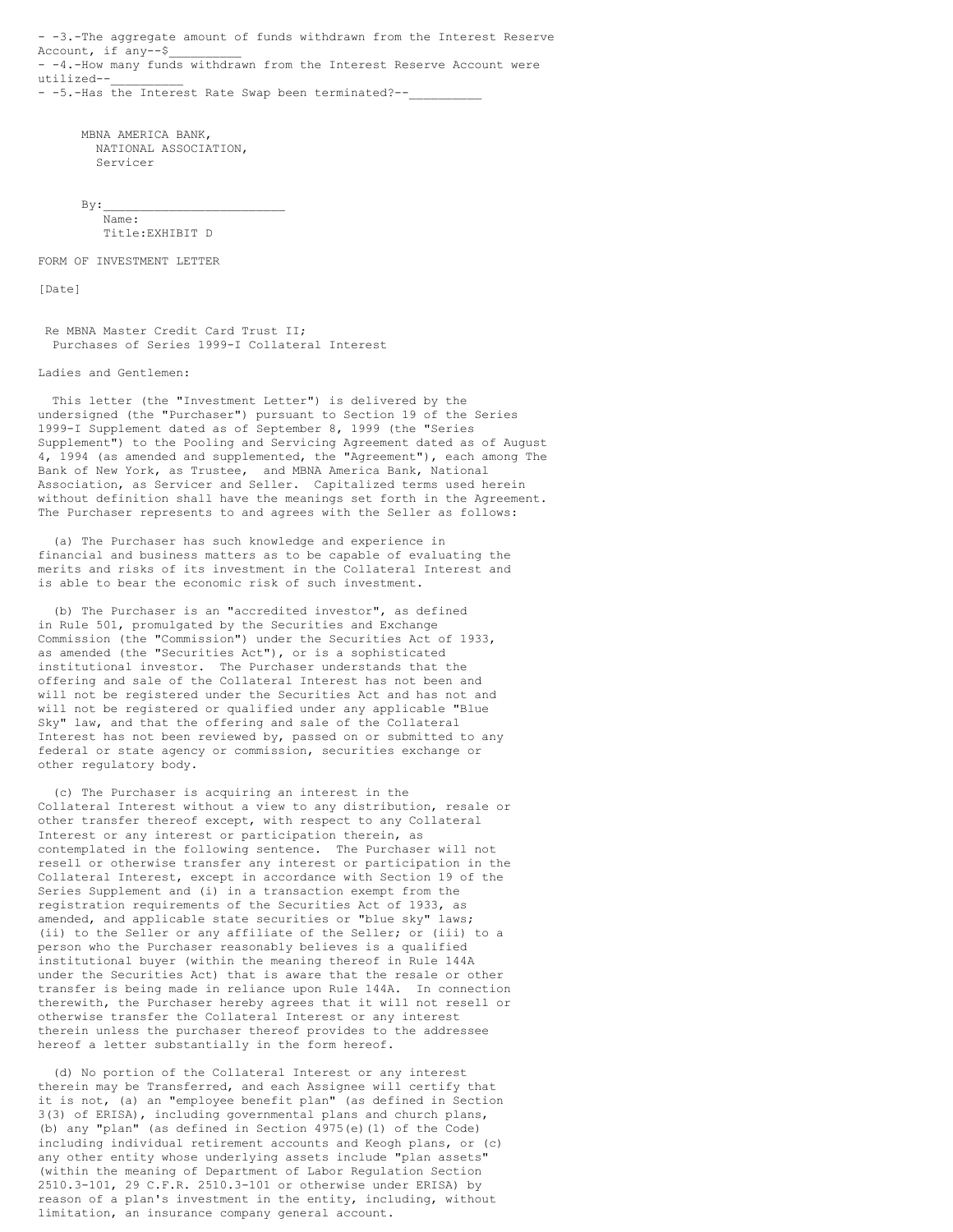- -3.-The aggregate amount of funds withdrawn from the Interest Reserve Account, if any--$__________
- -4.-How many funds withdrawn from the Interest Reserve Account were utilized--__________
- -5.-Has the Interest Rate Swap been terminated?--__________

MBNA AMERICA BANK,
NATIONAL ASSOCIATION,
Servicer

By:_________________________
Name:
Title:

EXHIBIT D

FORM OF INVESTMENT LETTER

[Date]

Re MBNA Master Credit Card Trust II;
Purchases of Series 1999-I Collateral Interest

Ladies and Gentlemen:

This letter (the "Investment Letter") is delivered by the undersigned (the "Purchaser") pursuant to Section 19 of the Series 1999-I Supplement dated as of September 8, 1999 (the "Series Supplement") to the Pooling and Servicing Agreement dated as of August 4, 1994 (as amended and supplemented, the "Agreement"), each among The Bank of New York, as Trustee, and MBNA America Bank, National Association, as Servicer and Seller. Capitalized terms used herein without definition shall have the meanings set forth in the Agreement. The Purchaser represents to and agrees with the Seller as follows:

(a) The Purchaser has such knowledge and experience in financial and business matters as to be capable of evaluating the merits and risks of its investment in the Collateral Interest and is able to bear the economic risk of such investment.

(b) The Purchaser is an "accredited investor", as defined in Rule 501, promulgated by the Securities and Exchange Commission (the "Commission") under the Securities Act of 1933, as amended (the "Securities Act"), or is a sophisticated institutional investor. The Purchaser understands that the offering and sale of the Collateral Interest has not been and will not be registered under the Securities Act and has not and will not be registered or qualified under any applicable "Blue Sky" law, and that the offering and sale of the Collateral Interest has not been reviewed by, passed on or submitted to any federal or state agency or commission, securities exchange or other regulatory body.

(c) The Purchaser is acquiring an interest in the Collateral Interest without a view to any distribution, resale or other transfer thereof except, with respect to any Collateral Interest or any interest or participation therein, as contemplated in the following sentence. The Purchaser will not resell or otherwise transfer any interest or participation in the Collateral Interest, except in accordance with Section 19 of the Series Supplement and (i) in a transaction exempt from the registration requirements of the Securities Act of 1933, as amended, and applicable state securities or "blue sky" laws; (ii) to the Seller or any affiliate of the Seller; or (iii) to a person who the Purchaser reasonably believes is a qualified institutional buyer (within the meaning thereof in Rule 144A under the Securities Act) that is aware that the resale or other transfer is being made in reliance upon Rule 144A. In connection therewith, the Purchaser hereby agrees that it will not resell or otherwise transfer the Collateral Interest or any interest therein unless the purchaser thereof provides to the addressee hereof a letter substantially in the form hereof.

(d) No portion of the Collateral Interest or any interest therein may be Transferred, and each Assignee will certify that it is not, (a) an "employee benefit plan" (as defined in Section 3(3) of ERISA), including governmental plans and church plans, (b) any "plan" (as defined in Section 4975(e)(1) of the Code) including individual retirement accounts and Keogh plans, or (c) any other entity whose underlying assets include "plan assets" (within the meaning of Department of Labor Regulation Section 2510.3-101, 29 C.F.R. 2510.3-101 or otherwise under ERISA) by reason of a plan's investment in the entity, including, without limitation, an insurance company general account.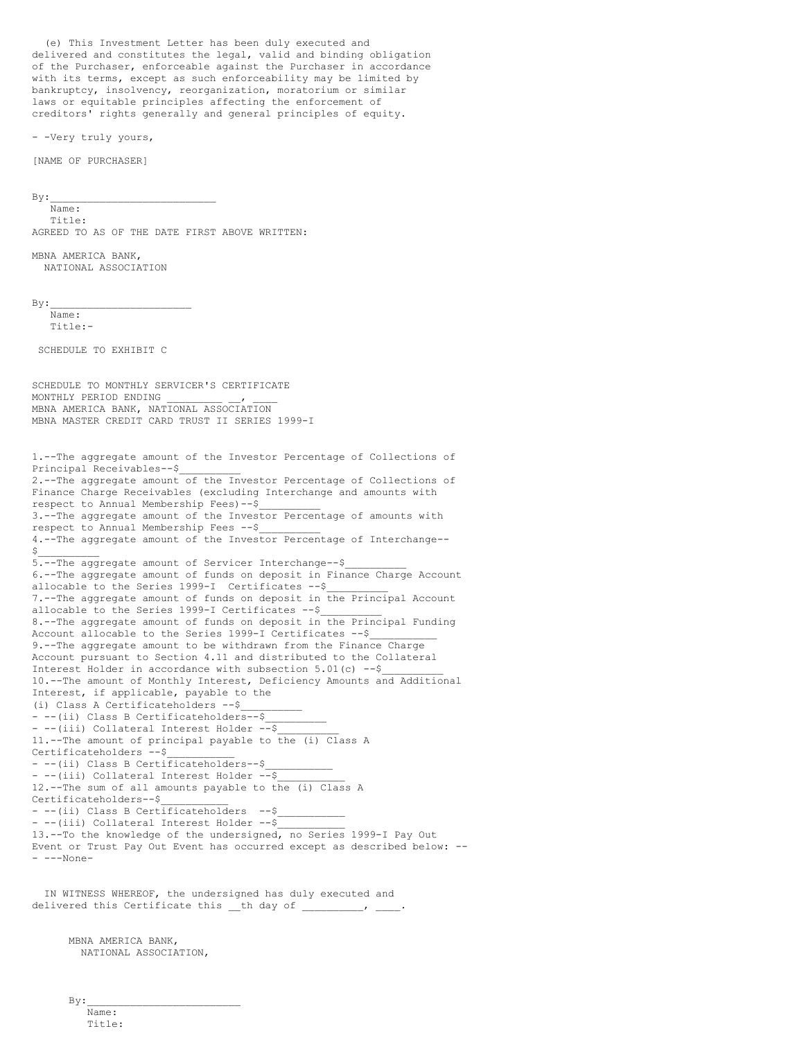(e) This Investment Letter has been duly executed and delivered and constitutes the legal, valid and binding obligation of the Purchaser, enforceable against the Purchaser in accordance with its terms, except as such enforceability may be limited by bankruptcy, insolvency, reorganization, moratorium or similar laws or equitable principles affecting the enforcement of creditors' rights generally and general principles of equity.

- -Very truly yours,

[NAME OF PURCHASER]

By:___________________________
Name:
Title:

AGREED TO AS OF THE DATE FIRST ABOVE WRITTEN:

MBNA AMERICA BANK,
NATIONAL ASSOCIATION

By:_______________________
Name:
Title:-

SCHEDULE TO EXHIBIT C

SCHEDULE TO MONTHLY SERVICER'S CERTIFICATE
MONTHLY PERIOD ENDING _________ __, ____
MBNA AMERICA BANK, NATIONAL ASSOCIATION
MBNA MASTER CREDIT CARD TRUST II SERIES 1999-I

1.--The aggregate amount of the Investor Percentage of Collections of Principal Receivables--$__________
2.--The aggregate amount of the Investor Percentage of Collections of Finance Charge Receivables (excluding Interchange and amounts with respect to Annual Membership Fees)--$__________
3.--The aggregate amount of the Investor Percentage of amounts with respect to Annual Membership Fees --$__________
4.--The aggregate amount of the Investor Percentage of Interchange--$__________
5.--The aggregate amount of Servicer Interchange--$__________
6.--The aggregate amount of funds on deposit in Finance Charge Account allocable to the Series 1999-I Certificates --$__________
7.--The aggregate amount of funds on deposit in the Principal Account allocable to the Series 1999-I Certificates --$__________
8.--The aggregate amount of funds on deposit in the Principal Funding Account allocable to the Series 1999-I Certificates --$___________
9.--The aggregate amount to be withdrawn from the Finance Charge Account pursuant to Section 4.11 and distributed to the Collateral Interest Holder in accordance with subsection 5.01(c) --$__________
10.--The amount of Monthly Interest, Deficiency Amounts and Additional Interest, if applicable, payable to the
(i) Class A Certificateholders --$__________
- --(ii) Class B Certificateholders--$__________
- --(iii) Collateral Interest Holder --$__________
11.--The amount of principal payable to the (i) Class A Certificateholders --$___________
- --(ii) Class B Certificateholders--$__________
- --(iii) Collateral Interest Holder --$___________
12.--The sum of all amounts payable to the (i) Class A Certificateholders--$___________
- --(ii) Class B Certificateholders --$___________
- --(iii) Collateral Interest Holder --$___________
13.--To the knowledge of the undersigned, no Series 1999-I Pay Out Event or Trust Pay Out Event has occurred except as described below: --
- ---None-

IN WITNESS WHEREOF, the undersigned has duly executed and delivered this Certificate this __th day of _________, ____.

MBNA AMERICA BANK,
NATIONAL ASSOCIATION,

By:_________________________
Name:
Title: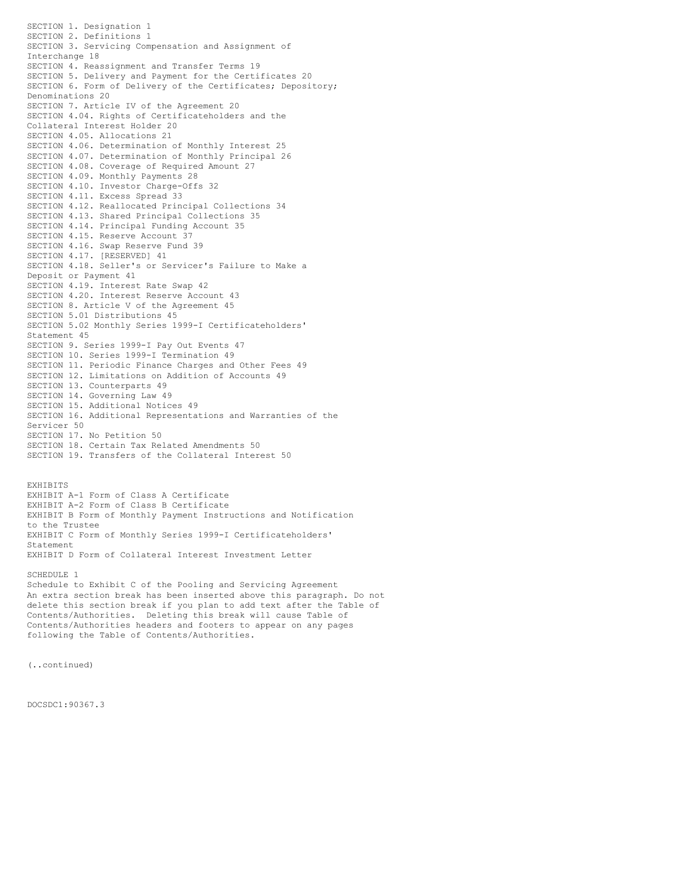SECTION 1. Designation 1
SECTION 2. Definitions 1
SECTION 3. Servicing Compensation and Assignment of Interchange 18
SECTION 4. Reassignment and Transfer Terms 19
SECTION 5. Delivery and Payment for the Certificates 20
SECTION 6. Form of Delivery of the Certificates; Depository; Denominations 20
SECTION 7. Article IV of the Agreement 20
SECTION 4.04. Rights of Certificateholders and the Collateral Interest Holder 20
SECTION 4.05. Allocations 21
SECTION 4.06. Determination of Monthly Interest 25
SECTION 4.07. Determination of Monthly Principal 26
SECTION 4.08. Coverage of Required Amount 27
SECTION 4.09. Monthly Payments 28
SECTION 4.10. Investor Charge-Offs 32
SECTION 4.11. Excess Spread 33
SECTION 4.12. Reallocated Principal Collections 34
SECTION 4.13. Shared Principal Collections 35
SECTION 4.14. Principal Funding Account 35
SECTION 4.15. Reserve Account 37
SECTION 4.16. Swap Reserve Fund 39
SECTION 4.17. [RESERVED] 41
SECTION 4.18. Seller's or Servicer's Failure to Make a Deposit or Payment 41
SECTION 4.19. Interest Rate Swap 42
SECTION 4.20. Interest Reserve Account 43
SECTION 8. Article V of the Agreement 45
SECTION 5.01 Distributions 45
SECTION 5.02 Monthly Series 1999-I Certificateholders' Statement 45
SECTION 9. Series 1999-I Pay Out Events 47
SECTION 10. Series 1999-I Termination 49
SECTION 11. Periodic Finance Charges and Other Fees 49
SECTION 12. Limitations on Addition of Accounts 49
SECTION 13. Counterparts 49
SECTION 14. Governing Law 49
SECTION 15. Additional Notices 49
SECTION 16. Additional Representations and Warranties of the Servicer 50
SECTION 17. No Petition 50
SECTION 18. Certain Tax Related Amendments 50
SECTION 19. Transfers of the Collateral Interest 50

EXHIBITS
EXHIBIT A-1 Form of Class A Certificate
EXHIBIT A-2 Form of Class B Certificate
EXHIBIT B Form of Monthly Payment Instructions and Notification to the Trustee
EXHIBIT C Form of Monthly Series 1999-I Certificateholders' Statement
EXHIBIT D Form of Collateral Interest Investment Letter

SCHEDULE 1
Schedule to Exhibit C of the Pooling and Servicing Agreement
An extra section break has been inserted above this paragraph. Do not delete this section break if you plan to add text after the Table of Contents/Authorities. Deleting this break will cause Table of Contents/Authorities headers and footers to appear on any pages following the Table of Contents/Authorities.

(..continued)

DOCSDC1:90367.3